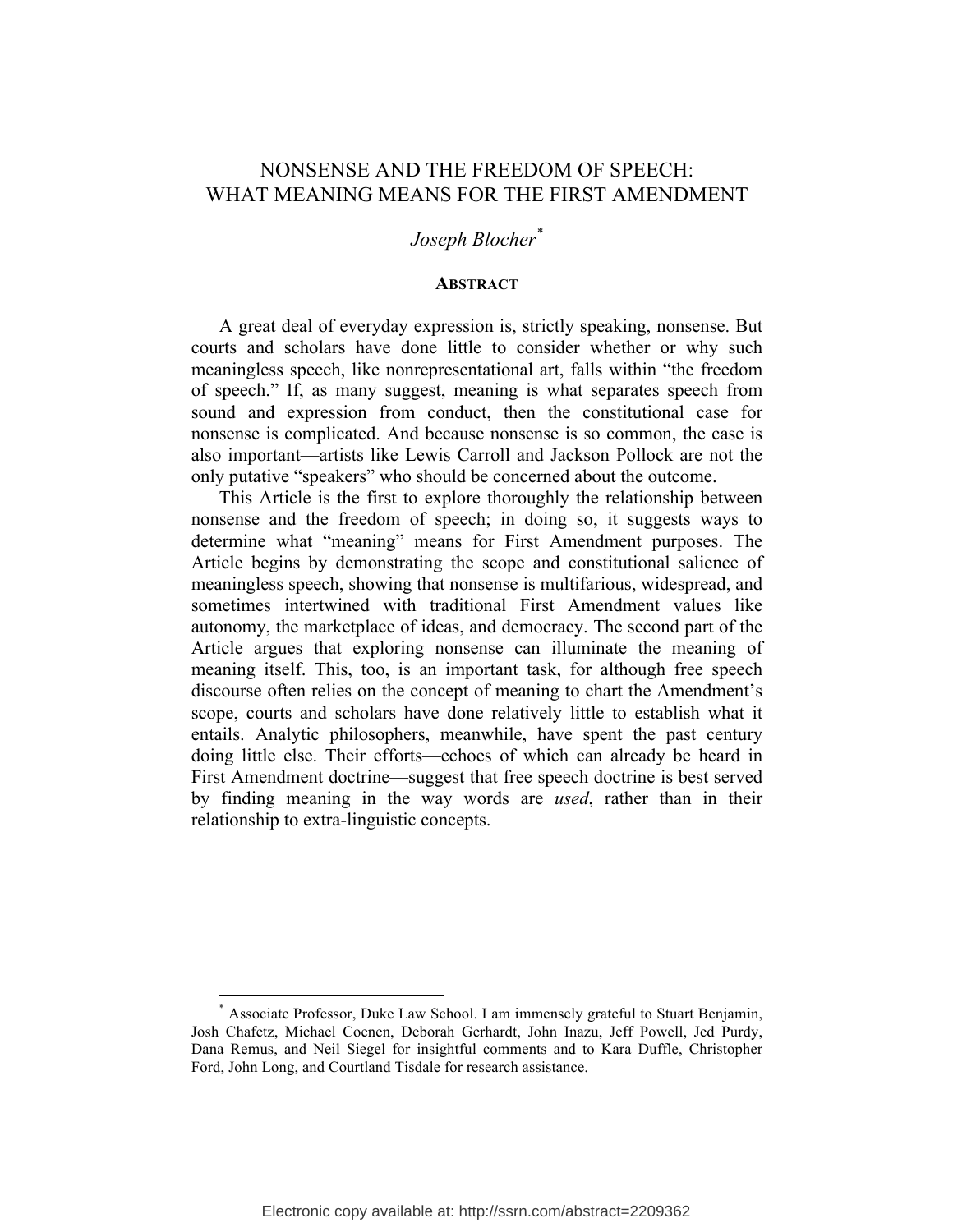# NONSENSE AND THE FREEDOM OF SPEECH: WHAT MEANING MEANS FOR THE FIRST AMENDMENT

*Joseph Blocher*[*]

## ABSTRACT

A great deal of everyday expression is, strictly speaking, nonsense. But courts and scholars have done little to consider whether or why such meaningless speech, like nonrepresentational art, falls within "the freedom of speech." If, as many suggest, meaning is what separates speech from sound and expression from conduct, then the constitutional case for nonsense is complicated. And because nonsense is so common, the case is also important—artists like Lewis Carroll and Jackson Pollock are not the only putative "speakers" who should be concerned about the outcome.

This Article is the first to explore thoroughly the relationship between nonsense and the freedom of speech; in doing so, it suggests ways to determine what "meaning" means for First Amendment purposes. The Article begins by demonstrating the scope and constitutional salience of meaningless speech, showing that nonsense is multifarious, widespread, and sometimes intertwined with traditional First Amendment values like autonomy, the marketplace of ideas, and democracy. The second part of the Article argues that exploring nonsense can illuminate the meaning of meaning itself. This, too, is an important task, for although free speech discourse often relies on the concept of meaning to chart the Amendment's scope, courts and scholars have done relatively little to establish what it entails. Analytic philosophers, meanwhile, have spent the past century doing little else. Their efforts—echoes of which can already be heard in First Amendment doctrine—suggest that free speech doctrine is best served by finding meaning in the way words are *used*, rather than in their relationship to extra-linguistic concepts.

---

[*] Associate Professor, Duke Law School. I am immensely grateful to Stuart Benjamin, Josh Chafetz, Michael Coenen, Deborah Gerhardt, John Inazu, Jeff Powell, Jed Purdy, Dana Remus, and Neil Siegel for insightful comments and to Kara Duffle, Christopher Ford, John Long, and Courtland Tisdale for research assistance.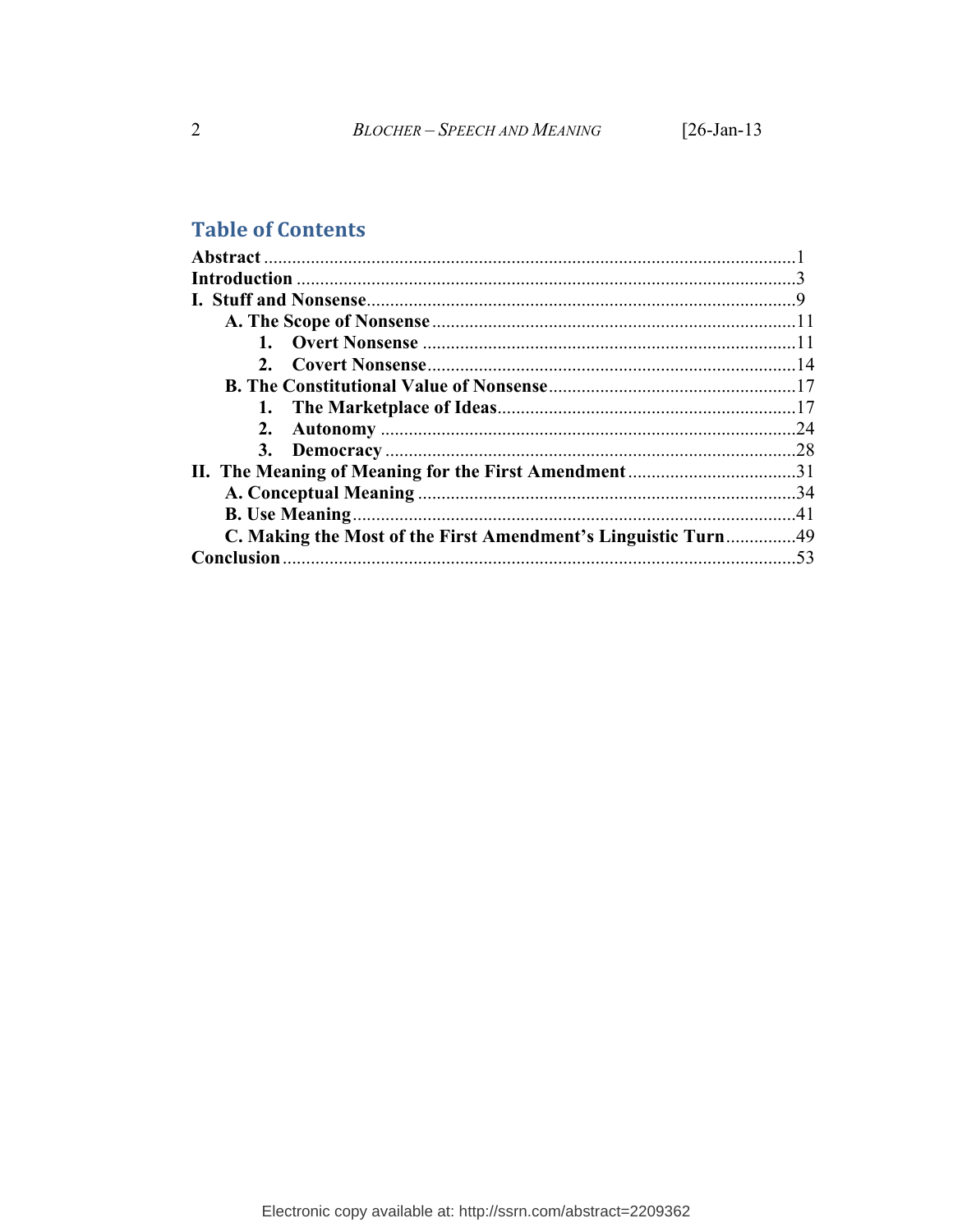## Table of Contents

**Abstract** .................................................................................................1
**Introduction** ............................................................................................3
**I. Stuff and Nonsense**..................................................................................9
- **A. The Scope of Nonsense** ...................................................................11
  - **1. Overt Nonsense** ........................................................................11
  - **2. Covert Nonsense**.......................................................................14
- **B. The Constitutional Value of Nonsense**..............................................17
  - **1. The Marketplace of Ideas**.........................................................17
  - **2. Autonomy** ..................................................................................24
  - **3. Democracy** .................................................................................28

**II. The Meaning of Meaning for the First Amendment** ..................................31
- **A. Conceptual Meaning** .........................................................................34
- **B. Use Meaning**.......................................................................................41
- **C. Making the Most of the First Amendment's Linguistic Turn**...............49

**Conclusion** ................................................................................................53

Electronic copy available at: http://ssrn.com/abstract=2209362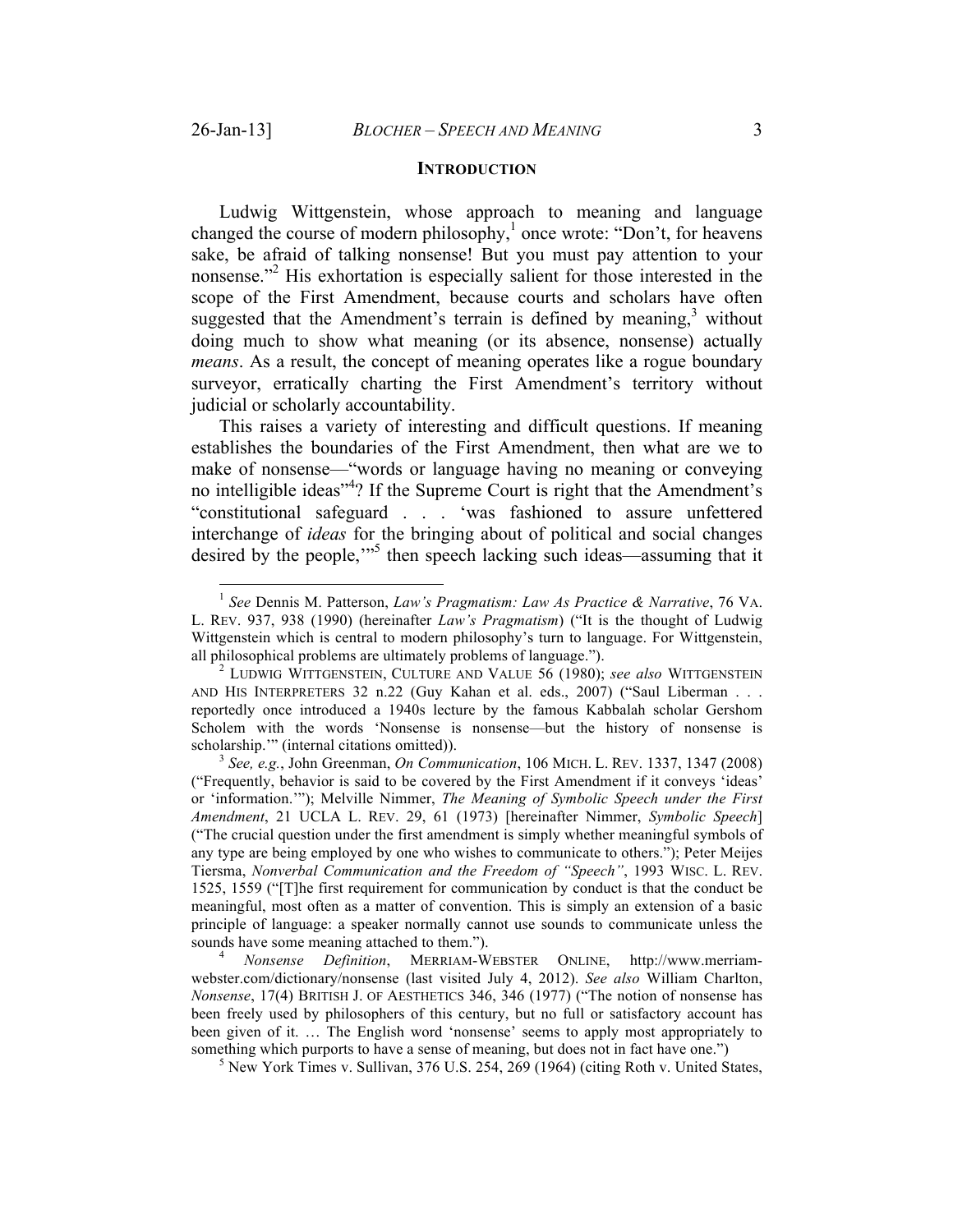## INTRODUCTION

Ludwig Wittgenstein, whose approach to meaning and language changed the course of modern philosophy,[1] once wrote: "Don't, for heavens sake, be afraid of talking nonsense! But you must pay attention to your nonsense."[2] His exhortation is especially salient for those interested in the scope of the First Amendment, because courts and scholars have often suggested that the Amendment's terrain is defined by meaning,[3] without doing much to show what meaning (or its absence, nonsense) actually *means*. As a result, the concept of meaning operates like a rogue boundary surveyor, erratically charting the First Amendment's territory without judicial or scholarly accountability.

This raises a variety of interesting and difficult questions. If meaning establishes the boundaries of the First Amendment, then what are we to make of nonsense—"words or language having no meaning or conveying no intelligible ideas"[4]? If the Supreme Court is right that the Amendment's "constitutional safeguard . . . 'was fashioned to assure unfettered interchange of *ideas* for the bringing about of political and social changes desired by the people,'"[5] then speech lacking such ideas—assuming that it

---

[1] *See* Dennis M. Patterson, *Law's Pragmatism: Law As Practice & Narrative*, 76 VA. L. REV. 937, 938 (1990) (hereinafter *Law's Pragmatism*) ("It is the thought of Ludwig Wittgenstein which is central to modern philosophy's turn to language. For Wittgenstein, all philosophical problems are ultimately problems of language.").

[2] LUDWIG WITTGENSTEIN, CULTURE AND VALUE 56 (1980); *see also* WITTGENSTEIN AND HIS INTERPRETERS 32 n.22 (Guy Kahan et al. eds., 2007) ("Saul Liberman . . . reportedly once introduced a 1940s lecture by the famous Kabbalah scholar Gershom Scholem with the words 'Nonsense is nonsense—but the history of nonsense is scholarship.'" (internal citations omitted)).

[3] *See, e.g.*, John Greenman, *On Communication*, 106 MICH. L. REV. 1337, 1347 (2008) ("Frequently, behavior is said to be covered by the First Amendment if it conveys 'ideas' or 'information.'"); Melville Nimmer, *The Meaning of Symbolic Speech under the First Amendment*, 21 UCLA L. REV. 29, 61 (1973) [hereinafter Nimmer, *Symbolic Speech*] ("The crucial question under the first amendment is simply whether meaningful symbols of any type are being employed by one who wishes to communicate to others."); Peter Meijes Tiersma, *Nonverbal Communication and the Freedom of "Speech"*, 1993 WISC. L. REV. 1525, 1559 ("[T]he first requirement for communication by conduct is that the conduct be meaningful, most often as a matter of convention. This is simply an extension of a basic principle of language: a speaker normally cannot use sounds to communicate unless the sounds have some meaning attached to them.").

[4] *Nonsense Definition*, MERRIAM-WEBSTER ONLINE, http://www.merriam-webster.com/dictionary/nonsense (last visited July 4, 2012). *See also* William Charlton, *Nonsense*, 17(4) BRITISH J. OF AESTHETICS 346, 346 (1977) ("The notion of nonsense has been freely used by philosophers of this century, but no full or satisfactory account has been given of it. … The English word 'nonsense' seems to apply most appropriately to something which purports to have a sense of meaning, but does not in fact have one.")

[5] New York Times v. Sullivan, 376 U.S. 254, 269 (1964) (citing Roth v. United States,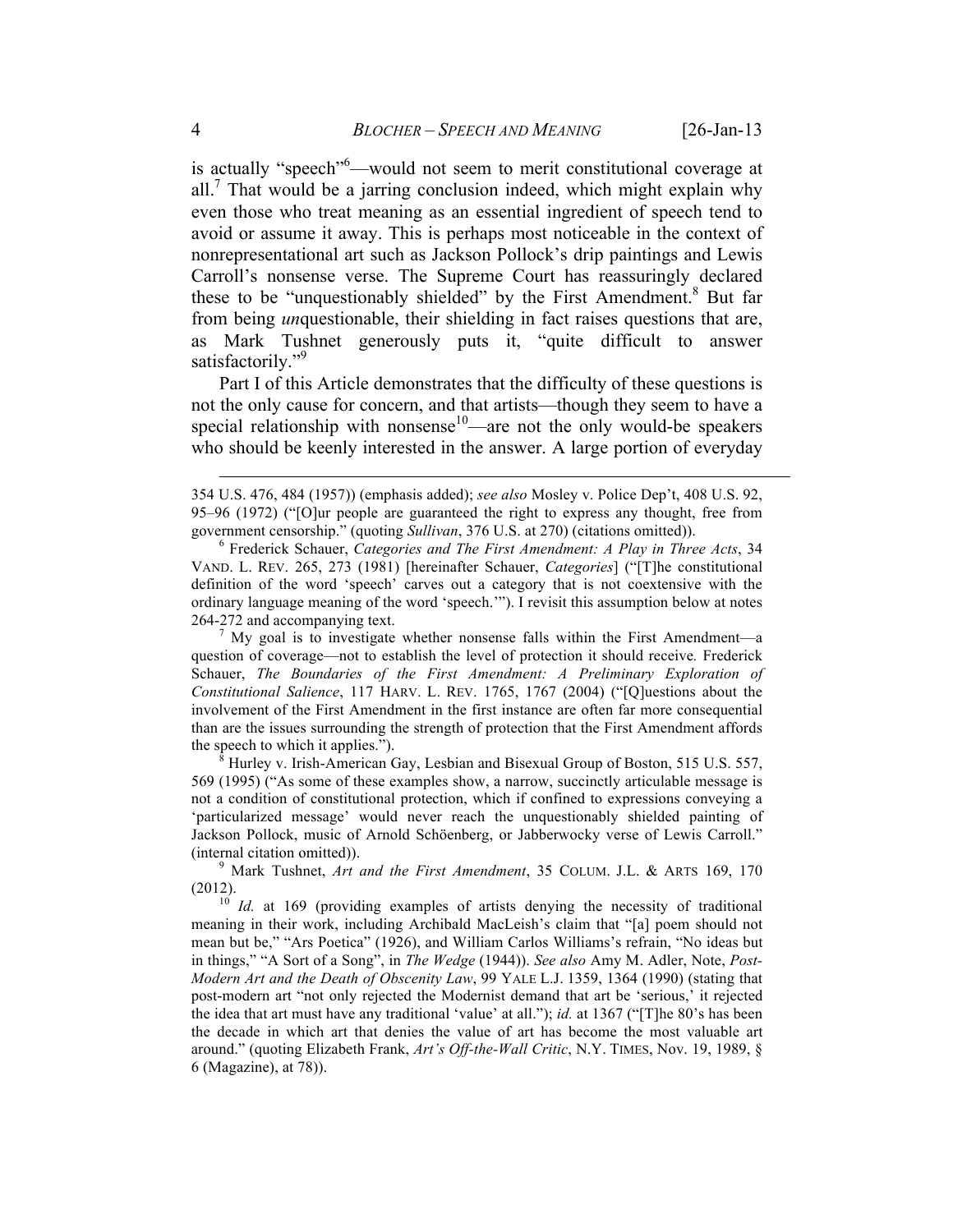is actually "speech"[6]—would not seem to merit constitutional coverage at all.[7] That would be a jarring conclusion indeed, which might explain why even those who treat meaning as an essential ingredient of speech tend to avoid or assume it away. This is perhaps most noticeable in the context of nonrepresentational art such as Jackson Pollock's drip paintings and Lewis Carroll's nonsense verse. The Supreme Court has reassuringly declared these to be "unquestionably shielded" by the First Amendment.[8] But far from being *un*questionable, their shielding in fact raises questions that are, as Mark Tushnet generously puts it, "quite difficult to answer satisfactorily."[9]

Part I of this Article demonstrates that the difficulty of these questions is not the only cause for concern, and that artists—though they seem to have a special relationship with nonsense[10]—are not the only would-be speakers who should be keenly interested in the answer. A large portion of everyday

---

354 U.S. 476, 484 (1957)) (emphasis added); *see also* Mosley v. Police Dep't, 408 U.S. 92, 95–96 (1972) ("[O]ur people are guaranteed the right to express any thought, free from government censorship." (quoting *Sullivan*, 376 U.S. at 270) (citations omitted)).

[6] Frederick Schauer, *Categories and The First Amendment: A Play in Three Acts*, 34 VAND. L. REV. 265, 273 (1981) [hereinafter Schauer, *Categories*] ("[T]he constitutional definition of the word 'speech' carves out a category that is not coextensive with the ordinary language meaning of the word 'speech.'"). I revisit this assumption below at notes 264-272 and accompanying text.

[7] My goal is to investigate whether nonsense falls within the First Amendment—a question of coverage—not to establish the level of protection it should receive. Frederick Schauer, *The Boundaries of the First Amendment: A Preliminary Exploration of Constitutional Salience*, 117 HARV. L. REV. 1765, 1767 (2004) ("[Q]uestions about the involvement of the First Amendment in the first instance are often far more consequential than are the issues surrounding the strength of protection that the First Amendment affords the speech to which it applies.").

[8] Hurley v. Irish-American Gay, Lesbian and Bisexual Group of Boston, 515 U.S. 557, 569 (1995) ("As some of these examples show, a narrow, succinctly articulable message is not a condition of constitutional protection, which if confined to expressions conveying a 'particularized message' would never reach the unquestionably shielded painting of Jackson Pollock, music of Arnold Schöenberg, or Jabberwocky verse of Lewis Carroll." (internal citation omitted)).

[9] Mark Tushnet, *Art and the First Amendment*, 35 COLUM. J.L. & ARTS 169, 170 (2012).

[10] *Id.* at 169 (providing examples of artists denying the necessity of traditional meaning in their work, including Archibald MacLeish's claim that "[a] poem should not mean but be," "Ars Poetica" (1926), and William Carlos Williams's refrain, "No ideas but in things," "A Sort of a Song", in *The Wedge* (1944)). *See also* Amy M. Adler, Note, *Post-Modern Art and the Death of Obscenity Law*, 99 YALE L.J. 1359, 1364 (1990) (stating that post-modern art "not only rejected the Modernist demand that art be 'serious,' it rejected the idea that art must have any traditional 'value' at all."); *id.* at 1367 ("[T]he 80's has been the decade in which art that denies the value of art has become the most valuable art around." (quoting Elizabeth Frank, *Art's Off-the-Wall Critic*, N.Y. TIMES, Nov. 19, 1989, § 6 (Magazine), at 78)).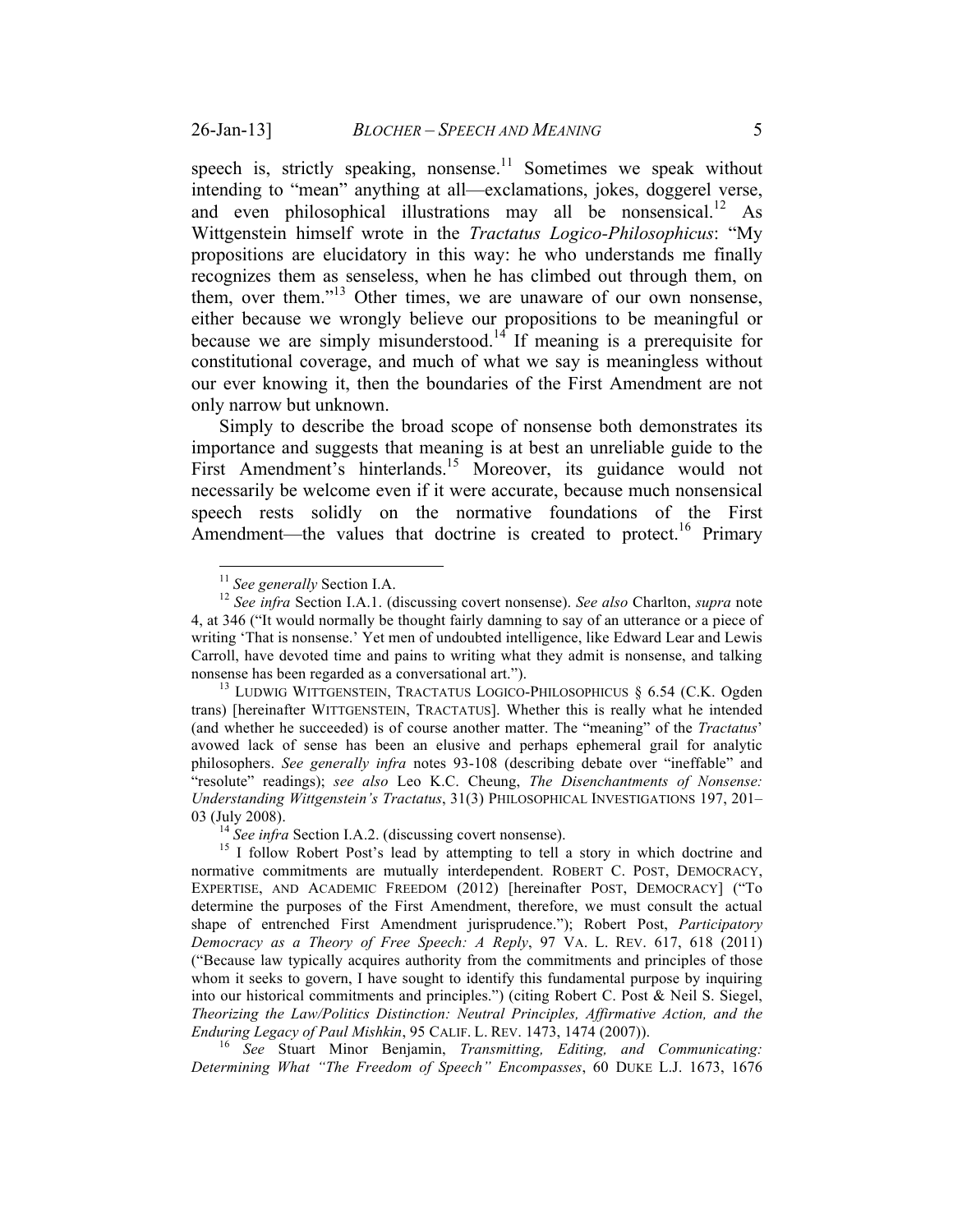speech is, strictly speaking, nonsense.[11] Sometimes we speak without intending to "mean" anything at all—exclamations, jokes, doggerel verse, and even philosophical illustrations may all be nonsensical.[12] As Wittgenstein himself wrote in the *Tractatus Logico-Philosophicus*: "My propositions are elucidatory in this way: he who understands me finally recognizes them as senseless, when he has climbed out through them, on them, over them."[13] Other times, we are unaware of our own nonsense, either because we wrongly believe our propositions to be meaningful or because we are simply misunderstood.[14] If meaning is a prerequisite for constitutional coverage, and much of what we say is meaningless without our ever knowing it, then the boundaries of the First Amendment are not only narrow but unknown.

Simply to describe the broad scope of nonsense both demonstrates its importance and suggests that meaning is at best an unreliable guide to the First Amendment's hinterlands.[15] Moreover, its guidance would not necessarily be welcome even if it were accurate, because much nonsensical speech rests solidly on the normative foundations of the First Amendment—the values that doctrine is created to protect.[16] Primary

---

[11] *See generally* Section I.A.

[12] *See infra* Section I.A.1. (discussing covert nonsense). *See also* Charlton, *supra* note 4, at 346 ("It would normally be thought fairly damning to say of an utterance or a piece of writing 'That is nonsense.' Yet men of undoubted intelligence, like Edward Lear and Lewis Carroll, have devoted time and pains to writing what they admit is nonsense, and talking nonsense has been regarded as a conversational art.").

[13] LUDWIG WITTGENSTEIN, TRACTATUS LOGICO-PHILOSOPHICUS § 6.54 (C.K. Ogden trans) [hereinafter WITTGENSTEIN, TRACTATUS]. Whether this is really what he intended (and whether he succeeded) is of course another matter. The "meaning" of the *Tractatus*' avowed lack of sense has been an elusive and perhaps ephemeral grail for analytic philosophers. *See generally infra* notes 93-108 (describing debate over "ineffable" and "resolute" readings); *see also* Leo K.C. Cheung, *The Disenchantments of Nonsense: Understanding Wittgenstein's Tractatus*, 31(3) PHILOSOPHICAL INVESTIGATIONS 197, 201–03 (July 2008).

[14] *See infra* Section I.A.2. (discussing covert nonsense).

[15] I follow Robert Post's lead by attempting to tell a story in which doctrine and normative commitments are mutually interdependent. ROBERT C. POST, DEMOCRACY, EXPERTISE, AND ACADEMIC FREEDOM (2012) [hereinafter POST, DEMOCRACY] ("To determine the purposes of the First Amendment, therefore, we must consult the actual shape of entrenched First Amendment jurisprudence."); Robert Post, *Participatory Democracy as a Theory of Free Speech: A Reply*, 97 VA. L. REV. 617, 618 (2011) ("Because law typically acquires authority from the commitments and principles of those whom it seeks to govern, I have sought to identify this fundamental purpose by inquiring into our historical commitments and principles.") (citing Robert C. Post & Neil S. Siegel, *Theorizing the Law/Politics Distinction: Neutral Principles, Affirmative Action, and the Enduring Legacy of Paul Mishkin*, 95 CALIF. L. REV. 1473, 1474 (2007)).

[16] *See* Stuart Minor Benjamin, *Transmitting, Editing, and Communicating: Determining What "The Freedom of Speech" Encompasses*, 60 DUKE L.J. 1673, 1676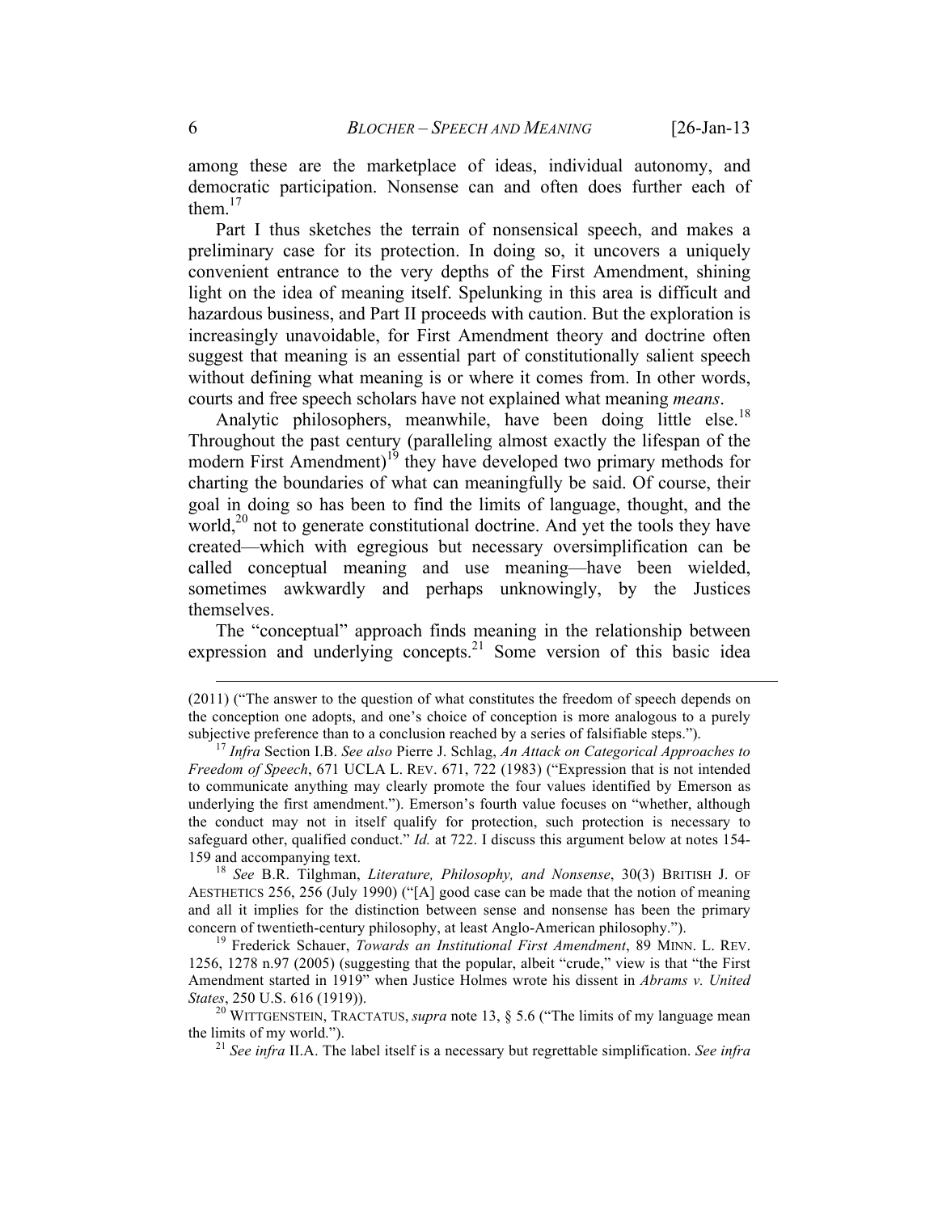among these are the marketplace of ideas, individual autonomy, and democratic participation. Nonsense can and often does further each of them.[17]

Part I thus sketches the terrain of nonsensical speech, and makes a preliminary case for its protection. In doing so, it uncovers a uniquely convenient entrance to the very depths of the First Amendment, shining light on the idea of meaning itself. Spelunking in this area is difficult and hazardous business, and Part II proceeds with caution. But the exploration is increasingly unavoidable, for First Amendment theory and doctrine often suggest that meaning is an essential part of constitutionally salient speech without defining what meaning is or where it comes from. In other words, courts and free speech scholars have not explained what meaning *means*.

Analytic philosophers, meanwhile, have been doing little else.[18] Throughout the past century (paralleling almost exactly the lifespan of the modern First Amendment)[19] they have developed two primary methods for charting the boundaries of what can meaningfully be said. Of course, their goal in doing so has been to find the limits of language, thought, and the world,[20] not to generate constitutional doctrine. And yet the tools they have created—which with egregious but necessary oversimplification can be called conceptual meaning and use meaning—have been wielded, sometimes awkwardly and perhaps unknowingly, by the Justices themselves.

The "conceptual" approach finds meaning in the relationship between expression and underlying concepts.[21] Some version of this basic idea

---

(2011) ("The answer to the question of what constitutes the freedom of speech depends on the conception one adopts, and one's choice of conception is more analogous to a purely subjective preference than to a conclusion reached by a series of falsifiable steps.").

[17] *Infra* Section I.B. *See also* Pierre J. Schlag, *An Attack on Categorical Approaches to Freedom of Speech*, 671 UCLA L. REV. 671, 722 (1983) ("Expression that is not intended to communicate anything may clearly promote the four values identified by Emerson as underlying the first amendment."). Emerson's fourth value focuses on "whether, although the conduct may not in itself qualify for protection, such protection is necessary to safeguard other, qualified conduct." *Id.* at 722. I discuss this argument below at notes 154-159 and accompanying text.

[18] *See* B.R. Tilghman, *Literature, Philosophy, and Nonsense*, 30(3) BRITISH J. OF AESTHETICS 256, 256 (July 1990) ("[A] good case can be made that the notion of meaning and all it implies for the distinction between sense and nonsense has been the primary concern of twentieth-century philosophy, at least Anglo-American philosophy.").

[19] Frederick Schauer, *Towards an Institutional First Amendment*, 89 MINN. L. REV. 1256, 1278 n.97 (2005) (suggesting that the popular, albeit "crude," view is that "the First Amendment started in 1919" when Justice Holmes wrote his dissent in *Abrams v. United States*, 250 U.S. 616 (1919)).

[20] WITTGENSTEIN, TRACTATUS, *supra* note 13, § 5.6 ("The limits of my language mean the limits of my world.").

[21] *See infra* II.A. The label itself is a necessary but regrettable simplification. *See infra*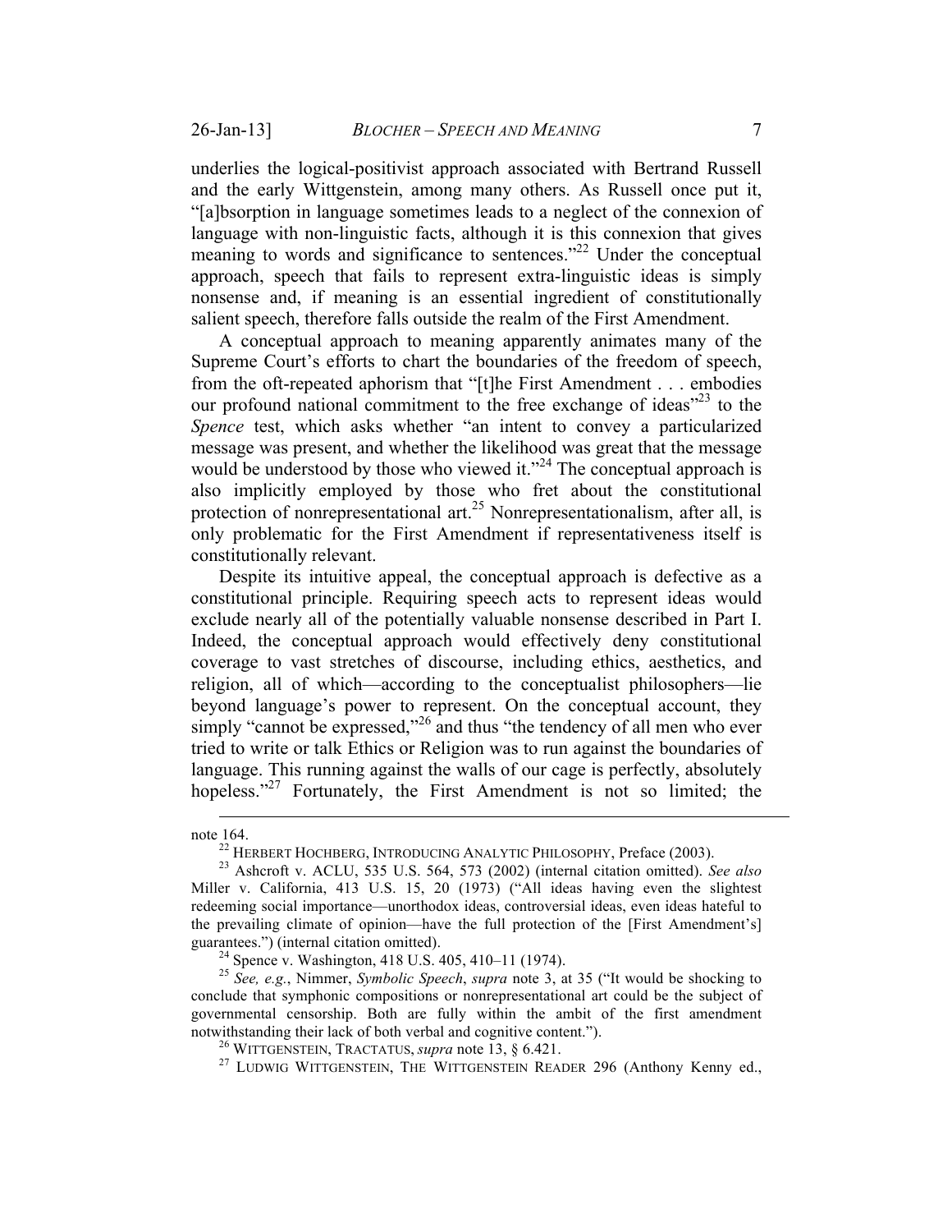underlies the logical-positivist approach associated with Bertrand Russell and the early Wittgenstein, among many others. As Russell once put it, "[a]bsorption in language sometimes leads to a neglect of the connexion of language with non-linguistic facts, although it is this connexion that gives meaning to words and significance to sentences."[22] Under the conceptual approach, speech that fails to represent extra-linguistic ideas is simply nonsense and, if meaning is an essential ingredient of constitutionally salient speech, therefore falls outside the realm of the First Amendment.

A conceptual approach to meaning apparently animates many of the Supreme Court's efforts to chart the boundaries of the freedom of speech, from the oft-repeated aphorism that "[t]he First Amendment . . . embodies our profound national commitment to the free exchange of ideas"[23] to the *Spence* test, which asks whether "an intent to convey a particularized message was present, and whether the likelihood was great that the message would be understood by those who viewed it."[24] The conceptual approach is also implicitly employed by those who fret about the constitutional protection of nonrepresentational art.[25] Nonrepresentationalism, after all, is only problematic for the First Amendment if representativeness itself is constitutionally relevant.

Despite its intuitive appeal, the conceptual approach is defective as a constitutional principle. Requiring speech acts to represent ideas would exclude nearly all of the potentially valuable nonsense described in Part I. Indeed, the conceptual approach would effectively deny constitutional coverage to vast stretches of discourse, including ethics, aesthetics, and religion, all of which—according to the conceptualist philosophers—lie beyond language's power to represent. On the conceptual account, they simply "cannot be expressed,"[26] and thus "the tendency of all men who ever tried to write or talk Ethics or Religion was to run against the boundaries of language. This running against the walls of our cage is perfectly, absolutely hopeless."[27] Fortunately, the First Amendment is not so limited; the

---

note 164.

[22] HERBERT HOCHBERG, INTRODUCING ANALYTIC PHILOSOPHY, Preface (2003).

[23] Ashcroft v. ACLU, 535 U.S. 564, 573 (2002) (internal citation omitted). *See also* Miller v. California, 413 U.S. 15, 20 (1973) ("All ideas having even the slightest redeeming social importance—unorthodox ideas, controversial ideas, even ideas hateful to the prevailing climate of opinion—have the full protection of the [First Amendment's] guarantees.") (internal citation omitted).

[24] Spence v. Washington, 418 U.S. 405, 410–11 (1974).

[25] *See, e.g.*, Nimmer, *Symbolic Speech*, *supra* note 3, at 35 ("It would be shocking to conclude that symphonic compositions or nonrepresentational art could be the subject of governmental censorship. Both are fully within the ambit of the first amendment notwithstanding their lack of both verbal and cognitive content.").

[26] WITTGENSTEIN, TRACTATUS, *supra* note 13, § 6.421.

[27] LUDWIG WITTGENSTEIN, THE WITTGENSTEIN READER 296 (Anthony Kenny ed.,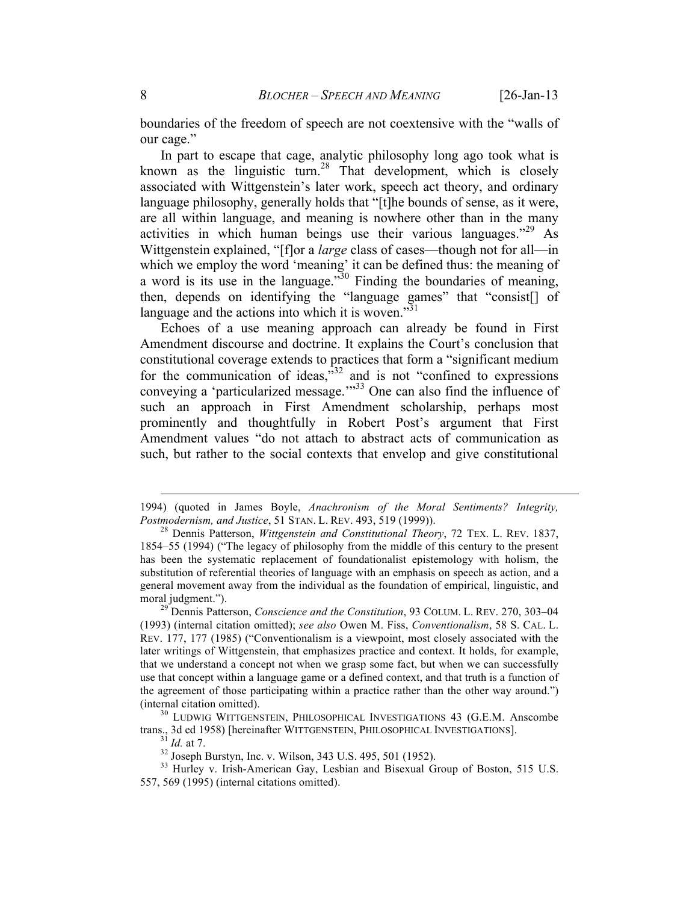boundaries of the freedom of speech are not coextensive with the "walls of our cage."

In part to escape that cage, analytic philosophy long ago took what is known as the linguistic turn.[28] That development, which is closely associated with Wittgenstein's later work, speech act theory, and ordinary language philosophy, generally holds that "[t]he bounds of sense, as it were, are all within language, and meaning is nowhere other than in the many activities in which human beings use their various languages."[29] As Wittgenstein explained, "[f]or a *large* class of cases—though not for all—in which we employ the word 'meaning' it can be defined thus: the meaning of a word is its use in the language."[30] Finding the boundaries of meaning, then, depends on identifying the "language games" that "consist[] of language and the actions into which it is woven."[31]

Echoes of a use meaning approach can already be found in First Amendment discourse and doctrine. It explains the Court's conclusion that constitutional coverage extends to practices that form a "significant medium for the communication of ideas,"[32] and is not "confined to expressions conveying a 'particularized message.'"[33] One can also find the influence of such an approach in First Amendment scholarship, perhaps most prominently and thoughtfully in Robert Post's argument that First Amendment values "do not attach to abstract acts of communication as such, but rather to the social contexts that envelop and give constitutional

---

1994) (quoted in James Boyle, *Anachronism of the Moral Sentiments? Integrity, Postmodernism, and Justice*, 51 STAN. L. REV. 493, 519 (1999)).

[28] Dennis Patterson, *Wittgenstein and Constitutional Theory*, 72 TEX. L. REV. 1837, 1854–55 (1994) ("The legacy of philosophy from the middle of this century to the present has been the systematic replacement of foundationalist epistemology with holism, the substitution of referential theories of language with an emphasis on speech as action, and a general movement away from the individual as the foundation of empirical, linguistic, and moral judgment.").

[29] Dennis Patterson, *Conscience and the Constitution*, 93 COLUM. L. REV. 270, 303–04 (1993) (internal citation omitted); *see also* Owen M. Fiss, *Conventionalism*, 58 S. CAL. L. REV. 177, 177 (1985) ("Conventionalism is a viewpoint, most closely associated with the later writings of Wittgenstein, that emphasizes practice and context. It holds, for example, that we understand a concept not when we grasp some fact, but when we can successfully use that concept within a language game or a defined context, and that truth is a function of the agreement of those participating within a practice rather than the other way around.") (internal citation omitted).

[30] LUDWIG WITTGENSTEIN, PHILOSOPHICAL INVESTIGATIONS 43 (G.E.M. Anscombe trans., 3d ed 1958) [hereinafter WITTGENSTEIN, PHILOSOPHICAL INVESTIGATIONS].

[31] *Id.* at 7.

[32] Joseph Burstyn, Inc. v. Wilson, 343 U.S. 495, 501 (1952).

[33] Hurley v. Irish-American Gay, Lesbian and Bisexual Group of Boston, 515 U.S. 557, 569 (1995) (internal citations omitted).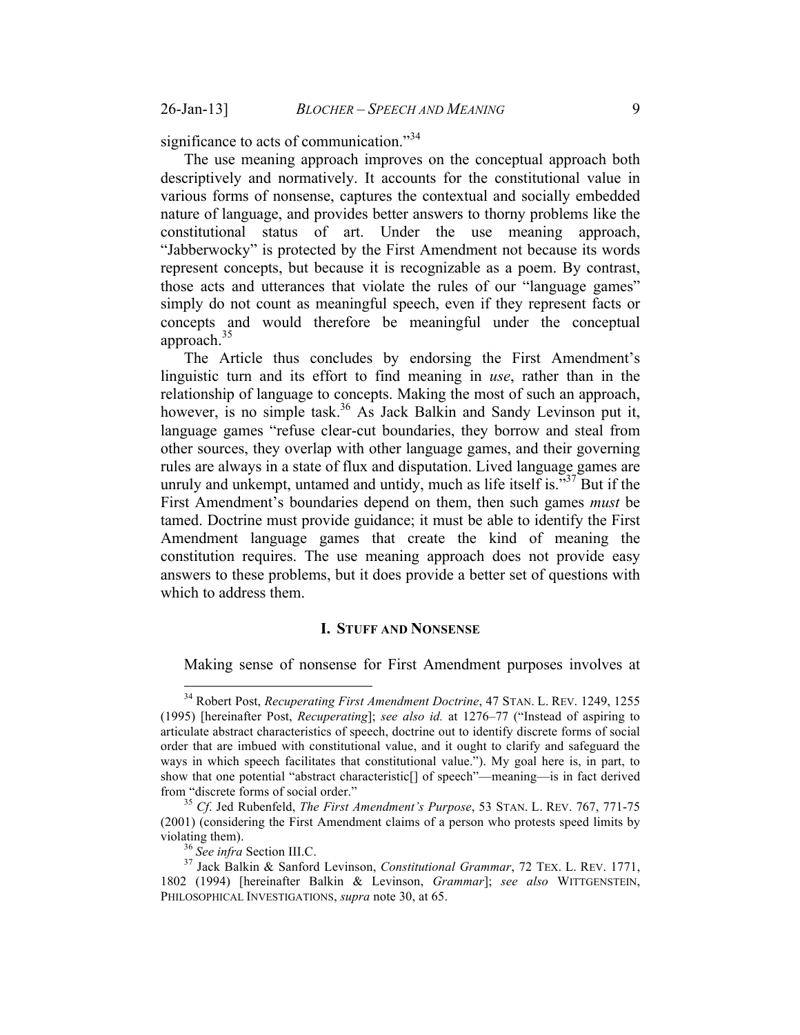significance to acts of communication."[34]

The use meaning approach improves on the conceptual approach both descriptively and normatively. It accounts for the constitutional value in various forms of nonsense, captures the contextual and socially embedded nature of language, and provides better answers to thorny problems like the constitutional status of art. Under the use meaning approach, "Jabberwocky" is protected by the First Amendment not because its words represent concepts, but because it is recognizable as a poem. By contrast, those acts and utterances that violate the rules of our "language games" simply do not count as meaningful speech, even if they represent facts or concepts and would therefore be meaningful under the conceptual approach.[35]

The Article thus concludes by endorsing the First Amendment's linguistic turn and its effort to find meaning in *use*, rather than in the relationship of language to concepts. Making the most of such an approach, however, is no simple task.[36] As Jack Balkin and Sandy Levinson put it, language games "refuse clear-cut boundaries, they borrow and steal from other sources, they overlap with other language games, and their governing rules are always in a state of flux and disputation. Lived language games are unruly and unkempt, untamed and untidy, much as life itself is."[37] But if the First Amendment's boundaries depend on them, then such games *must* be tamed. Doctrine must provide guidance; it must be able to identify the First Amendment language games that create the kind of meaning the constitution requires. The use meaning approach does not provide easy answers to these problems, but it does provide a better set of questions with which to address them.

## I. STUFF AND NONSENSE

Making sense of nonsense for First Amendment purposes involves at

---

[34] Robert Post, *Recuperating First Amendment Doctrine*, 47 STAN. L. REV. 1249, 1255 (1995) [hereinafter Post, *Recuperating*]; *see also id.* at 1276–77 ("Instead of aspiring to articulate abstract characteristics of speech, doctrine out to identify discrete forms of social order that are imbued with constitutional value, and it ought to clarify and safeguard the ways in which speech facilitates that constitutional value."). My goal here is, in part, to show that one potential "abstract characteristic[] of speech"—meaning—is in fact derived from "discrete forms of social order."

[35] *Cf.* Jed Rubenfeld, *The First Amendment's Purpose*, 53 STAN. L. REV. 767, 771-75 (2001) (considering the First Amendment claims of a person who protests speed limits by violating them).

[36] *See infra* Section III.C.

[37] Jack Balkin & Sanford Levinson, *Constitutional Grammar*, 72 TEX. L. REV. 1771, 1802 (1994) [hereinafter Balkin & Levinson, *Grammar*]; *see also* WITTGENSTEIN, PHILOSOPHICAL INVESTIGATIONS, *supra* note 30, at 65.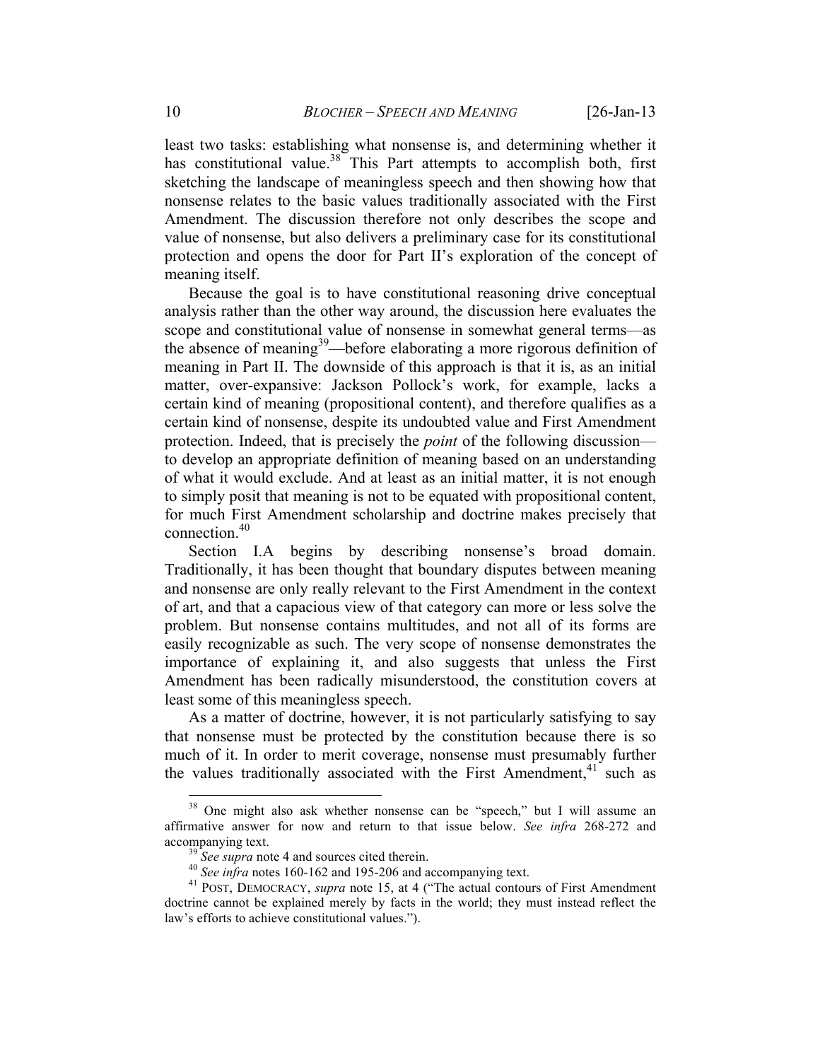least two tasks: establishing what nonsense is, and determining whether it has constitutional value.[38] This Part attempts to accomplish both, first sketching the landscape of meaningless speech and then showing how that nonsense relates to the basic values traditionally associated with the First Amendment. The discussion therefore not only describes the scope and value of nonsense, but also delivers a preliminary case for its constitutional protection and opens the door for Part II's exploration of the concept of meaning itself.

Because the goal is to have constitutional reasoning drive conceptual analysis rather than the other way around, the discussion here evaluates the scope and constitutional value of nonsense in somewhat general terms—as the absence of meaning[39]—before elaborating a more rigorous definition of meaning in Part II. The downside of this approach is that it is, as an initial matter, over-expansive: Jackson Pollock's work, for example, lacks a certain kind of meaning (propositional content), and therefore qualifies as a certain kind of nonsense, despite its undoubted value and First Amendment protection. Indeed, that is precisely the *point* of the following discussion—to develop an appropriate definition of meaning based on an understanding of what it would exclude. And at least as an initial matter, it is not enough to simply posit that meaning is not to be equated with propositional content, for much First Amendment scholarship and doctrine makes precisely that connection.[40]

Section I.A begins by describing nonsense's broad domain. Traditionally, it has been thought that boundary disputes between meaning and nonsense are only really relevant to the First Amendment in the context of art, and that a capacious view of that category can more or less solve the problem. But nonsense contains multitudes, and not all of its forms are easily recognizable as such. The very scope of nonsense demonstrates the importance of explaining it, and also suggests that unless the First Amendment has been radically misunderstood, the constitution covers at least some of this meaningless speech.

As a matter of doctrine, however, it is not particularly satisfying to say that nonsense must be protected by the constitution because there is so much of it. In order to merit coverage, nonsense must presumably further the values traditionally associated with the First Amendment,[41] such as

---

[38] One might also ask whether nonsense can be "speech," but I will assume an affirmative answer for now and return to that issue below. *See infra* 268-272 and accompanying text.

[39] *See supra* note 4 and sources cited therein.

[40] *See infra* notes 160-162 and 195-206 and accompanying text.

[41] POST, DEMOCRACY, *supra* note 15, at 4 ("The actual contours of First Amendment doctrine cannot be explained merely by facts in the world; they must instead reflect the law's efforts to achieve constitutional values.").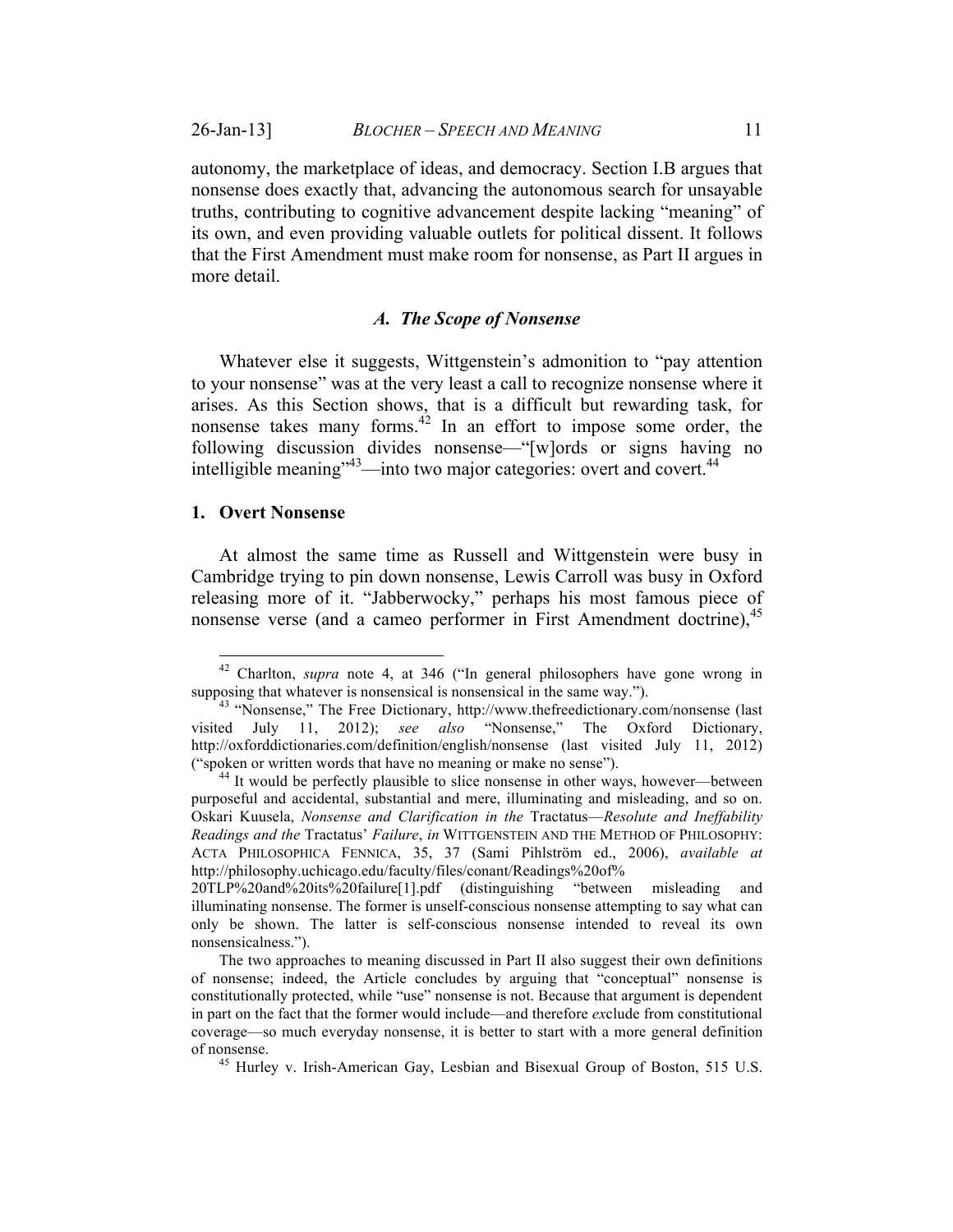autonomy, the marketplace of ideas, and democracy. Section I.B argues that nonsense does exactly that, advancing the autonomous search for unsayable truths, contributing to cognitive advancement despite lacking "meaning" of its own, and even providing valuable outlets for political dissent. It follows that the First Amendment must make room for nonsense, as Part II argues in more detail.

### *A. The Scope of Nonsense*

Whatever else it suggests, Wittgenstein's admonition to "pay attention to your nonsense" was at the very least a call to recognize nonsense where it arises. As this Section shows, that is a difficult but rewarding task, for nonsense takes many forms.[42] In an effort to impose some order, the following discussion divides nonsense—"[w]ords or signs having no intelligible meaning"[43]—into two major categories: overt and covert.[44]

#### 1. Overt Nonsense

At almost the same time as Russell and Wittgenstein were busy in Cambridge trying to pin down nonsense, Lewis Carroll was busy in Oxford releasing more of it. "Jabberwocky," perhaps his most famous piece of nonsense verse (and a cameo performer in First Amendment doctrine),[45]

---

[42] Charlton, *supra* note 4, at 346 ("In general philosophers have gone wrong in supposing that whatever is nonsensical is nonsensical in the same way.").

[43] "Nonsense," The Free Dictionary, http://www.thefreedictionary.com/nonsense (last visited July 11, 2012); *see also* "Nonsense," The Oxford Dictionary, http://oxforddictionaries.com/definition/english/nonsense (last visited July 11, 2012) ("spoken or written words that have no meaning or make no sense").

[44] It would be perfectly plausible to slice nonsense in other ways, however—between purposeful and accidental, substantial and mere, illuminating and misleading, and so on. Oskari Kuusela, *Nonsense and Clarification in the* Tractatus*—Resolute and Ineffability Readings and the* Tractatus' *Failure*, *in* WITTGENSTEIN AND THE METHOD OF PHILOSOPHY: ACTA PHILOSOPHICA FENNICA, 35, 37 (Sami Pihlström ed., 2006), *available at* http://philosophy.uchicago.edu/faculty/files/conant/Readings%20of%20TLP%20and%20its%20failure[1].pdf (distinguishing "between misleading and illuminating nonsense. The former is unself-conscious nonsense attempting to say what can only be shown. The latter is self-conscious nonsense intended to reveal its own nonsensicalness.").

The two approaches to meaning discussed in Part II also suggest their own definitions of nonsense; indeed, the Article concludes by arguing that "conceptual" nonsense is constitutionally protected, while "use" nonsense is not. Because that argument is dependent in part on the fact that the former would include—and therefore *ex*clude from constitutional coverage—so much everyday nonsense, it is better to start with a more general definition of nonsense.

[45] Hurley v. Irish-American Gay, Lesbian and Bisexual Group of Boston, 515 U.S.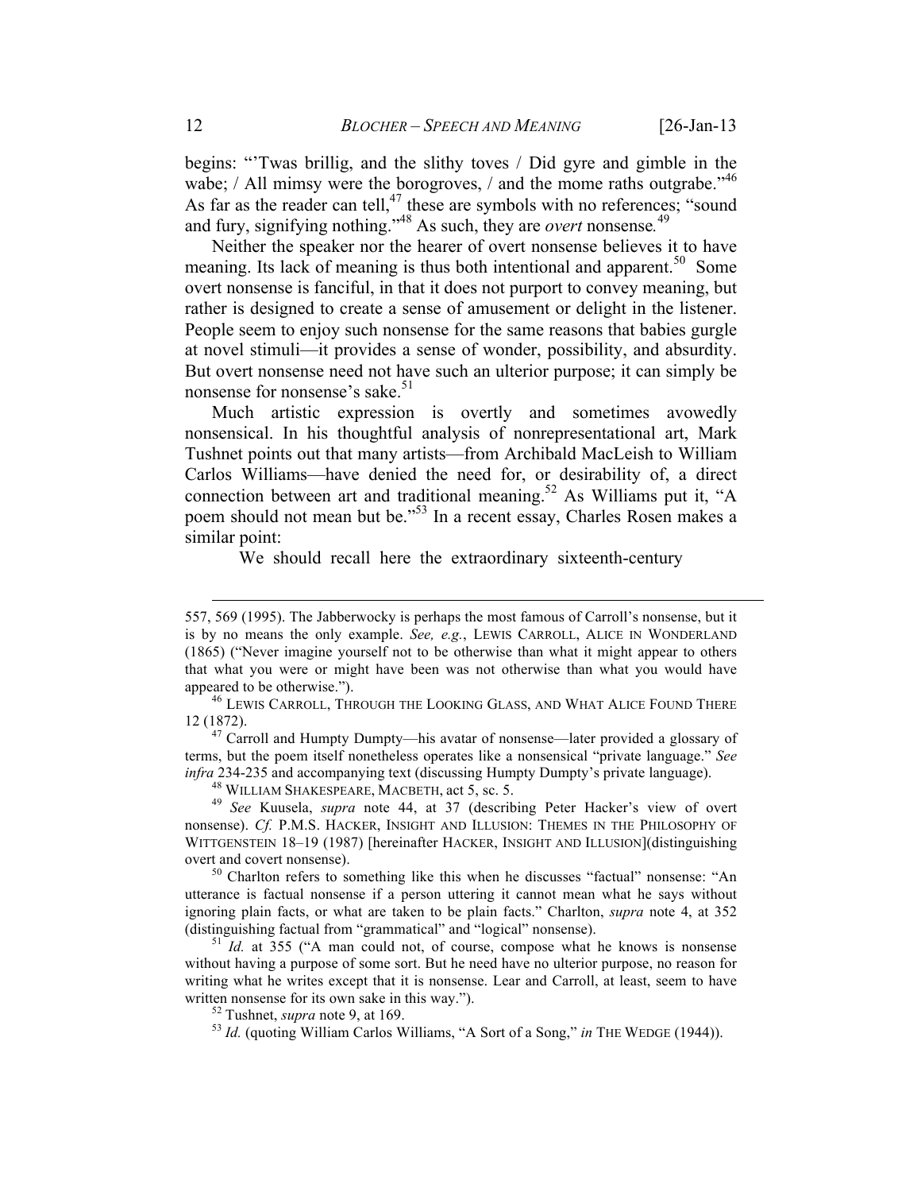begins: "'Twas brillig, and the slithy toves / Did gyre and gimble in the wabe; / All mimsy were the borogroves, / and the mome raths outgrabe."[46] As far as the reader can tell,[47] these are symbols with no references; "sound and fury, signifying nothing."[48] As such, they are *overt* nonsense.[49]

Neither the speaker nor the hearer of overt nonsense believes it to have meaning. Its lack of meaning is thus both intentional and apparent.[50] Some overt nonsense is fanciful, in that it does not purport to convey meaning, but rather is designed to create a sense of amusement or delight in the listener. People seem to enjoy such nonsense for the same reasons that babies gurgle at novel stimuli—it provides a sense of wonder, possibility, and absurdity. But overt nonsense need not have such an ulterior purpose; it can simply be nonsense for nonsense's sake.[51]

Much artistic expression is overtly and sometimes avowedly nonsensical. In his thoughtful analysis of nonrepresentational art, Mark Tushnet points out that many artists—from Archibald MacLeish to William Carlos Williams—have denied the need for, or desirability of, a direct connection between art and traditional meaning.[52] As Williams put it, "A poem should not mean but be."[53] In a recent essay, Charles Rosen makes a similar point:

> We should recall here the extraordinary sixteenth-century

---

557, 569 (1995). The Jabberwocky is perhaps the most famous of Carroll's nonsense, but it is by no means the only example. *See, e.g.*, LEWIS CARROLL, ALICE IN WONDERLAND (1865) ("Never imagine yourself not to be otherwise than what it might appear to others that what you were or might have been was not otherwise than what you would have appeared to be otherwise.").

[46] LEWIS CARROLL, THROUGH THE LOOKING GLASS, AND WHAT ALICE FOUND THERE 12 (1872).

[47] Carroll and Humpty Dumpty—his avatar of nonsense—later provided a glossary of terms, but the poem itself nonetheless operates like a nonsensical "private language." *See infra* 234-235 and accompanying text (discussing Humpty Dumpty's private language).

[48] WILLIAM SHAKESPEARE, MACBETH, act 5, sc. 5.

[49] *See* Kuusela, *supra* note 44, at 37 (describing Peter Hacker's view of overt nonsense). *Cf.* P.M.S. HACKER, INSIGHT AND ILLUSION: THEMES IN THE PHILOSOPHY OF WITTGENSTEIN 18–19 (1987) [hereinafter HACKER, INSIGHT AND ILLUSION](distinguishing overt and covert nonsense).

[50] Charlton refers to something like this when he discusses "factual" nonsense: "An utterance is factual nonsense if a person uttering it cannot mean what he says without ignoring plain facts, or what are taken to be plain facts." Charlton, *supra* note 4, at 352 (distinguishing factual from "grammatical" and "logical" nonsense).

[51] *Id.* at 355 ("A man could not, of course, compose what he knows is nonsense without having a purpose of some sort. But he need have no ulterior purpose, no reason for writing what he writes except that it is nonsense. Lear and Carroll, at least, seem to have written nonsense for its own sake in this way.").

[52] Tushnet, *supra* note 9, at 169.

[53] *Id.* (quoting William Carlos Williams, "A Sort of a Song," *in* THE WEDGE (1944)).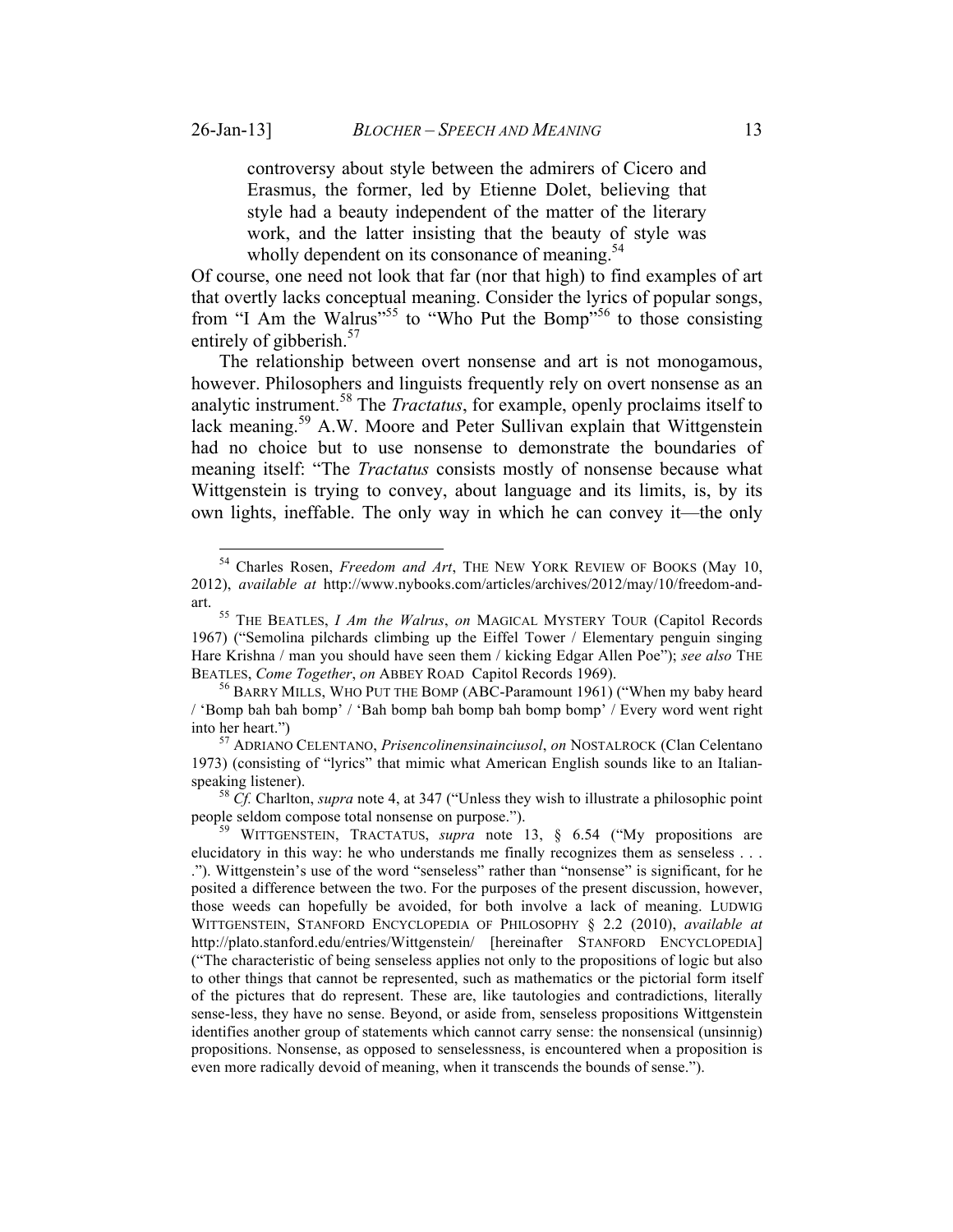> controversy about style between the admirers of Cicero and Erasmus, the former, led by Etienne Dolet, believing that style had a beauty independent of the matter of the literary work, and the latter insisting that the beauty of style was wholly dependent on its consonance of meaning.[54]

Of course, one need not look that far (nor that high) to find examples of art that overtly lacks conceptual meaning. Consider the lyrics of popular songs, from "I Am the Walrus"[55] to "Who Put the Bomp"[56] to those consisting entirely of gibberish.[57]

The relationship between overt nonsense and art is not monogamous, however. Philosophers and linguists frequently rely on overt nonsense as an analytic instrument.[58] The *Tractatus*, for example, openly proclaims itself to lack meaning.[59] A.W. Moore and Peter Sullivan explain that Wittgenstein had no choice but to use nonsense to demonstrate the boundaries of meaning itself: "The *Tractatus* consists mostly of nonsense because what Wittgenstein is trying to convey, about language and its limits, is, by its own lights, ineffable. The only way in which he can convey it—the only

---

[54] Charles Rosen, *Freedom and Art*, THE NEW YORK REVIEW OF BOOKS (May 10, 2012), *available at* http://www.nybooks.com/articles/archives/2012/may/10/freedom-and-art.

[55] THE BEATLES, *I Am the Walrus*, *on* MAGICAL MYSTERY TOUR (Capitol Records 1967) ("Semolina pilchards climbing up the Eiffel Tower / Elementary penguin singing Hare Krishna / man you should have seen them / kicking Edgar Allen Poe"); *see also* THE BEATLES, *Come Together*, *on* ABBEY ROAD Capitol Records 1969).

[56] BARRY MILLS, WHO PUT THE BOMP (ABC-Paramount 1961) ("When my baby heard / 'Bomp bah bah bomp' / 'Bah bomp bah bomp bah bomp bomp' / Every word went right into her heart.")

[57] ADRIANO CELENTANO, *Prisencolinensinainciusol*, *on* NOSTALROCK (Clan Celentano 1973) (consisting of "lyrics" that mimic what American English sounds like to an Italian-speaking listener).

[58] *Cf.* Charlton, *supra* note 4, at 347 ("Unless they wish to illustrate a philosophic point people seldom compose total nonsense on purpose.").

[59] WITTGENSTEIN, TRACTATUS, *supra* note 13, § 6.54 ("My propositions are elucidatory in this way: he who understands me finally recognizes them as senseless . . . ."). Wittgenstein's use of the word "senseless" rather than "nonsense" is significant, for he posited a difference between the two. For the purposes of the present discussion, however, those weeds can hopefully be avoided, for both involve a lack of meaning. LUDWIG WITTGENSTEIN, STANFORD ENCYCLOPEDIA OF PHILOSOPHY § 2.2 (2010), *available at* http://plato.stanford.edu/entries/Wittgenstein/ [hereinafter STANFORD ENCYCLOPEDIA] ("The characteristic of being senseless applies not only to the propositions of logic but also to other things that cannot be represented, such as mathematics or the pictorial form itself of the pictures that do represent. These are, like tautologies and contradictions, literally sense-less, they have no sense. Beyond, or aside from, senseless propositions Wittgenstein identifies another group of statements which cannot carry sense: the nonsensical (unsinnig) propositions. Nonsense, as opposed to senselessness, is encountered when a proposition is even more radically devoid of meaning, when it transcends the bounds of sense.").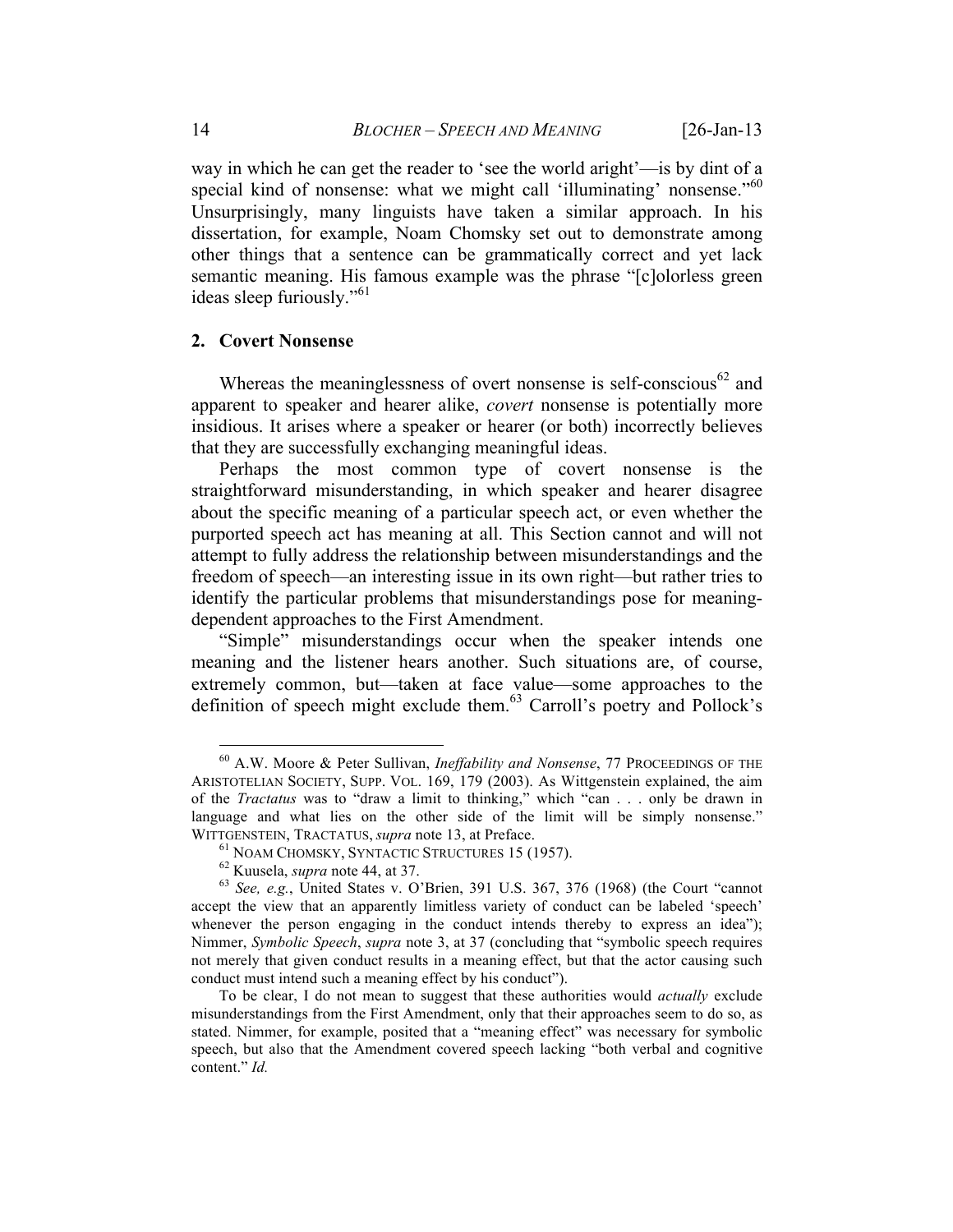way in which he can get the reader to 'see the world aright'—is by dint of a special kind of nonsense: what we might call 'illuminating' nonsense."[60] Unsurprisingly, many linguists have taken a similar approach. In his dissertation, for example, Noam Chomsky set out to demonstrate among other things that a sentence can be grammatically correct and yet lack semantic meaning. His famous example was the phrase "[c]olorless green ideas sleep furiously."[61]

## 2. Covert Nonsense

Whereas the meaninglessness of overt nonsense is self-conscious[62] and apparent to speaker and hearer alike, *covert* nonsense is potentially more insidious. It arises where a speaker or hearer (or both) incorrectly believes that they are successfully exchanging meaningful ideas.

Perhaps the most common type of covert nonsense is the straightforward misunderstanding, in which speaker and hearer disagree about the specific meaning of a particular speech act, or even whether the purported speech act has meaning at all. This Section cannot and will not attempt to fully address the relationship between misunderstandings and the freedom of speech—an interesting issue in its own right—but rather tries to identify the particular problems that misunderstandings pose for meaning-dependent approaches to the First Amendment.

"Simple" misunderstandings occur when the speaker intends one meaning and the listener hears another. Such situations are, of course, extremely common, but—taken at face value—some approaches to the definition of speech might exclude them.[63] Carroll's poetry and Pollock's

---

[60] A.W. Moore & Peter Sullivan, *Ineffability and Nonsense*, 77 PROCEEDINGS OF THE ARISTOTELIAN SOCIETY, SUPP. VOL. 169, 179 (2003). As Wittgenstein explained, the aim of the *Tractatus* was to "draw a limit to thinking," which "can . . . only be drawn in language and what lies on the other side of the limit will be simply nonsense." WITTGENSTEIN, TRACTATUS, *supra* note 13, at Preface.

[61] NOAM CHOMSKY, SYNTACTIC STRUCTURES 15 (1957).

[62] Kuusela, *supra* note 44, at 37.

[63] *See, e.g.*, United States v. O'Brien, 391 U.S. 367, 376 (1968) (the Court "cannot accept the view that an apparently limitless variety of conduct can be labeled 'speech' whenever the person engaging in the conduct intends thereby to express an idea"); Nimmer, *Symbolic Speech*, *supra* note 3, at 37 (concluding that "symbolic speech requires not merely that given conduct results in a meaning effect, but that the actor causing such conduct must intend such a meaning effect by his conduct").

To be clear, I do not mean to suggest that these authorities would *actually* exclude misunderstandings from the First Amendment, only that their approaches seem to do so, as stated. Nimmer, for example, posited that a "meaning effect" was necessary for symbolic speech, but also that the Amendment covered speech lacking "both verbal and cognitive content." *Id.*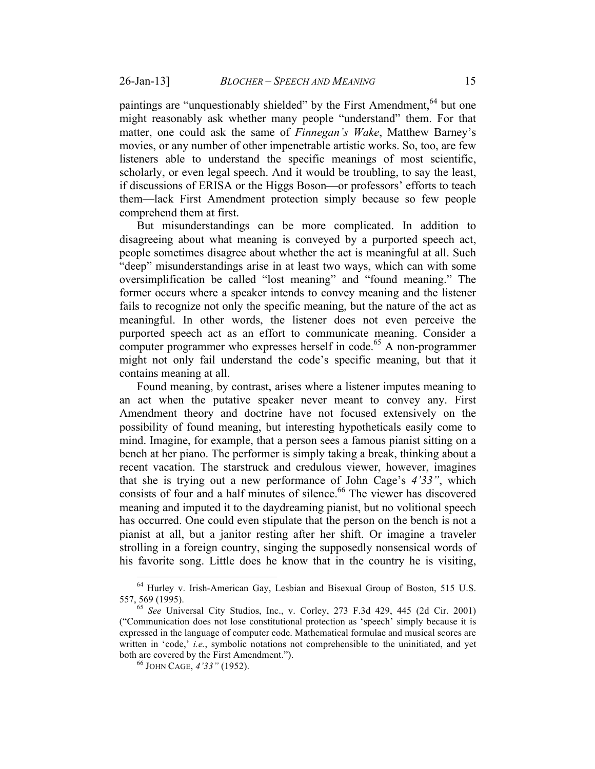paintings are "unquestionably shielded" by the First Amendment,[64] but one might reasonably ask whether many people "understand" them. For that matter, one could ask the same of *Finnegan's Wake*, Matthew Barney's movies, or any number of other impenetrable artistic works. So, too, are few listeners able to understand the specific meanings of most scientific, scholarly, or even legal speech. And it would be troubling, to say the least, if discussions of ERISA or the Higgs Boson—or professors' efforts to teach them—lack First Amendment protection simply because so few people comprehend them at first.

But misunderstandings can be more complicated. In addition to disagreeing about what meaning is conveyed by a purported speech act, people sometimes disagree about whether the act is meaningful at all. Such "deep" misunderstandings arise in at least two ways, which can with some oversimplification be called "lost meaning" and "found meaning." The former occurs where a speaker intends to convey meaning and the listener fails to recognize not only the specific meaning, but the nature of the act as meaningful. In other words, the listener does not even perceive the purported speech act as an effort to communicate meaning. Consider a computer programmer who expresses herself in code.[65] A non-programmer might not only fail understand the code's specific meaning, but that it contains meaning at all.

Found meaning, by contrast, arises where a listener imputes meaning to an act when the putative speaker never meant to convey any. First Amendment theory and doctrine have not focused extensively on the possibility of found meaning, but interesting hypotheticals easily come to mind. Imagine, for example, that a person sees a famous pianist sitting on a bench at her piano. The performer is simply taking a break, thinking about a recent vacation. The starstruck and credulous viewer, however, imagines that she is trying out a new performance of John Cage's *4'33"*, which consists of four and a half minutes of silence.[66] The viewer has discovered meaning and imputed it to the daydreaming pianist, but no volitional speech has occurred. One could even stipulate that the person on the bench is not a pianist at all, but a janitor resting after her shift. Or imagine a traveler strolling in a foreign country, singing the supposedly nonsensical words of his favorite song. Little does he know that in the country he is visiting,

---

[64] Hurley v. Irish-American Gay, Lesbian and Bisexual Group of Boston, 515 U.S. 557, 569 (1995).

[65] *See* Universal City Studios, Inc., v. Corley, 273 F.3d 429, 445 (2d Cir. 2001) ("Communication does not lose constitutional protection as 'speech' simply because it is expressed in the language of computer code. Mathematical formulae and musical scores are written in 'code,' *i.e.*, symbolic notations not comprehensible to the uninitiated, and yet both are covered by the First Amendment.").

[66] JOHN CAGE, *4'33"* (1952).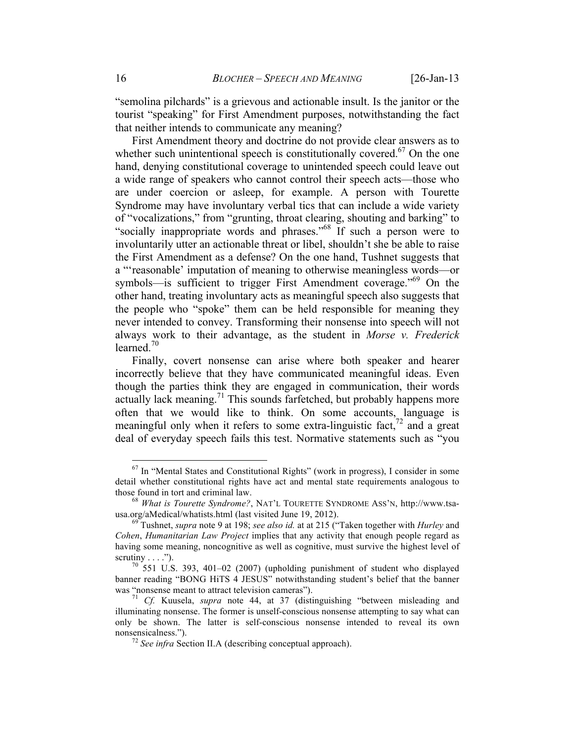"semolina pilchards" is a grievous and actionable insult. Is the janitor or the tourist "speaking" for First Amendment purposes, notwithstanding the fact that neither intends to communicate any meaning?

First Amendment theory and doctrine do not provide clear answers as to whether such unintentional speech is constitutionally covered.[67] On the one hand, denying constitutional coverage to unintended speech could leave out a wide range of speakers who cannot control their speech acts—those who are under coercion or asleep, for example. A person with Tourette Syndrome may have involuntary verbal tics that can include a wide variety of "vocalizations," from "grunting, throat clearing, shouting and barking" to "socially inappropriate words and phrases."[68] If such a person were to involuntarily utter an actionable threat or libel, shouldn't she be able to raise the First Amendment as a defense? On the one hand, Tushnet suggests that a "'reasonable' imputation of meaning to otherwise meaningless words—or symbols—is sufficient to trigger First Amendment coverage."[69] On the other hand, treating involuntary acts as meaningful speech also suggests that the people who "spoke" them can be held responsible for meaning they never intended to convey. Transforming their nonsense into speech will not always work to their advantage, as the student in *Morse v. Frederick* learned.[70]

Finally, covert nonsense can arise where both speaker and hearer incorrectly believe that they have communicated meaningful ideas. Even though the parties think they are engaged in communication, their words actually lack meaning.[71] This sounds farfetched, but probably happens more often that we would like to think. On some accounts, language is meaningful only when it refers to some extra-linguistic fact,[72] and a great deal of everyday speech fails this test. Normative statements such as "you

---

[67] In "Mental States and Constitutional Rights" (work in progress), I consider in some detail whether constitutional rights have act and mental state requirements analogous to those found in tort and criminal law.

[68] *What is Tourette Syndrome?*, NAT'L TOURETTE SYNDROME ASS'N, http://www.tsa-usa.org/aMedical/whatists.html (last visited June 19, 2012).

[69] Tushnet, *supra* note 9 at 198; *see also id.* at at 215 ("Taken together with *Hurley* and *Cohen*, *Humanitarian Law Project* implies that any activity that enough people regard as having some meaning, noncognitive as well as cognitive, must survive the highest level of scrutiny . . . .").

[70] 551 U.S. 393, 401–02 (2007) (upholding punishment of student who displayed banner reading "BONG HiTS 4 JESUS" notwithstanding student's belief that the banner was "nonsense meant to attract television cameras").

[71] *Cf.* Kuusela, *supra* note 44, at 37 (distinguishing "between misleading and illuminating nonsense. The former is unself-conscious nonsense attempting to say what can only be shown. The latter is self-conscious nonsense intended to reveal its own nonsensicalness.").

[72] *See infra* Section II.A (describing conceptual approach).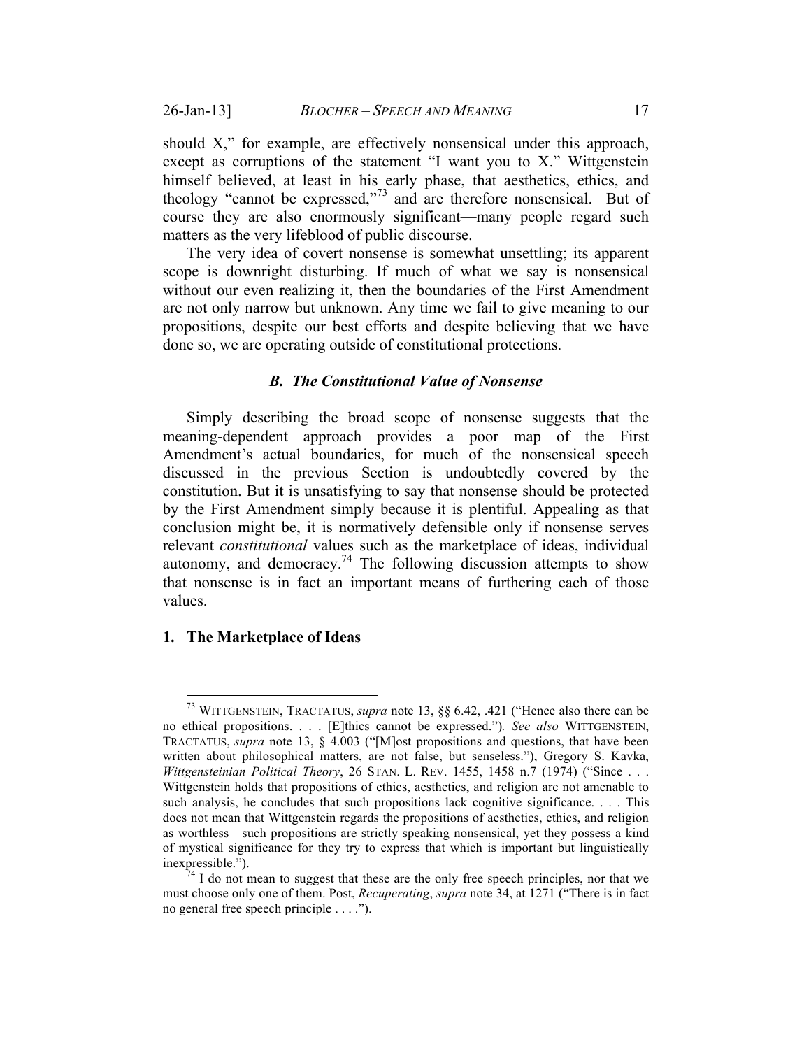should X," for example, are effectively nonsensical under this approach, except as corruptions of the statement "I want you to X." Wittgenstein himself believed, at least in his early phase, that aesthetics, ethics, and theology "cannot be expressed,"[73] and are therefore nonsensical. But of course they are also enormously significant—many people regard such matters as the very lifeblood of public discourse.

The very idea of covert nonsense is somewhat unsettling; its apparent scope is downright disturbing. If much of what we say is nonsensical without our even realizing it, then the boundaries of the First Amendment are not only narrow but unknown. Any time we fail to give meaning to our propositions, despite our best efforts and despite believing that we have done so, we are operating outside of constitutional protections.

### *B. The Constitutional Value of Nonsense*

Simply describing the broad scope of nonsense suggests that the meaning-dependent approach provides a poor map of the First Amendment's actual boundaries, for much of the nonsensical speech discussed in the previous Section is undoubtedly covered by the constitution. But it is unsatisfying to say that nonsense should be protected by the First Amendment simply because it is plentiful. Appealing as that conclusion might be, it is normatively defensible only if nonsense serves relevant *constitutional* values such as the marketplace of ideas, individual autonomy, and democracy.[74] The following discussion attempts to show that nonsense is in fact an important means of furthering each of those values.

#### 1. The Marketplace of Ideas

---

[73] WITTGENSTEIN, TRACTATUS, *supra* note 13, §§ 6.42, .421 ("Hence also there can be no ethical propositions. . . . [E]thics cannot be expressed."). *See also* WITTGENSTEIN, TRACTATUS, *supra* note 13, § 4.003 ("[M]ost propositions and questions, that have been written about philosophical matters, are not false, but senseless."), Gregory S. Kavka, *Wittgensteinian Political Theory*, 26 STAN. L. REV. 1455, 1458 n.7 (1974) ("Since . . . Wittgenstein holds that propositions of ethics, aesthetics, and religion are not amenable to such analysis, he concludes that such propositions lack cognitive significance. . . . This does not mean that Wittgenstein regards the propositions of aesthetics, ethics, and religion as worthless—such propositions are strictly speaking nonsensical, yet they possess a kind of mystical significance for they try to express that which is important but linguistically inexpressible.").

[74] I do not mean to suggest that these are the only free speech principles, nor that we must choose only one of them. Post, *Recuperating*, *supra* note 34, at 1271 ("There is in fact no general free speech principle . . . .").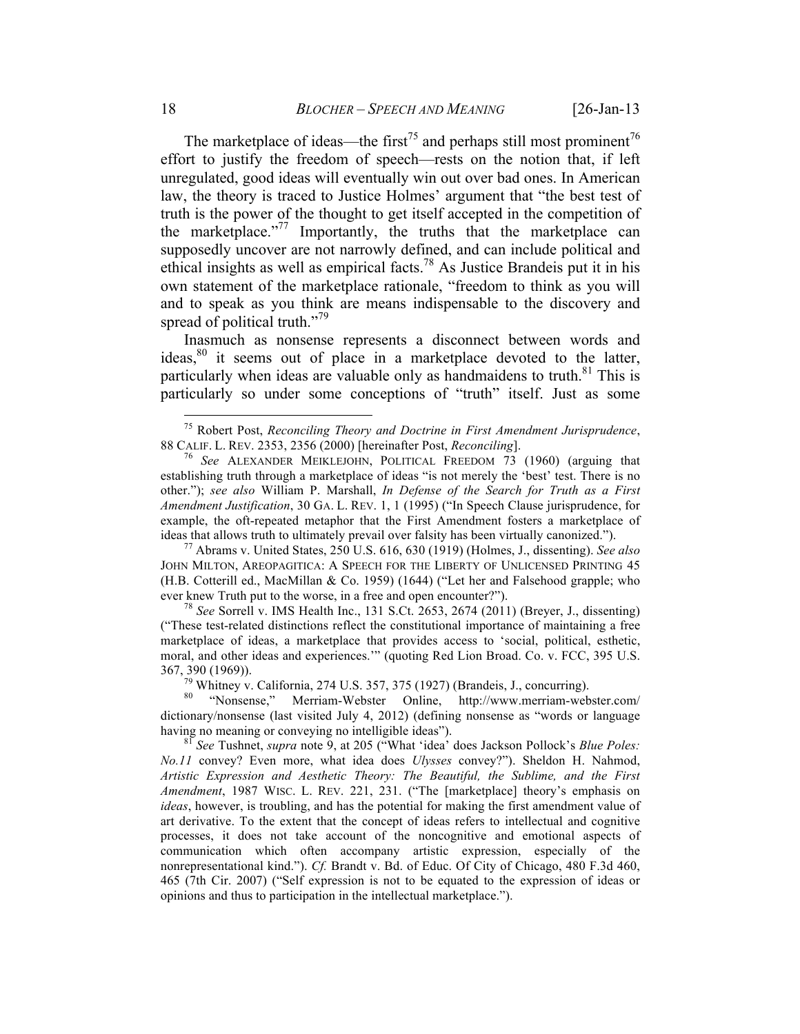The marketplace of ideas—the first[75] and perhaps still most prominent[76] effort to justify the freedom of speech—rests on the notion that, if left unregulated, good ideas will eventually win out over bad ones. In American law, the theory is traced to Justice Holmes' argument that "the best test of truth is the power of the thought to get itself accepted in the competition of the marketplace."[77] Importantly, the truths that the marketplace can supposedly uncover are not narrowly defined, and can include political and ethical insights as well as empirical facts.[78] As Justice Brandeis put it in his own statement of the marketplace rationale, "freedom to think as you will and to speak as you think are means indispensable to the discovery and spread of political truth."[79]

Inasmuch as nonsense represents a disconnect between words and ideas,[80] it seems out of place in a marketplace devoted to the latter, particularly when ideas are valuable only as handmaidens to truth.[81] This is particularly so under some conceptions of "truth" itself. Just as some

---

[75] Robert Post, *Reconciling Theory and Doctrine in First Amendment Jurisprudence*, 88 CALIF. L. REV. 2353, 2356 (2000) [hereinafter Post, *Reconciling*].

[76] *See* ALEXANDER MEIKLEJOHN, POLITICAL FREEDOM 73 (1960) (arguing that establishing truth through a marketplace of ideas "is not merely the 'best' test. There is no other."); *see also* William P. Marshall, *In Defense of the Search for Truth as a First Amendment Justification*, 30 GA. L. REV. 1, 1 (1995) ("In Speech Clause jurisprudence, for example, the oft-repeated metaphor that the First Amendment fosters a marketplace of ideas that allows truth to ultimately prevail over falsity has been virtually canonized.").

[77] Abrams v. United States, 250 U.S. 616, 630 (1919) (Holmes, J., dissenting). *See also* JOHN MILTON, AREOPAGITICA: A SPEECH FOR THE LIBERTY OF UNLICENSED PRINTING 45 (H.B. Cotterill ed., MacMillan & Co. 1959) (1644) ("Let her and Falsehood grapple; who ever knew Truth put to the worse, in a free and open encounter?").

[78] *See* Sorrell v. IMS Health Inc., 131 S.Ct. 2653, 2674 (2011) (Breyer, J., dissenting) ("These test-related distinctions reflect the constitutional importance of maintaining a free marketplace of ideas, a marketplace that provides access to 'social, political, esthetic, moral, and other ideas and experiences.'" (quoting Red Lion Broad. Co. v. FCC, 395 U.S. 367, 390 (1969)).

[79] Whitney v. California, 274 U.S. 357, 375 (1927) (Brandeis, J., concurring).

[80] "Nonsense," Merriam-Webster Online, http://www.merriam-webster.com/dictionary/nonsense (last visited July 4, 2012) (defining nonsense as "words or language having no meaning or conveying no intelligible ideas").

[81] *See* Tushnet, *supra* note 9, at 205 ("What 'idea' does Jackson Pollock's *Blue Poles: No.11* convey? Even more, what idea does *Ulysses* convey?"). Sheldon H. Nahmod, *Artistic Expression and Aesthetic Theory: The Beautiful, the Sublime, and the First Amendment*, 1987 WISC. L. REV. 221, 231. ("The [marketplace] theory's emphasis on *ideas*, however, is troubling, and has the potential for making the first amendment value of art derivative. To the extent that the concept of ideas refers to intellectual and cognitive processes, it does not take account of the noncognitive and emotional aspects of communication which often accompany artistic expression, especially of the nonrepresentational kind."). *Cf.* Brandt v. Bd. of Educ. Of City of Chicago, 480 F.3d 460, 465 (7th Cir. 2007) ("Self expression is not to be equated to the expression of ideas or opinions and thus to participation in the intellectual marketplace.").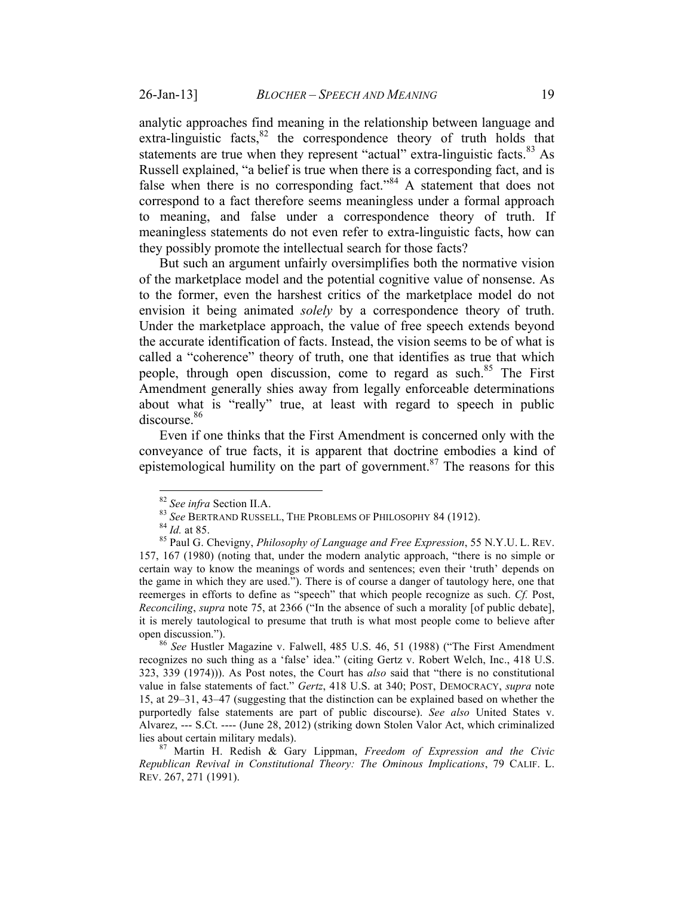analytic approaches find meaning in the relationship between language and extra-linguistic facts,[82] the correspondence theory of truth holds that statements are true when they represent "actual" extra-linguistic facts.[83] As Russell explained, "a belief is true when there is a corresponding fact, and is false when there is no corresponding fact."[84] A statement that does not correspond to a fact therefore seems meaningless under a formal approach to meaning, and false under a correspondence theory of truth. If meaningless statements do not even refer to extra-linguistic facts, how can they possibly promote the intellectual search for those facts?

But such an argument unfairly oversimplifies both the normative vision of the marketplace model and the potential cognitive value of nonsense. As to the former, even the harshest critics of the marketplace model do not envision it being animated *solely* by a correspondence theory of truth. Under the marketplace approach, the value of free speech extends beyond the accurate identification of facts. Instead, the vision seems to be of what is called a "coherence" theory of truth, one that identifies as true that which people, through open discussion, come to regard as such.[85] The First Amendment generally shies away from legally enforceable determinations about what is "really" true, at least with regard to speech in public discourse.[86]

Even if one thinks that the First Amendment is concerned only with the conveyance of true facts, it is apparent that doctrine embodies a kind of epistemological humility on the part of government.[87] The reasons for this

---

[82] *See infra* Section II.A.

[83] *See* BERTRAND RUSSELL, THE PROBLEMS OF PHILOSOPHY 84 (1912).

[84] *Id.* at 85.

[85] Paul G. Chevigny, *Philosophy of Language and Free Expression*, 55 N.Y.U. L. REV. 157, 167 (1980) (noting that, under the modern analytic approach, "there is no simple or certain way to know the meanings of words and sentences; even their 'truth' depends on the game in which they are used."). There is of course a danger of tautology here, one that reemerges in efforts to define as "speech" that which people recognize as such. *Cf.* Post, *Reconciling*, *supra* note 75, at 2366 ("In the absence of such a morality [of public debate], it is merely tautological to presume that truth is what most people come to believe after open discussion.").

[86] *See* Hustler Magazine v. Falwell, 485 U.S. 46, 51 (1988) ("The First Amendment recognizes no such thing as a 'false' idea." (citing Gertz v. Robert Welch, Inc., 418 U.S. 323, 339 (1974))). As Post notes, the Court has *also* said that "there is no constitutional value in false statements of fact." *Gertz*, 418 U.S. at 340; POST, DEMOCRACY, *supra* note 15, at 29–31, 43–47 (suggesting that the distinction can be explained based on whether the purportedly false statements are part of public discourse). *See also* United States v. Alvarez, --- S.Ct. ---- (June 28, 2012) (striking down Stolen Valor Act, which criminalized lies about certain military medals).

[87] Martin H. Redish & Gary Lippman, *Freedom of Expression and the Civic Republican Revival in Constitutional Theory: The Ominous Implications*, 79 CALIF. L. REV. 267, 271 (1991).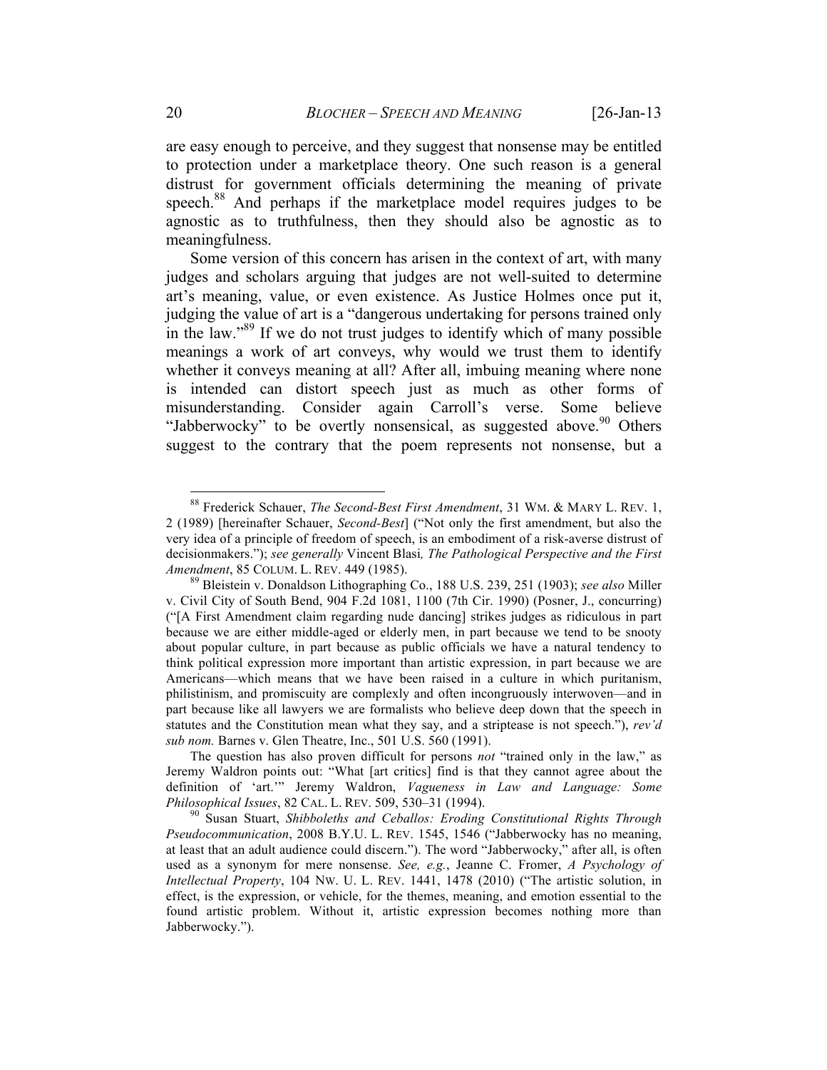are easy enough to perceive, and they suggest that nonsense may be entitled to protection under a marketplace theory. One such reason is a general distrust for government officials determining the meaning of private speech.[88] And perhaps if the marketplace model requires judges to be agnostic as to truthfulness, then they should also be agnostic as to meaningfulness.

Some version of this concern has arisen in the context of art, with many judges and scholars arguing that judges are not well-suited to determine art's meaning, value, or even existence. As Justice Holmes once put it, judging the value of art is a "dangerous undertaking for persons trained only in the law."[89] If we do not trust judges to identify which of many possible meanings a work of art conveys, why would we trust them to identify whether it conveys meaning at all? After all, imbuing meaning where none is intended can distort speech just as much as other forms of misunderstanding. Consider again Carroll's verse. Some believe "Jabberwocky" to be overtly nonsensical, as suggested above.[90] Others suggest to the contrary that the poem represents not nonsense, but a

---

[88] Frederick Schauer, *The Second-Best First Amendment*, 31 WM. & MARY L. REV. 1, 2 (1989) [hereinafter Schauer, *Second-Best*] ("Not only the first amendment, but also the very idea of a principle of freedom of speech, is an embodiment of a risk-averse distrust of decisionmakers."); *see generally* Vincent Blasi*, The Pathological Perspective and the First Amendment*, 85 COLUM. L. REV. 449 (1985).

[89] Bleistein v. Donaldson Lithographing Co., 188 U.S. 239, 251 (1903); *see also* Miller v. Civil City of South Bend, 904 F.2d 1081, 1100 (7th Cir. 1990) (Posner, J., concurring) ("[A First Amendment claim regarding nude dancing] strikes judges as ridiculous in part because we are either middle-aged or elderly men, in part because we tend to be snooty about popular culture, in part because as public officials we have a natural tendency to think political expression more important than artistic expression, in part because we are Americans—which means that we have been raised in a culture in which puritanism, philistinism, and promiscuity are complexly and often incongruously interwoven—and in part because like all lawyers we are formalists who believe deep down that the speech in statutes and the Constitution mean what they say, and a striptease is not speech."), *rev'd sub nom.* Barnes v. Glen Theatre, Inc., 501 U.S. 560 (1991).

The question has also proven difficult for persons *not* "trained only in the law," as Jeremy Waldron points out: "What [art critics] find is that they cannot agree about the definition of 'art.'" Jeremy Waldron, *Vagueness in Law and Language: Some Philosophical Issues*, 82 CAL. L. REV. 509, 530–31 (1994).

[90] Susan Stuart, *Shibboleths and Ceballos: Eroding Constitutional Rights Through Pseudocommunication*, 2008 B.Y.U. L. REV. 1545, 1546 ("Jabberwocky has no meaning, at least that an adult audience could discern."). The word "Jabberwocky," after all, is often used as a synonym for mere nonsense. *See, e.g.*, Jeanne C. Fromer, *A Psychology of Intellectual Property*, 104 NW. U. L. REV. 1441, 1478 (2010) ("The artistic solution, in effect, is the expression, or vehicle, for the themes, meaning, and emotion essential to the found artistic problem. Without it, artistic expression becomes nothing more than Jabberwocky.").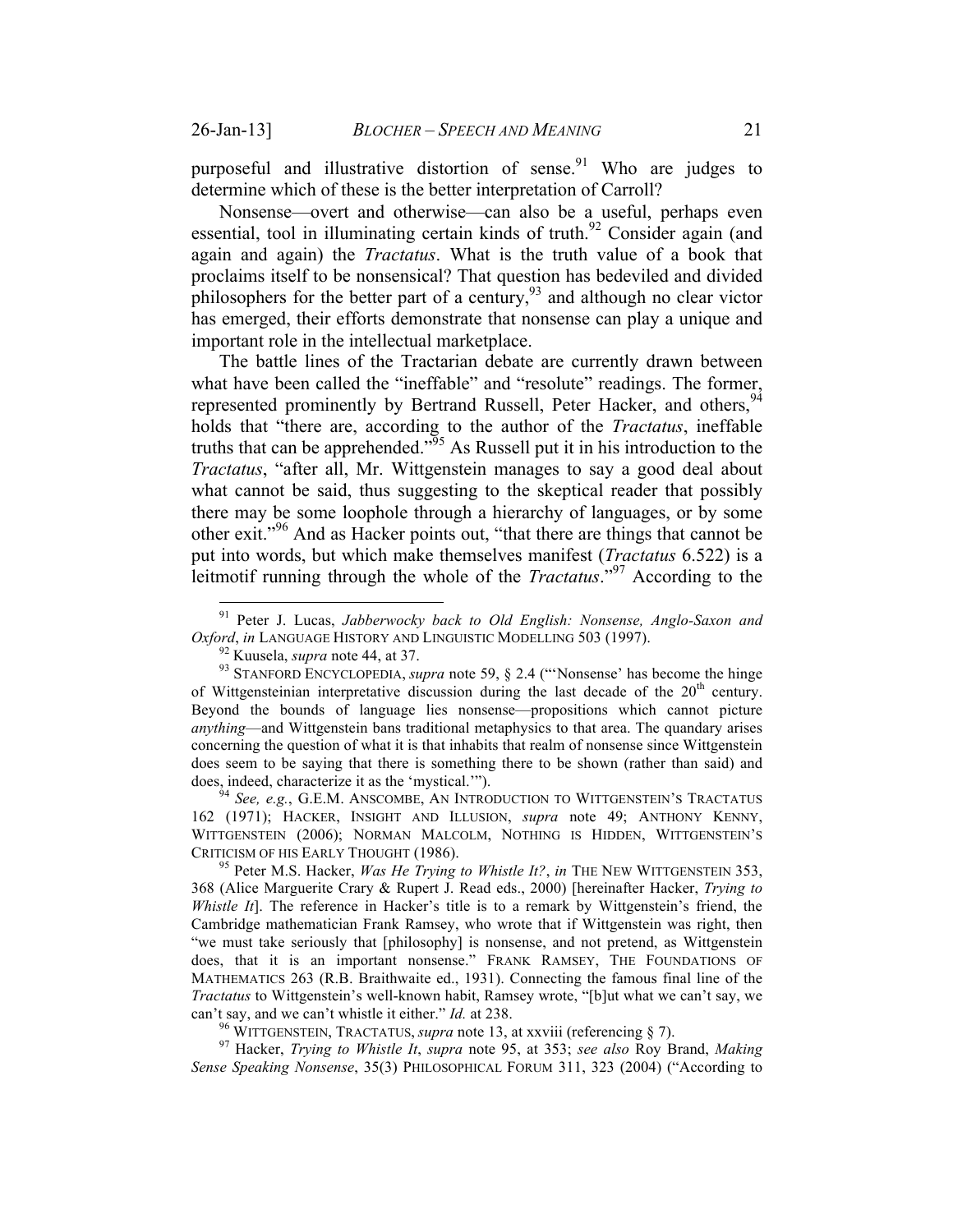purposeful and illustrative distortion of sense.[91] Who are judges to determine which of these is the better interpretation of Carroll?

Nonsense—overt and otherwise—can also be a useful, perhaps even essential, tool in illuminating certain kinds of truth.[92] Consider again (and again and again) the *Tractatus*. What is the truth value of a book that proclaims itself to be nonsensical? That question has bedeviled and divided philosophers for the better part of a century,[93] and although no clear victor has emerged, their efforts demonstrate that nonsense can play a unique and important role in the intellectual marketplace.

The battle lines of the Tractarian debate are currently drawn between what have been called the "ineffable" and "resolute" readings. The former, represented prominently by Bertrand Russell, Peter Hacker, and others,[94] holds that "there are, according to the author of the *Tractatus*, ineffable truths that can be apprehended."[95] As Russell put it in his introduction to the *Tractatus*, "after all, Mr. Wittgenstein manages to say a good deal about what cannot be said, thus suggesting to the skeptical reader that possibly there may be some loophole through a hierarchy of languages, or by some other exit."[96] And as Hacker points out, "that there are things that cannot be put into words, but which make themselves manifest (*Tractatus* 6.522) is a leitmotif running through the whole of the *Tractatus*."[97] According to the

---

[91] Peter J. Lucas, *Jabberwocky back to Old English: Nonsense, Anglo-Saxon and Oxford*, *in* LANGUAGE HISTORY AND LINGUISTIC MODELLING 503 (1997).

[92] Kuusela, *supra* note 44, at 37.

[93] STANFORD ENCYCLOPEDIA, *supra* note 59, § 2.4 ("'Nonsense' has become the hinge of Wittgensteinian interpretative discussion during the last decade of the 20th century. Beyond the bounds of language lies nonsense—propositions which cannot picture *anything*—and Wittgenstein bans traditional metaphysics to that area. The quandary arises concerning the question of what it is that inhabits that realm of nonsense since Wittgenstein does seem to be saying that there is something there to be shown (rather than said) and does, indeed, characterize it as the 'mystical.'").

[94] *See, e.g.*, G.E.M. ANSCOMBE, AN INTRODUCTION TO WITTGENSTEIN'S TRACTATUS 162 (1971); HACKER, INSIGHT AND ILLUSION, *supra* note 49; ANTHONY KENNY, WITTGENSTEIN (2006); NORMAN MALCOLM, NOTHING IS HIDDEN, WITTGENSTEIN'S CRITICISM OF HIS EARLY THOUGHT (1986).

[95] Peter M.S. Hacker, *Was He Trying to Whistle It?*, *in* THE NEW WITTGENSTEIN 353, 368 (Alice Marguerite Crary & Rupert J. Read eds., 2000) [hereinafter Hacker, *Trying to Whistle It*]. The reference in Hacker's title is to a remark by Wittgenstein's friend, the Cambridge mathematician Frank Ramsey, who wrote that if Wittgenstein was right, then "we must take seriously that [philosophy] is nonsense, and not pretend, as Wittgenstein does, that it is an important nonsense." FRANK RAMSEY, THE FOUNDATIONS OF MATHEMATICS 263 (R.B. Braithwaite ed., 1931). Connecting the famous final line of the *Tractatus* to Wittgenstein's well-known habit, Ramsey wrote, "[b]ut what we can't say, we can't say, and we can't whistle it either." *Id.* at 238.

[96] WITTGENSTEIN, TRACTATUS, *supra* note 13, at xxviii (referencing § 7).

[97] Hacker, *Trying to Whistle It*, *supra* note 95, at 353; *see also* Roy Brand, *Making Sense Speaking Nonsense*, 35(3) PHILOSOPHICAL FORUM 311, 323 (2004) ("According to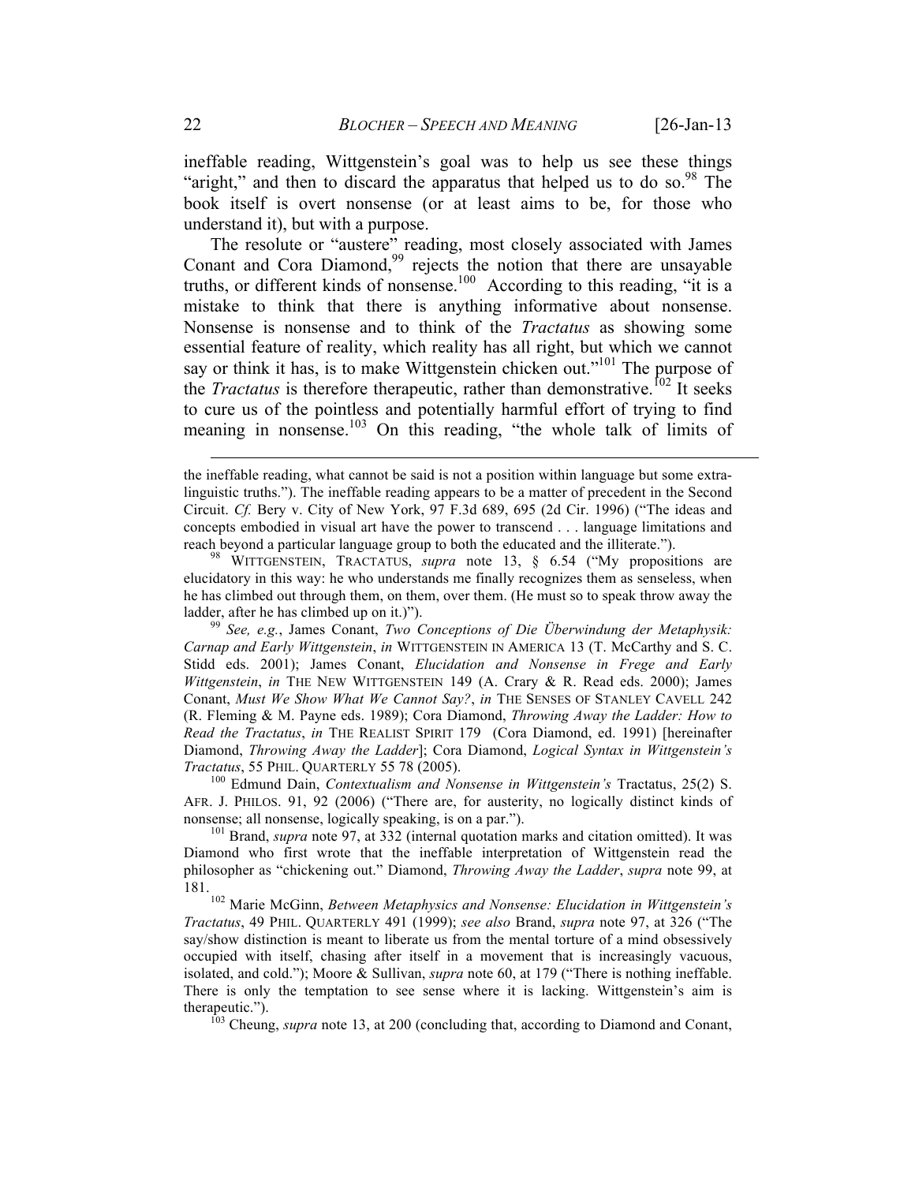ineffable reading, Wittgenstein's goal was to help us see these things "aright," and then to discard the apparatus that helped us to do so.[98] The book itself is overt nonsense (or at least aims to be, for those who understand it), but with a purpose.

The resolute or "austere" reading, most closely associated with James Conant and Cora Diamond,[99] rejects the notion that there are unsayable truths, or different kinds of nonsense.[100] According to this reading, "it is a mistake to think that there is anything informative about nonsense. Nonsense is nonsense and to think of the *Tractatus* as showing some essential feature of reality, which reality has all right, but which we cannot say or think it has, is to make Wittgenstein chicken out."[101] The purpose of the *Tractatus* is therefore therapeutic, rather than demonstrative.[102] It seeks to cure us of the pointless and potentially harmful effort of trying to find meaning in nonsense.[103] On this reading, "the whole talk of limits of

---

the ineffable reading, what cannot be said is not a position within language but some extra-linguistic truths."). The ineffable reading appears to be a matter of precedent in the Second Circuit. *Cf.* Bery v. City of New York, 97 F.3d 689, 695 (2d Cir. 1996) ("The ideas and concepts embodied in visual art have the power to transcend . . . language limitations and reach beyond a particular language group to both the educated and the illiterate.").

[98] WITTGENSTEIN, TRACTATUS, *supra* note 13, § 6.54 ("My propositions are elucidatory in this way: he who understands me finally recognizes them as senseless, when he has climbed out through them, on them, over them. (He must so to speak throw away the ladder, after he has climbed up on it.)").

[99] *See, e.g.*, James Conant, *Two Conceptions of Die Überwindung der Metaphysik: Carnap and Early Wittgenstein*, *in* WITTGENSTEIN IN AMERICA 13 (T. McCarthy and S. C. Stidd eds. 2001); James Conant, *Elucidation and Nonsense in Frege and Early Wittgenstein*, *in* THE NEW WITTGENSTEIN 149 (A. Crary & R. Read eds. 2000); James Conant, *Must We Show What We Cannot Say?*, *in* THE SENSES OF STANLEY CAVELL 242 (R. Fleming & M. Payne eds. 1989); Cora Diamond, *Throwing Away the Ladder: How to Read the Tractatus*, *in* THE REALIST SPIRIT 179 (Cora Diamond, ed. 1991) [hereinafter Diamond, *Throwing Away the Ladder*]; Cora Diamond, *Logical Syntax in Wittgenstein's Tractatus*, 55 PHIL. QUARTERLY 55 78 (2005).

[100] Edmund Dain, *Contextualism and Nonsense in Wittgenstein's* Tractatus, 25(2) S. AFR. J. PHILOS. 91, 92 (2006) ("There are, for austerity, no logically distinct kinds of nonsense; all nonsense, logically speaking, is on a par.").

[101] Brand, *supra* note 97, at 332 (internal quotation marks and citation omitted). It was Diamond who first wrote that the ineffable interpretation of Wittgenstein read the philosopher as "chickening out." Diamond, *Throwing Away the Ladder*, *supra* note 99, at 181.

[102] Marie McGinn, *Between Metaphysics and Nonsense: Elucidation in Wittgenstein's Tractatus*, 49 PHIL. QUARTERLY 491 (1999); *see also* Brand, *supra* note 97, at 326 ("The say/show distinction is meant to liberate us from the mental torture of a mind obsessively occupied with itself, chasing after itself in a movement that is increasingly vacuous, isolated, and cold."); Moore & Sullivan, *supra* note 60, at 179 ("There is nothing ineffable. There is only the temptation to see sense where it is lacking. Wittgenstein's aim is therapeutic.").

[103] Cheung, *supra* note 13, at 200 (concluding that, according to Diamond and Conant,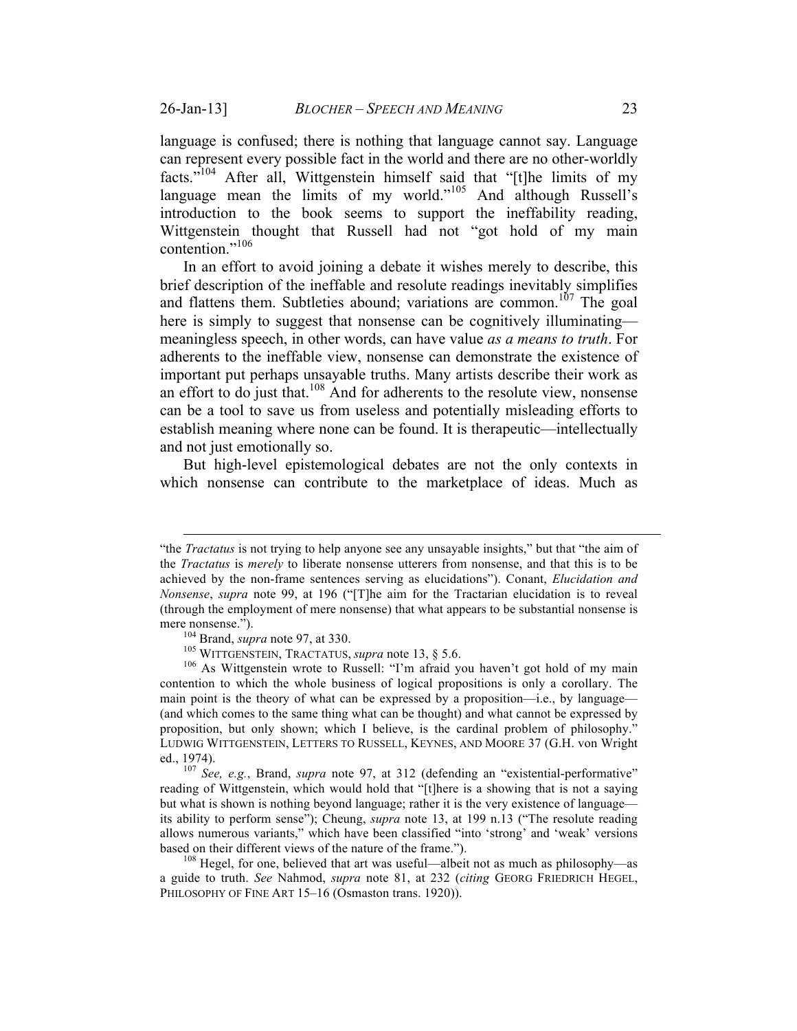language is confused; there is nothing that language cannot say. Language can represent every possible fact in the world and there are no other-worldly facts."[104] After all, Wittgenstein himself said that "[t]he limits of my language mean the limits of my world."[105] And although Russell's introduction to the book seems to support the ineffability reading, Wittgenstein thought that Russell had not "got hold of my main contention."[106]

In an effort to avoid joining a debate it wishes merely to describe, this brief description of the ineffable and resolute readings inevitably simplifies and flattens them. Subtleties abound; variations are common.[107] The goal here is simply to suggest that nonsense can be cognitively illuminating—meaningless speech, in other words, can have value *as a means to truth*. For adherents to the ineffable view, nonsense can demonstrate the existence of important put perhaps unsayable truths. Many artists describe their work as an effort to do just that.[108] And for adherents to the resolute view, nonsense can be a tool to save us from useless and potentially misleading efforts to establish meaning where none can be found. It is therapeutic—intellectually and not just emotionally so.

But high-level epistemological debates are not the only contexts in which nonsense can contribute to the marketplace of ideas. Much as

---

"the *Tractatus* is not trying to help anyone see any unsayable insights," but that "the aim of the *Tractatus* is *merely* to liberate nonsense utterers from nonsense, and that this is to be achieved by the non-frame sentences serving as elucidations"). Conant, *Elucidation and Nonsense*, *supra* note 99, at 196 ("[T]he aim for the Tractarian elucidation is to reveal (through the employment of mere nonsense) that what appears to be substantial nonsense is mere nonsense.").

[104] Brand, *supra* note 97, at 330.

[105] WITTGENSTEIN, TRACTATUS, *supra* note 13, § 5.6.

[106] As Wittgenstein wrote to Russell: "I'm afraid you haven't got hold of my main contention to which the whole business of logical propositions is only a corollary. The main point is the theory of what can be expressed by a proposition—i.e., by language—(and which comes to the same thing what can be thought) and what cannot be expressed by proposition, but only shown; which I believe, is the cardinal problem of philosophy." LUDWIG WITTGENSTEIN, LETTERS TO RUSSELL, KEYNES, AND MOORE 37 (G.H. von Wright ed., 1974).

[107] *See, e.g.*, Brand, *supra* note 97, at 312 (defending an "existential-performative" reading of Wittgenstein, which would hold that "[t]here is a showing that is not a saying but what is shown is nothing beyond language; rather it is the very existence of language—its ability to perform sense"); Cheung, *supra* note 13, at 199 n.13 ("The resolute reading allows numerous variants," which have been classified "into 'strong' and 'weak' versions based on their different views of the nature of the frame.").

[108] Hegel, for one, believed that art was useful—albeit not as much as philosophy—as a guide to truth. *See* Nahmod, *supra* note 81, at 232 (*citing* GEORG FRIEDRICH HEGEL, PHILOSOPHY OF FINE ART 15–16 (Osmaston trans. 1920)).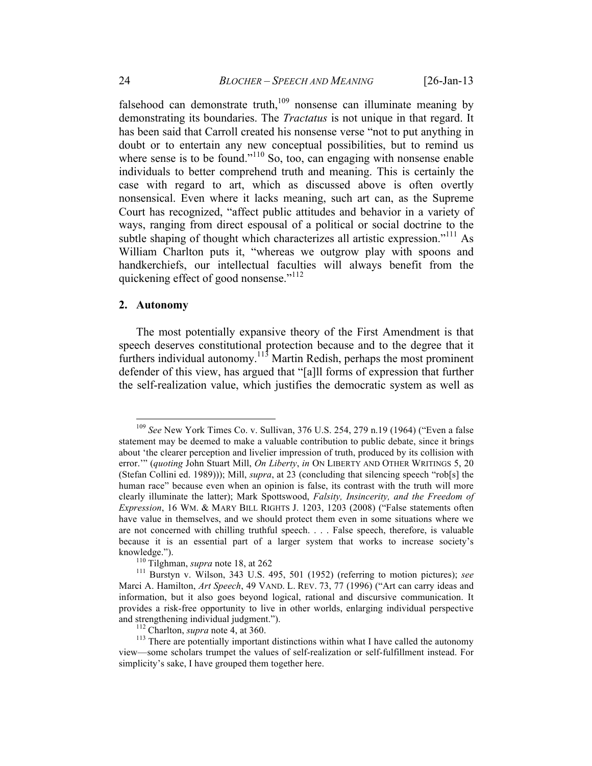falsehood can demonstrate truth,[109] nonsense can illuminate meaning by demonstrating its boundaries. The *Tractatus* is not unique in that regard. It has been said that Carroll created his nonsense verse "not to put anything in doubt or to entertain any new conceptual possibilities, but to remind us where sense is to be found."[110] So, too, can engaging with nonsense enable individuals to better comprehend truth and meaning. This is certainly the case with regard to art, which as discussed above is often overtly nonsensical. Even where it lacks meaning, such art can, as the Supreme Court has recognized, "affect public attitudes and behavior in a variety of ways, ranging from direct espousal of a political or social doctrine to the subtle shaping of thought which characterizes all artistic expression."[111] As William Charlton puts it, "whereas we outgrow play with spoons and handkerchiefs, our intellectual faculties will always benefit from the quickening effect of good nonsense."[112]

### 2. Autonomy

The most potentially expansive theory of the First Amendment is that speech deserves constitutional protection because and to the degree that it furthers individual autonomy.[113] Martin Redish, perhaps the most prominent defender of this view, has argued that "[a]ll forms of expression that further the self-realization value, which justifies the democratic system as well as

---

[109] *See* New York Times Co. v. Sullivan, 376 U.S. 254, 279 n.19 (1964) ("Even a false statement may be deemed to make a valuable contribution to public debate, since it brings about 'the clearer perception and livelier impression of truth, produced by its collision with error.'" (*quoting* John Stuart Mill, *On Liberty*, *in* ON LIBERTY AND OTHER WRITINGS 5, 20 (Stefan Collini ed. 1989))); Mill, *supra*, at 23 (concluding that silencing speech "rob[s] the human race" because even when an opinion is false, its contrast with the truth will more clearly illuminate the latter); Mark Spottswood, *Falsity, Insincerity, and the Freedom of Expression*, 16 WM. & MARY BILL RIGHTS J. 1203, 1203 (2008) ("False statements often have value in themselves, and we should protect them even in some situations where we are not concerned with chilling truthful speech. . . . False speech, therefore, is valuable because it is an essential part of a larger system that works to increase society's knowledge.").

[110] Tilghman, *supra* note 18, at 262

[111] Burstyn v. Wilson, 343 U.S. 495, 501 (1952) (referring to motion pictures); *see* Marci A. Hamilton, *Art Speech*, 49 VAND. L. REV. 73, 77 (1996) ("Art can carry ideas and information, but it also goes beyond logical, rational and discursive communication. It provides a risk-free opportunity to live in other worlds, enlarging individual perspective and strengthening individual judgment.").

[112] Charlton, *supra* note 4, at 360.

[113] There are potentially important distinctions within what I have called the autonomy view—some scholars trumpet the values of self-realization or self-fulfillment instead. For simplicity's sake, I have grouped them together here.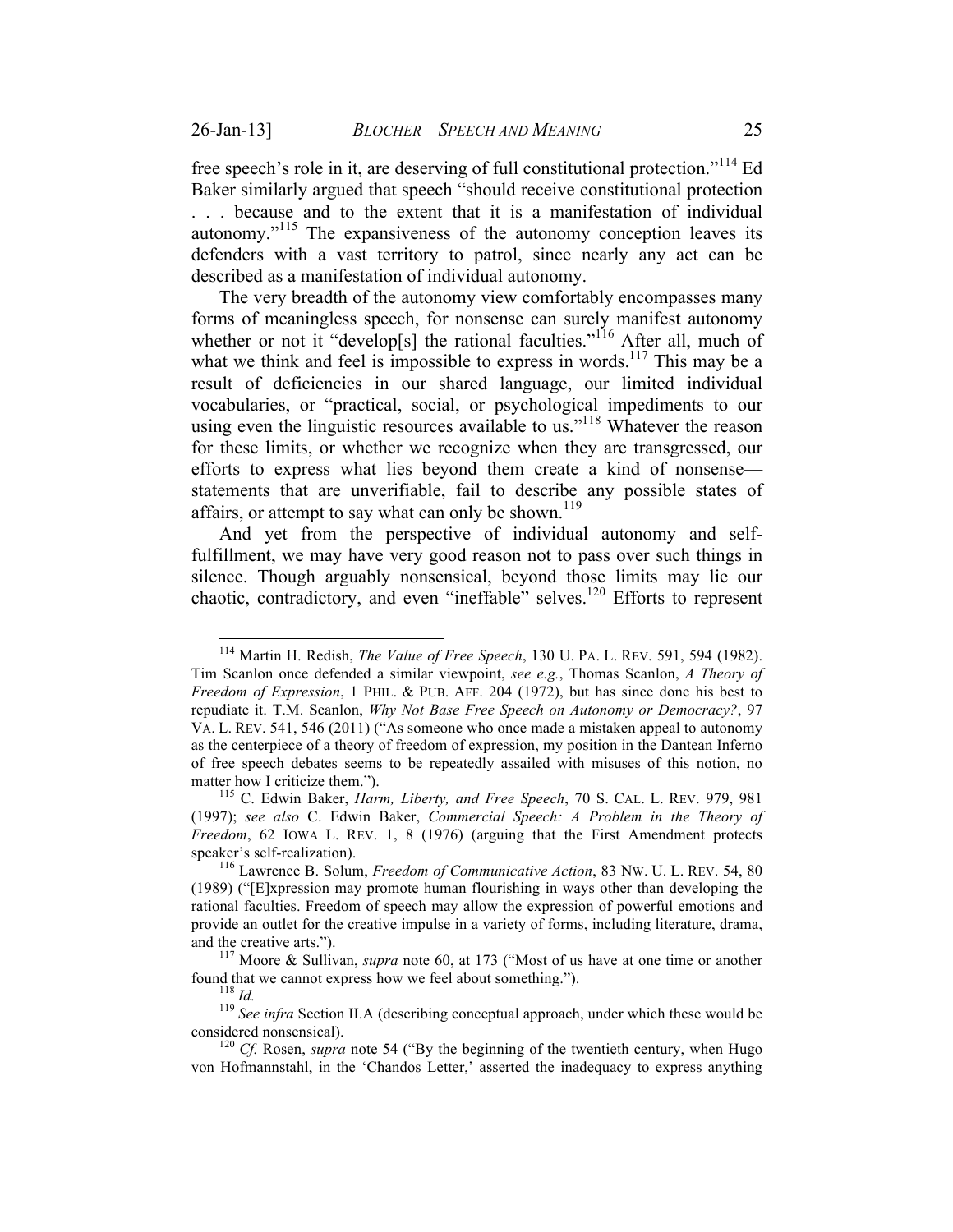free speech's role in it, are deserving of full constitutional protection."[114] Ed Baker similarly argued that speech "should receive constitutional protection . . . because and to the extent that it is a manifestation of individual autonomy."[115] The expansiveness of the autonomy conception leaves its defenders with a vast territory to patrol, since nearly any act can be described as a manifestation of individual autonomy.

The very breadth of the autonomy view comfortably encompasses many forms of meaningless speech, for nonsense can surely manifest autonomy whether or not it "develop[s] the rational faculties."[116] After all, much of what we think and feel is impossible to express in words.[117] This may be a result of deficiencies in our shared language, our limited individual vocabularies, or "practical, social, or psychological impediments to our using even the linguistic resources available to us."[118] Whatever the reason for these limits, or whether we recognize when they are transgressed, our efforts to express what lies beyond them create a kind of nonsense—statements that are unverifiable, fail to describe any possible states of affairs, or attempt to say what can only be shown.[119]

And yet from the perspective of individual autonomy and self-fulfillment, we may have very good reason not to pass over such things in silence. Though arguably nonsensical, beyond those limits may lie our chaotic, contradictory, and even "ineffable" selves.[120] Efforts to represent

---

[114] Martin H. Redish, *The Value of Free Speech*, 130 U. PA. L. REV. 591, 594 (1982). Tim Scanlon once defended a similar viewpoint, *see e.g.*, Thomas Scanlon, *A Theory of Freedom of Expression*, 1 PHIL. & PUB. AFF. 204 (1972), but has since done his best to repudiate it. T.M. Scanlon, *Why Not Base Free Speech on Autonomy or Democracy?*, 97 VA. L. REV. 541, 546 (2011) ("As someone who once made a mistaken appeal to autonomy as the centerpiece of a theory of freedom of expression, my position in the Dantean Inferno of free speech debates seems to be repeatedly assailed with misuses of this notion, no matter how I criticize them.").

[115] C. Edwin Baker, *Harm, Liberty, and Free Speech*, 70 S. CAL. L. REV. 979, 981 (1997); *see also* C. Edwin Baker, *Commercial Speech: A Problem in the Theory of Freedom*, 62 IOWA L. REV. 1, 8 (1976) (arguing that the First Amendment protects speaker's self-realization).

[116] Lawrence B. Solum, *Freedom of Communicative Action*, 83 NW. U. L. REV. 54, 80 (1989) ("[E]xpression may promote human flourishing in ways other than developing the rational faculties. Freedom of speech may allow the expression of powerful emotions and provide an outlet for the creative impulse in a variety of forms, including literature, drama, and the creative arts.").

[117] Moore & Sullivan, *supra* note 60, at 173 ("Most of us have at one time or another found that we cannot express how we feel about something.").

[118] *Id.*

[119] *See infra* Section II.A (describing conceptual approach, under which these would be considered nonsensical).

[120] *Cf.* Rosen, *supra* note 54 ("By the beginning of the twentieth century, when Hugo von Hofmannstahl, in the 'Chandos Letter,' asserted the inadequacy to express anything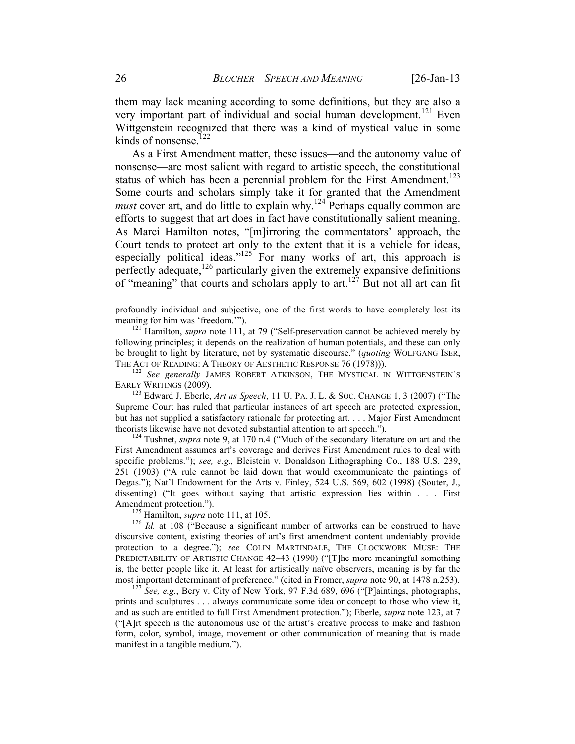them may lack meaning according to some definitions, but they are also a very important part of individual and social human development.[121] Even Wittgenstein recognized that there was a kind of mystical value in some kinds of nonsense.[122]

As a First Amendment matter, these issues—and the autonomy value of nonsense—are most salient with regard to artistic speech, the constitutional status of which has been a perennial problem for the First Amendment.[123] Some courts and scholars simply take it for granted that the Amendment *must* cover art, and do little to explain why.[124] Perhaps equally common are efforts to suggest that art does in fact have constitutionally salient meaning. As Marci Hamilton notes, "[m]irroring the commentators' approach, the Court tends to protect art only to the extent that it is a vehicle for ideas, especially political ideas."[125] For many works of art, this approach is perfectly adequate,[126] particularly given the extremely expansive definitions of "meaning" that courts and scholars apply to art.[127] But not all art can fit

---

profoundly individual and subjective, one of the first words to have completely lost its meaning for him was 'freedom.'").

[121] Hamilton, *supra* note 111, at 79 ("Self-preservation cannot be achieved merely by following principles; it depends on the realization of human potentials, and these can only be brought to light by literature, not by systematic discourse." (*quoting* WOLFGANG ISER, THE ACT OF READING: A THEORY OF AESTHETIC RESPONSE 76 (1978))).

[122] *See generally* JAMES ROBERT ATKINSON, THE MYSTICAL IN WITTGENSTEIN'S EARLY WRITINGS (2009).

[123] Edward J. Eberle, *Art as Speech*, 11 U. PA. J. L. & SOC. CHANGE 1, 3 (2007) ("The Supreme Court has ruled that particular instances of art speech are protected expression, but has not supplied a satisfactory rationale for protecting art. . . . Major First Amendment theorists likewise have not devoted substantial attention to art speech.").

[124] Tushnet, *supra* note 9, at 170 n.4 ("Much of the secondary literature on art and the First Amendment assumes art's coverage and derives First Amendment rules to deal with specific problems."); *see, e.g.*, Bleistein v. Donaldson Lithographing Co., 188 U.S. 239, 251 (1903) ("A rule cannot be laid down that would excommunicate the paintings of Degas."); Nat'l Endowment for the Arts v. Finley, 524 U.S. 569, 602 (1998) (Souter, J., dissenting) ("It goes without saying that artistic expression lies within . . . First Amendment protection.").

[125] Hamilton, *supra* note 111, at 105.

[126] *Id.* at 108 ("Because a significant number of artworks can be construed to have discursive content, existing theories of art's first amendment content undeniably provide protection to a degree."); *see* COLIN MARTINDALE, THE CLOCKWORK MUSE: THE PREDICTABILITY OF ARTISTIC CHANGE 42–43 (1990) ("[T]he more meaningful something is, the better people like it. At least for artistically naïve observers, meaning is by far the most important determinant of preference." (cited in Fromer, *supra* note 90, at 1478 n.253).

[127] *See, e.g.*, Bery v. City of New York, 97 F.3d 689, 696 ("[P]aintings, photographs, prints and sculptures . . . always communicate some idea or concept to those who view it, and as such are entitled to full First Amendment protection."); Eberle, *supra* note 123, at 7 ("[A]rt speech is the autonomous use of the artist's creative process to make and fashion form, color, symbol, image, movement or other communication of meaning that is made manifest in a tangible medium.").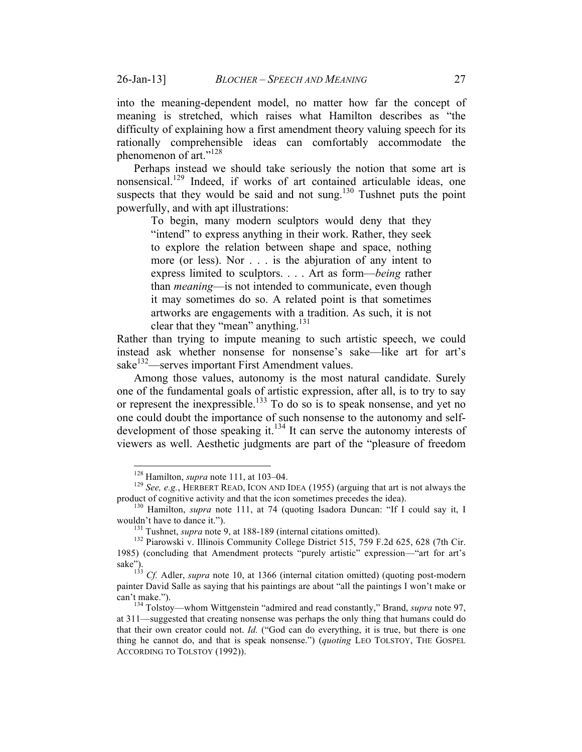into the meaning-dependent model, no matter how far the concept of meaning is stretched, which raises what Hamilton describes as "the difficulty of explaining how a first amendment theory valuing speech for its rationally comprehensible ideas can comfortably accommodate the phenomenon of art."[128]

Perhaps instead we should take seriously the notion that some art is nonsensical.[129] Indeed, if works of art contained articulable ideas, one suspects that they would be said and not sung.[130] Tushnet puts the point powerfully, and with apt illustrations:

> To begin, many modern sculptors would deny that they "intend" to express anything in their work. Rather, they seek to explore the relation between shape and space, nothing more (or less). Nor . . . is the abjuration of any intent to express limited to sculptors. . . . Art as form—*being* rather than *meaning*—is not intended to communicate, even though it may sometimes do so. A related point is that sometimes artworks are engagements with a tradition. As such, it is not clear that they "mean" anything.[131]

Rather than trying to impute meaning to such artistic speech, we could instead ask whether nonsense for nonsense's sake—like art for art's sake[132]—serves important First Amendment values.

Among those values, autonomy is the most natural candidate. Surely one of the fundamental goals of artistic expression, after all, is to try to say or represent the inexpressible.[133] To do so is to speak nonsense, and yet no one could doubt the importance of such nonsense to the autonomy and self-development of those speaking it.[134] It can serve the autonomy interests of viewers as well. Aesthetic judgments are part of the "pleasure of freedom

---

[128] Hamilton, *supra* note 111, at 103–04.

[129] *See, e.g.*, HERBERT READ, ICON AND IDEA (1955) (arguing that art is not always the product of cognitive activity and that the icon sometimes precedes the idea).

[130] Hamilton, *supra* note 111, at 74 (quoting Isadora Duncan: "If I could say it, I wouldn't have to dance it.").

[131] Tushnet, *supra* note 9, at 188-189 (internal citations omitted).

[132] Piarowski v. Illinois Community College District 515, 759 F.2d 625, 628 (7th Cir. 1985) (concluding that Amendment protects "purely artistic" expression—"art for art's sake").

[133] *Cf.* Adler, *supra* note 10, at 1366 (internal citation omitted) (quoting post-modern painter David Salle as saying that his paintings are about "all the paintings I won't make or can't make.").

[134] Tolstoy—whom Wittgenstein "admired and read constantly," Brand, *supra* note 97, at 311—suggested that creating nonsense was perhaps the only thing that humans could do that their own creator could not. *Id.* ("God can do everything, it is true, but there is one thing he cannot do, and that is speak nonsense.") (*quoting* LEO TOLSTOY, THE GOSPEL ACCORDING TO TOLSTOY (1992)).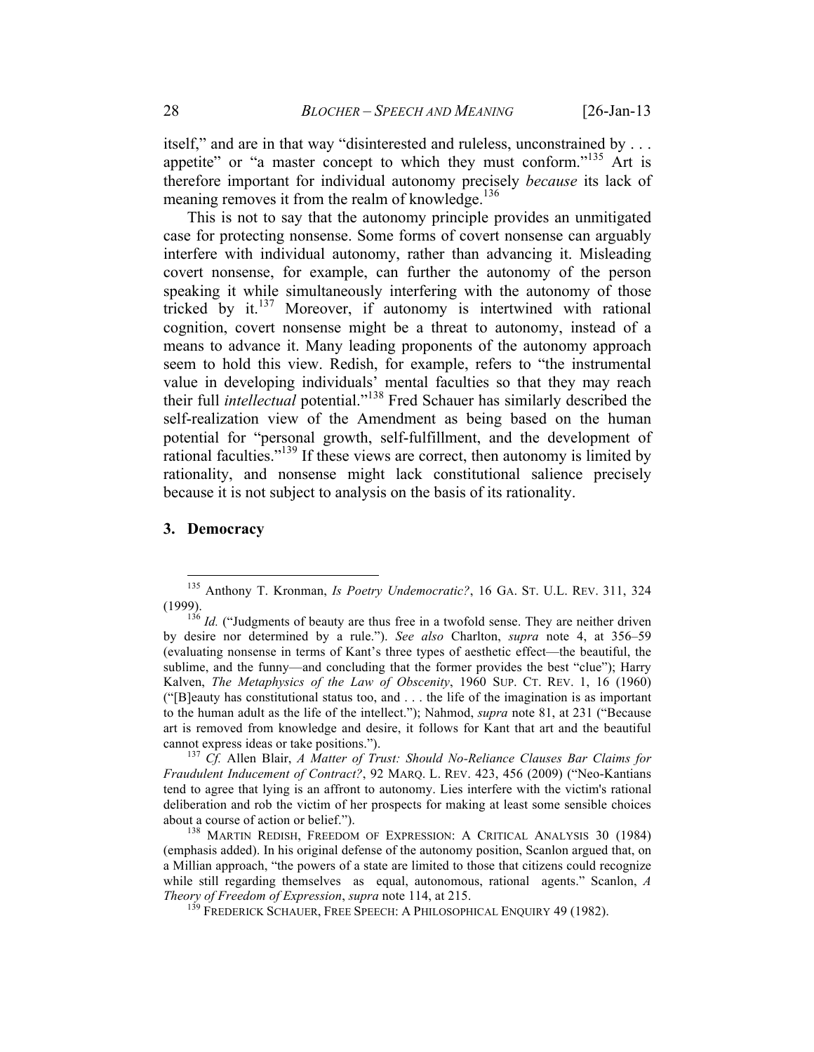itself," and are in that way "disinterested and ruleless, unconstrained by . . . appetite" or "a master concept to which they must conform."[135] Art is therefore important for individual autonomy precisely *because* its lack of meaning removes it from the realm of knowledge.[136]

This is not to say that the autonomy principle provides an unmitigated case for protecting nonsense. Some forms of covert nonsense can arguably interfere with individual autonomy, rather than advancing it. Misleading covert nonsense, for example, can further the autonomy of the person speaking it while simultaneously interfering with the autonomy of those tricked by it.[137] Moreover, if autonomy is intertwined with rational cognition, covert nonsense might be a threat to autonomy, instead of a means to advance it. Many leading proponents of the autonomy approach seem to hold this view. Redish, for example, refers to "the instrumental value in developing individuals' mental faculties so that they may reach their full *intellectual* potential."[138] Fred Schauer has similarly described the self-realization view of the Amendment as being based on the human potential for "personal growth, self-fulfillment, and the development of rational faculties."[139] If these views are correct, then autonomy is limited by rationality, and nonsense might lack constitutional salience precisely because it is not subject to analysis on the basis of its rationality.

### 3. Democracy

---

[135] Anthony T. Kronman, *Is Poetry Undemocratic?*, 16 GA. ST. U.L. REV. 311, 324 (1999).

[136] *Id.* ("Judgments of beauty are thus free in a twofold sense. They are neither driven by desire nor determined by a rule."). *See also* Charlton, *supra* note 4, at 356–59 (evaluating nonsense in terms of Kant's three types of aesthetic effect—the beautiful, the sublime, and the funny—and concluding that the former provides the best "clue"); Harry Kalven, *The Metaphysics of the Law of Obscenity*, 1960 SUP. CT. REV. 1, 16 (1960) ("[B]eauty has constitutional status too, and . . . the life of the imagination is as important to the human adult as the life of the intellect."); Nahmod, *supra* note 81, at 231 ("Because art is removed from knowledge and desire, it follows for Kant that art and the beautiful cannot express ideas or take positions.").

[137] *Cf.* Allen Blair, *A Matter of Trust: Should No-Reliance Clauses Bar Claims for Fraudulent Inducement of Contract?*, 92 MARQ. L. REV. 423, 456 (2009) ("Neo-Kantians tend to agree that lying is an affront to autonomy. Lies interfere with the victim's rational deliberation and rob the victim of her prospects for making at least some sensible choices about a course of action or belief.").

[138] MARTIN REDISH, FREEDOM OF EXPRESSION: A CRITICAL ANALYSIS 30 (1984) (emphasis added). In his original defense of the autonomy position, Scanlon argued that, on a Millian approach, "the powers of a state are limited to those that citizens could recognize while still regarding themselves as equal, autonomous, rational agents." Scanlon, *A Theory of Freedom of Expression*, *supra* note 114, at 215.

[139] FREDERICK SCHAUER, FREE SPEECH: A PHILOSOPHICAL ENQUIRY 49 (1982).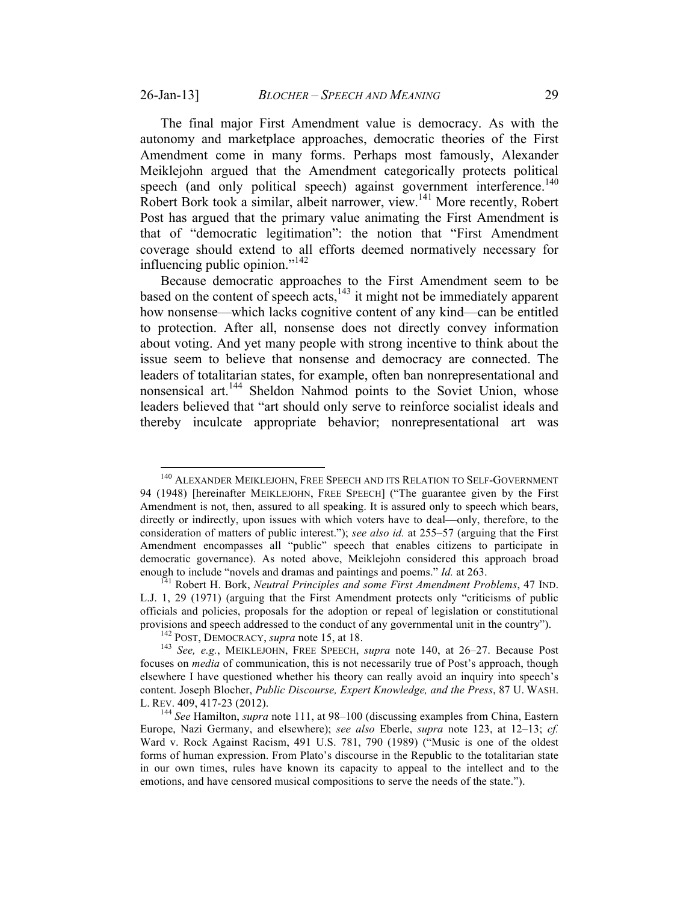The final major First Amendment value is democracy. As with the autonomy and marketplace approaches, democratic theories of the First Amendment come in many forms. Perhaps most famously, Alexander Meiklejohn argued that the Amendment categorically protects political speech (and only political speech) against government interference.[140] Robert Bork took a similar, albeit narrower, view.[141] More recently, Robert Post has argued that the primary value animating the First Amendment is that of "democratic legitimation": the notion that "First Amendment coverage should extend to all efforts deemed normatively necessary for influencing public opinion."[142]

Because democratic approaches to the First Amendment seem to be based on the content of speech acts,[143] it might not be immediately apparent how nonsense—which lacks cognitive content of any kind—can be entitled to protection. After all, nonsense does not directly convey information about voting. And yet many people with strong incentive to think about the issue seem to believe that nonsense and democracy are connected. The leaders of totalitarian states, for example, often ban nonrepresentational and nonsensical art.[144] Sheldon Nahmod points to the Soviet Union, whose leaders believed that "art should only serve to reinforce socialist ideals and thereby inculcate appropriate behavior; nonrepresentational art was

---

[140] ALEXANDER MEIKLEJOHN, FREE SPEECH AND ITS RELATION TO SELF-GOVERNMENT 94 (1948) [hereinafter MEIKLEJOHN, FREE SPEECH] ("The guarantee given by the First Amendment is not, then, assured to all speaking. It is assured only to speech which bears, directly or indirectly, upon issues with which voters have to deal—only, therefore, to the consideration of matters of public interest."); *see also id.* at 255–57 (arguing that the First Amendment encompasses all "public" speech that enables citizens to participate in democratic governance). As noted above, Meiklejohn considered this approach broad enough to include "novels and dramas and paintings and poems." *Id.* at 263.

[141] Robert H. Bork, *Neutral Principles and some First Amendment Problems*, 47 IND. L.J. 1, 29 (1971) (arguing that the First Amendment protects only "criticisms of public officials and policies, proposals for the adoption or repeal of legislation or constitutional provisions and speech addressed to the conduct of any governmental unit in the country").

[142] POST, DEMOCRACY, *supra* note 15, at 18.

[143] *See, e.g.*, MEIKLEJOHN, FREE SPEECH, *supra* note 140, at 26–27. Because Post focuses on *media* of communication, this is not necessarily true of Post's approach, though elsewhere I have questioned whether his theory can really avoid an inquiry into speech's content. Joseph Blocher, *Public Discourse, Expert Knowledge, and the Press*, 87 U. WASH. L. REV. 409, 417-23 (2012).

[144] *See* Hamilton, *supra* note 111, at 98–100 (discussing examples from China, Eastern Europe, Nazi Germany, and elsewhere); *see also* Eberle, *supra* note 123, at 12–13; *cf.* Ward v. Rock Against Racism, 491 U.S. 781, 790 (1989) ("Music is one of the oldest forms of human expression. From Plato's discourse in the Republic to the totalitarian state in our own times, rules have known its capacity to appeal to the intellect and to the emotions, and have censored musical compositions to serve the needs of the state.").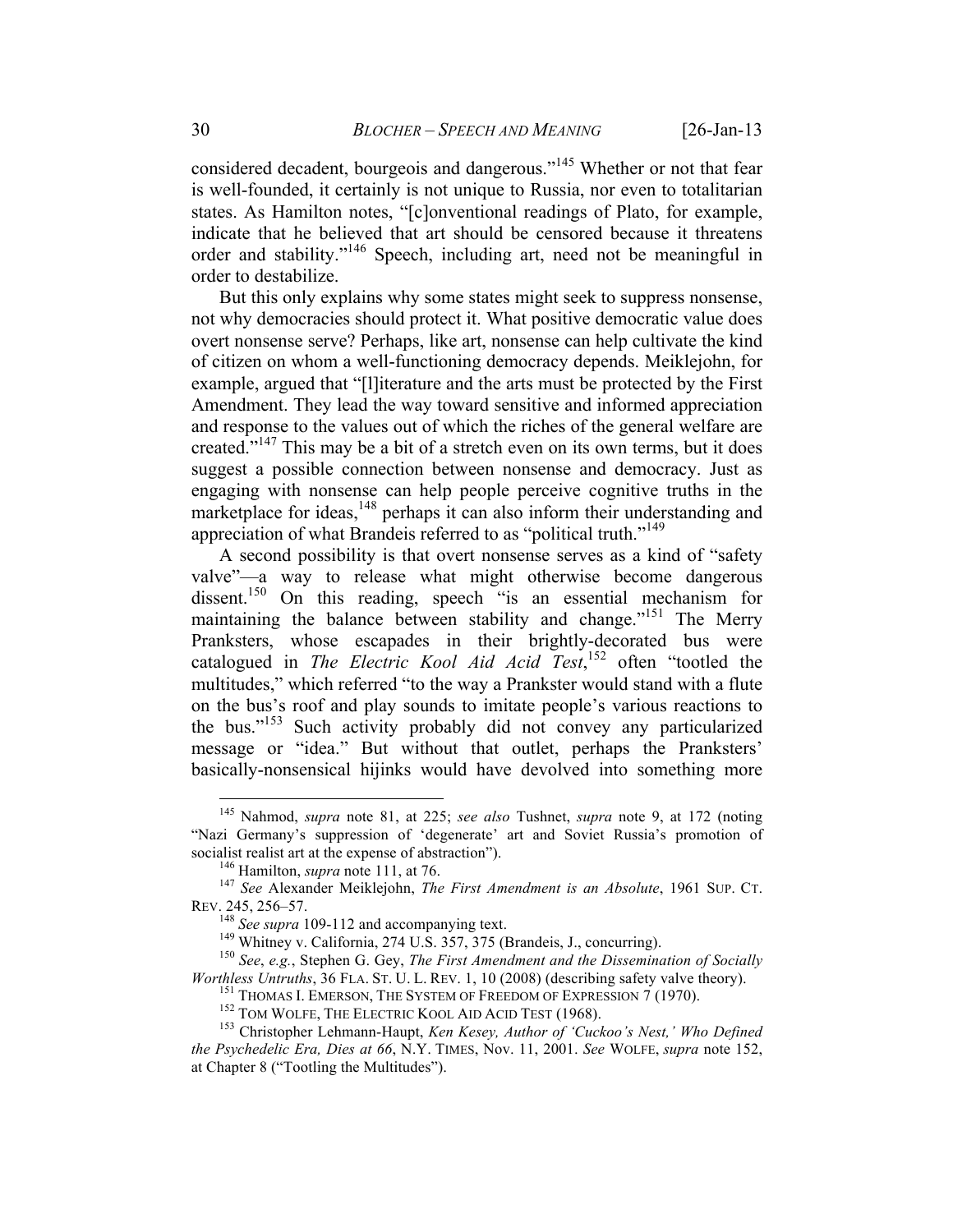considered decadent, bourgeois and dangerous."[145] Whether or not that fear is well-founded, it certainly is not unique to Russia, nor even to totalitarian states. As Hamilton notes, "[c]onventional readings of Plato, for example, indicate that he believed that art should be censored because it threatens order and stability."[146] Speech, including art, need not be meaningful in order to destabilize.

But this only explains why some states might seek to suppress nonsense, not why democracies should protect it. What positive democratic value does overt nonsense serve? Perhaps, like art, nonsense can help cultivate the kind of citizen on whom a well-functioning democracy depends. Meiklejohn, for example, argued that "[l]iterature and the arts must be protected by the First Amendment. They lead the way toward sensitive and informed appreciation and response to the values out of which the riches of the general welfare are created."[147] This may be a bit of a stretch even on its own terms, but it does suggest a possible connection between nonsense and democracy. Just as engaging with nonsense can help people perceive cognitive truths in the marketplace for ideas,[148] perhaps it can also inform their understanding and appreciation of what Brandeis referred to as "political truth."[149]

A second possibility is that overt nonsense serves as a kind of "safety valve"—a way to release what might otherwise become dangerous dissent.[150] On this reading, speech "is an essential mechanism for maintaining the balance between stability and change."[151] The Merry Pranksters, whose escapades in their brightly-decorated bus were catalogued in *The Electric Kool Aid Acid Test*,[152] often "tootled the multitudes," which referred "to the way a Prankster would stand with a flute on the bus's roof and play sounds to imitate people's various reactions to the bus."[153] Such activity probably did not convey any particularized message or "idea." But without that outlet, perhaps the Pranksters' basically-nonsensical hijinks would have devolved into something more

---

[145] Nahmod, *supra* note 81, at 225; *see also* Tushnet, *supra* note 9, at 172 (noting "Nazi Germany's suppression of 'degenerate' art and Soviet Russia's promotion of socialist realist art at the expense of abstraction").

[146] Hamilton, *supra* note 111, at 76.

[147] *See* Alexander Meiklejohn, *The First Amendment is an Absolute*, 1961 SUP. CT. REV. 245, 256–57.

[148] *See supra* 109-112 and accompanying text.

[149] Whitney v. California, 274 U.S. 357, 375 (Brandeis, J., concurring).

[150] *See*, *e.g.*, Stephen G. Gey, *The First Amendment and the Dissemination of Socially Worthless Untruths*, 36 FLA. ST. U. L. REV. 1, 10 (2008) (describing safety valve theory).

[151] THOMAS I. EMERSON, THE SYSTEM OF FREEDOM OF EXPRESSION 7 (1970).

[152] TOM WOLFE, THE ELECTRIC KOOL AID ACID TEST (1968).

[153] Christopher Lehmann-Haupt, *Ken Kesey, Author of 'Cuckoo's Nest,' Who Defined the Psychedelic Era, Dies at 66*, N.Y. TIMES, Nov. 11, 2001. *See* WOLFE, *supra* note 152, at Chapter 8 ("Tootling the Multitudes").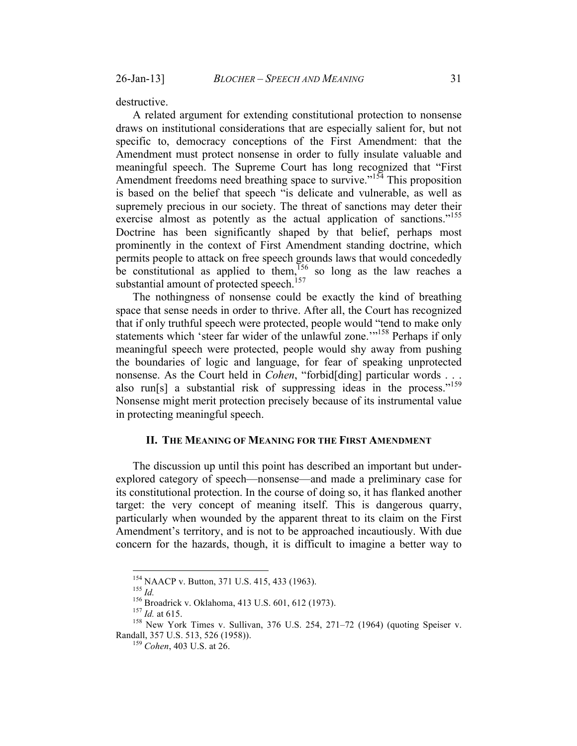destructive.

A related argument for extending constitutional protection to nonsense draws on institutional considerations that are especially salient for, but not specific to, democracy conceptions of the First Amendment: that the Amendment must protect nonsense in order to fully insulate valuable and meaningful speech. The Supreme Court has long recognized that "First Amendment freedoms need breathing space to survive."[154] This proposition is based on the belief that speech "is delicate and vulnerable, as well as supremely precious in our society. The threat of sanctions may deter their exercise almost as potently as the actual application of sanctions."[155] Doctrine has been significantly shaped by that belief, perhaps most prominently in the context of First Amendment standing doctrine, which permits people to attack on free speech grounds laws that would concededly be constitutional as applied to them,[156] so long as the law reaches a substantial amount of protected speech.[157]

The nothingness of nonsense could be exactly the kind of breathing space that sense needs in order to thrive. After all, the Court has recognized that if only truthful speech were protected, people would "tend to make only statements which 'steer far wider of the unlawful zone.'"[158] Perhaps if only meaningful speech were protected, people would shy away from pushing the boundaries of logic and language, for fear of speaking unprotected nonsense. As the Court held in *Cohen*, "forbid[ding] particular words . . . also run[s] a substantial risk of suppressing ideas in the process."[159] Nonsense might merit protection precisely because of its instrumental value in protecting meaningful speech.

## II. THE MEANING OF MEANING FOR THE FIRST AMENDMENT

The discussion up until this point has described an important but under-explored category of speech—nonsense—and made a preliminary case for its constitutional protection. In the course of doing so, it has flanked another target: the very concept of meaning itself. This is dangerous quarry, particularly when wounded by the apparent threat to its claim on the First Amendment's territory, and is not to be approached incautiously. With due concern for the hazards, though, it is difficult to imagine a better way to

---

[154] NAACP v. Button, 371 U.S. 415, 433 (1963).

[155] *Id.*

[156] Broadrick v. Oklahoma, 413 U.S. 601, 612 (1973).

[157] *Id.* at 615.

[158] New York Times v. Sullivan, 376 U.S. 254, 271–72 (1964) (quoting Speiser v. Randall, 357 U.S. 513, 526 (1958)).

[159] *Cohen*, 403 U.S. at 26.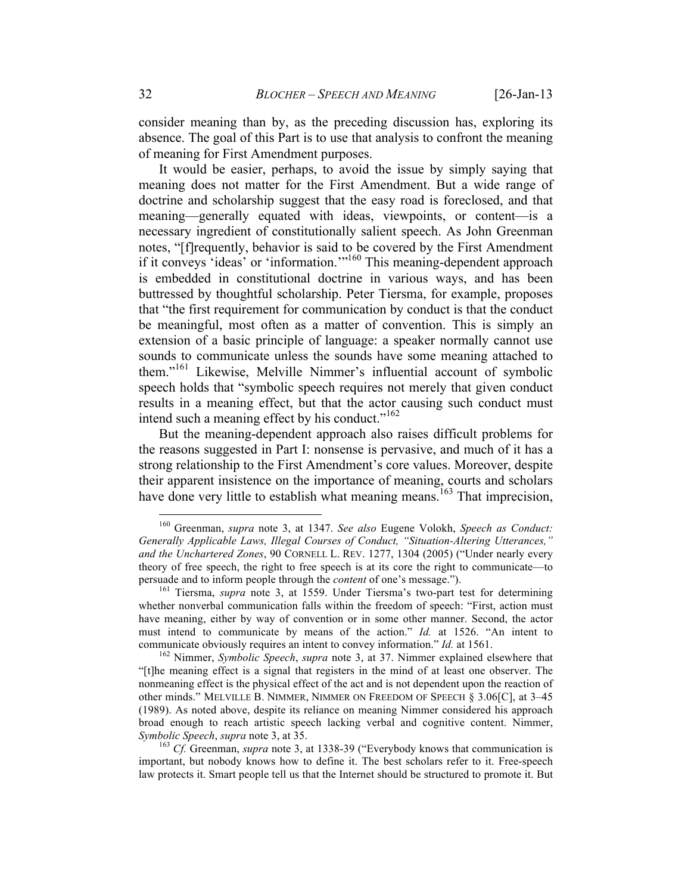consider meaning than by, as the preceding discussion has, exploring its absence. The goal of this Part is to use that analysis to confront the meaning of meaning for First Amendment purposes.

It would be easier, perhaps, to avoid the issue by simply saying that meaning does not matter for the First Amendment. But a wide range of doctrine and scholarship suggest that the easy road is foreclosed, and that meaning—generally equated with ideas, viewpoints, or content—is a necessary ingredient of constitutionally salient speech. As John Greenman notes, "[f]requently, behavior is said to be covered by the First Amendment if it conveys 'ideas' or 'information.'"[160] This meaning-dependent approach is embedded in constitutional doctrine in various ways, and has been buttressed by thoughtful scholarship. Peter Tiersma, for example, proposes that "the first requirement for communication by conduct is that the conduct be meaningful, most often as a matter of convention. This is simply an extension of a basic principle of language: a speaker normally cannot use sounds to communicate unless the sounds have some meaning attached to them."[161] Likewise, Melville Nimmer's influential account of symbolic speech holds that "symbolic speech requires not merely that given conduct results in a meaning effect, but that the actor causing such conduct must intend such a meaning effect by his conduct."[162]

But the meaning-dependent approach also raises difficult problems for the reasons suggested in Part I: nonsense is pervasive, and much of it has a strong relationship to the First Amendment's core values. Moreover, despite their apparent insistence on the importance of meaning, courts and scholars have done very little to establish what meaning means.[163] That imprecision,

---

[160] Greenman, *supra* note 3, at 1347. *See also* Eugene Volokh, *Speech as Conduct: Generally Applicable Laws, Illegal Courses of Conduct, "Situation-Altering Utterances," and the Unchartered Zones*, 90 CORNELL L. REV. 1277, 1304 (2005) ("Under nearly every theory of free speech, the right to free speech is at its core the right to communicate—to persuade and to inform people through the *content* of one's message.").

[161] Tiersma, *supra* note 3, at 1559. Under Tiersma's two-part test for determining whether nonverbal communication falls within the freedom of speech: "First, action must have meaning, either by way of convention or in some other manner. Second, the actor must intend to communicate by means of the action." *Id.* at 1526. "An intent to communicate obviously requires an intent to convey information." *Id.* at 1561.

[162] Nimmer, *Symbolic Speech*, *supra* note 3, at 37. Nimmer explained elsewhere that "[t]he meaning effect is a signal that registers in the mind of at least one observer. The nonmeaning effect is the physical effect of the act and is not dependent upon the reaction of other minds." MELVILLE B. NIMMER, NIMMER ON FREEDOM OF SPEECH § 3.06[C], at 3–45 (1989). As noted above, despite its reliance on meaning Nimmer considered his approach broad enough to reach artistic speech lacking verbal and cognitive content. Nimmer, *Symbolic Speech*, *supra* note 3, at 35.

[163] *Cf.* Greenman, *supra* note 3, at 1338-39 ("Everybody knows that communication is important, but nobody knows how to define it. The best scholars refer to it. Free-speech law protects it. Smart people tell us that the Internet should be structured to promote it. But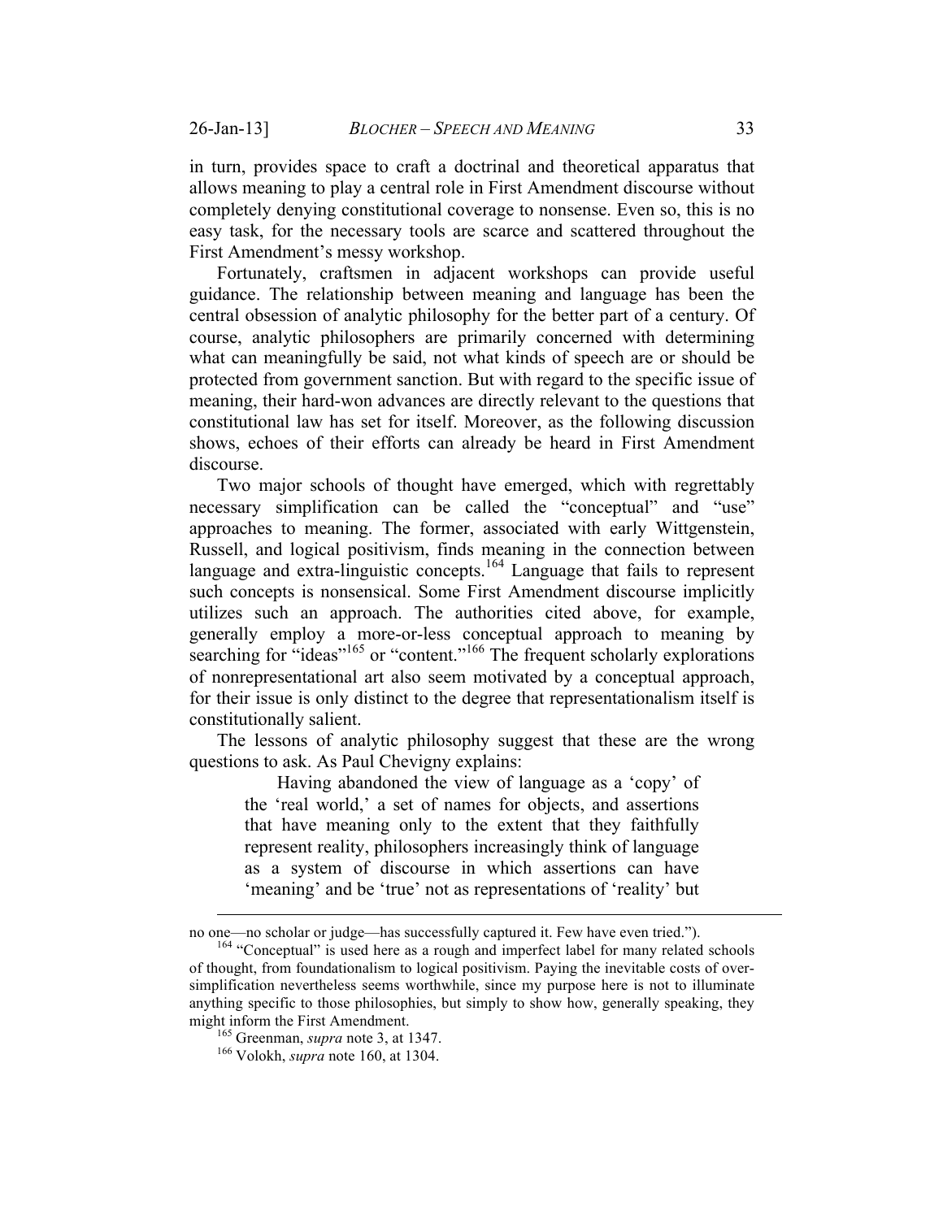in turn, provides space to craft a doctrinal and theoretical apparatus that allows meaning to play a central role in First Amendment discourse without completely denying constitutional coverage to nonsense. Even so, this is no easy task, for the necessary tools are scarce and scattered throughout the First Amendment's messy workshop.

Fortunately, craftsmen in adjacent workshops can provide useful guidance. The relationship between meaning and language has been the central obsession of analytic philosophy for the better part of a century. Of course, analytic philosophers are primarily concerned with determining what can meaningfully be said, not what kinds of speech are or should be protected from government sanction. But with regard to the specific issue of meaning, their hard-won advances are directly relevant to the questions that constitutional law has set for itself. Moreover, as the following discussion shows, echoes of their efforts can already be heard in First Amendment discourse.

Two major schools of thought have emerged, which with regrettably necessary simplification can be called the "conceptual" and "use" approaches to meaning. The former, associated with early Wittgenstein, Russell, and logical positivism, finds meaning in the connection between language and extra-linguistic concepts.[164] Language that fails to represent such concepts is nonsensical. Some First Amendment discourse implicitly utilizes such an approach. The authorities cited above, for example, generally employ a more-or-less conceptual approach to meaning by searching for "ideas"[165] or "content."[166] The frequent scholarly explorations of nonrepresentational art also seem motivated by a conceptual approach, for their issue is only distinct to the degree that representationalism itself is constitutionally salient.

The lessons of analytic philosophy suggest that these are the wrong questions to ask. As Paul Chevigny explains:

> Having abandoned the view of language as a 'copy' of the 'real world,' a set of names for objects, and assertions that have meaning only to the extent that they faithfully represent reality, philosophers increasingly think of language as a system of discourse in which assertions can have 'meaning' and be 'true' not as representations of 'reality' but

---

no one—no scholar or judge—has successfully captured it. Few have even tried.").

[164] "Conceptual" is used here as a rough and imperfect label for many related schools of thought, from foundationalism to logical positivism. Paying the inevitable costs of over-simplification nevertheless seems worthwhile, since my purpose here is not to illuminate anything specific to those philosophies, but simply to show how, generally speaking, they might inform the First Amendment.

[165] Greenman, *supra* note 3, at 1347.

[166] Volokh, *supra* note 160, at 1304.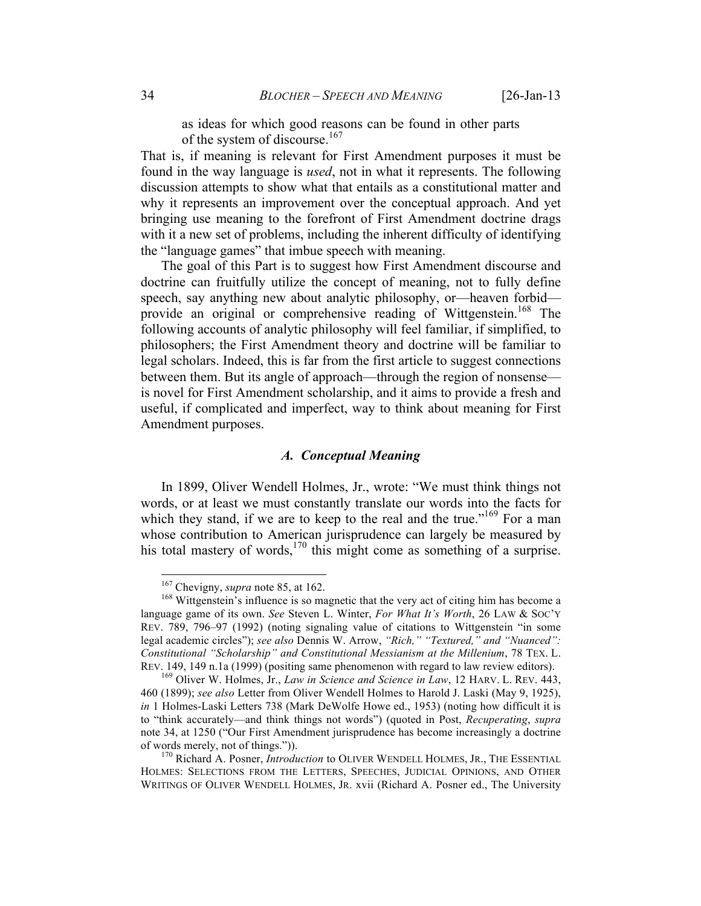as ideas for which good reasons can be found in other parts of the system of discourse.[167]

That is, if meaning is relevant for First Amendment purposes it must be found in the way language is *used*, not in what it represents. The following discussion attempts to show what that entails as a constitutional matter and why it represents an improvement over the conceptual approach. And yet bringing use meaning to the forefront of First Amendment doctrine drags with it a new set of problems, including the inherent difficulty of identifying the "language games" that imbue speech with meaning.

The goal of this Part is to suggest how First Amendment discourse and doctrine can fruitfully utilize the concept of meaning, not to fully define speech, say anything new about analytic philosophy, or—heaven forbid—provide an original or comprehensive reading of Wittgenstein.[168] The following accounts of analytic philosophy will feel familiar, if simplified, to philosophers; the First Amendment theory and doctrine will be familiar to legal scholars. Indeed, this is far from the first article to suggest connections between them. But its angle of approach—through the region of nonsense—is novel for First Amendment scholarship, and it aims to provide a fresh and useful, if complicated and imperfect, way to think about meaning for First Amendment purposes.

### *A. Conceptual Meaning*

In 1899, Oliver Wendell Holmes, Jr., wrote: "We must think things not words, or at least we must constantly translate our words into the facts for which they stand, if we are to keep to the real and the true."[169] For a man whose contribution to American jurisprudence can largely be measured by his total mastery of words,[170] this might come as something of a surprise.

---

[167] Chevigny, *supra* note 85, at 162.

[168] Wittgenstein's influence is so magnetic that the very act of citing him has become a language game of its own. *See* Steven L. Winter, *For What It's Worth*, 26 LAW & SOC'Y REV. 789, 796–97 (1992) (noting signaling value of citations to Wittgenstein "in some legal academic circles"); *see also* Dennis W. Arrow, *"Rich," "Textured," and "Nuanced": Constitutional "Scholarship" and Constitutional Messianism at the Millenium*, 78 TEX. L. REV. 149, 149 n.1a (1999) (positing same phenomenon with regard to law review editors).

[169] Oliver W. Holmes, Jr., *Law in Science and Science in Law*, 12 HARV. L. REV. 443, 460 (1899); *see also* Letter from Oliver Wendell Holmes to Harold J. Laski (May 9, 1925), *in* 1 Holmes-Laski Letters 738 (Mark DeWolfe Howe ed., 1953) (noting how difficult it is to "think accurately—and think things not words") (quoted in Post, *Recuperating*, *supra* note 34, at 1250 ("Our First Amendment jurisprudence has become increasingly a doctrine of words merely, not of things.")).

[170] Richard A. Posner, *Introduction* to OLIVER WENDELL HOLMES, JR., THE ESSENTIAL HOLMES: SELECTIONS FROM THE LETTERS, SPEECHES, JUDICIAL OPINIONS, AND OTHER WRITINGS OF OLIVER WENDELL HOLMES, JR. xvii (Richard A. Posner ed., The University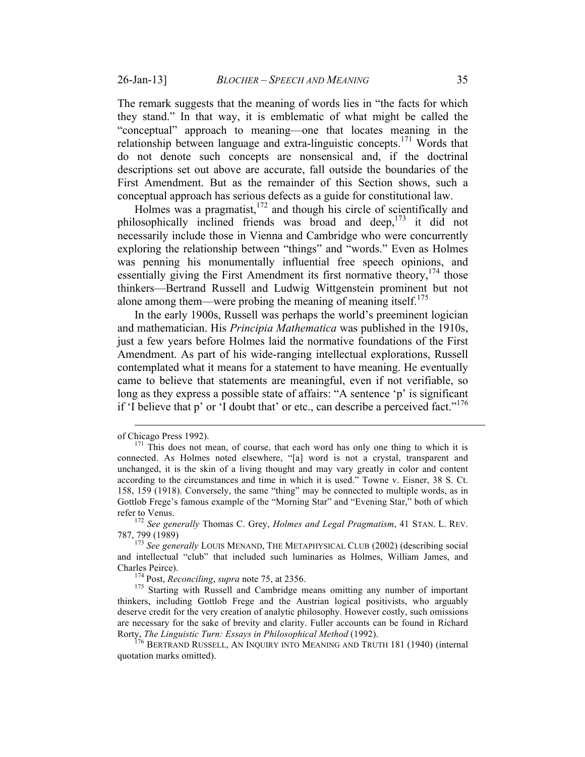The remark suggests that the meaning of words lies in "the facts for which they stand." In that way, it is emblematic of what might be called the "conceptual" approach to meaning—one that locates meaning in the relationship between language and extra-linguistic concepts.[171] Words that do not denote such concepts are nonsensical and, if the doctrinal descriptions set out above are accurate, fall outside the boundaries of the First Amendment. But as the remainder of this Section shows, such a conceptual approach has serious defects as a guide for constitutional law.

Holmes was a pragmatist,[172] and though his circle of scientifically and philosophically inclined friends was broad and deep,[173] it did not necessarily include those in Vienna and Cambridge who were concurrently exploring the relationship between "things" and "words." Even as Holmes was penning his monumentally influential free speech opinions, and essentially giving the First Amendment its first normative theory,[174] those thinkers—Bertrand Russell and Ludwig Wittgenstein prominent but not alone among them—were probing the meaning of meaning itself.[175]

In the early 1900s, Russell was perhaps the world's preeminent logician and mathematician. His *Principia Mathematica* was published in the 1910s, just a few years before Holmes laid the normative foundations of the First Amendment. As part of his wide-ranging intellectual explorations, Russell contemplated what it means for a statement to have meaning. He eventually came to believe that statements are meaningful, even if not verifiable, so long as they express a possible state of affairs: "A sentence 'p' is significant if 'I believe that p' or 'I doubt that' or etc., can describe a perceived fact."[176]

---

of Chicago Press 1992).

[171] This does not mean, of course, that each word has only one thing to which it is connected. As Holmes noted elsewhere, "[a] word is not a crystal, transparent and unchanged, it is the skin of a living thought and may vary greatly in color and content according to the circumstances and time in which it is used." Towne v. Eisner, 38 S. Ct. 158, 159 (1918). Conversely, the same "thing" may be connected to multiple words, as in Gottlob Frege's famous example of the "Morning Star" and "Evening Star," both of which refer to Venus.

[172] *See generally* Thomas C. Grey, *Holmes and Legal Pragmatism*, 41 STAN. L. REV. 787, 799 (1989)

[173] *See generally* LOUIS MENAND, THE METAPHYSICAL CLUB (2002) (describing social and intellectual "club" that included such luminaries as Holmes, William James, and Charles Peirce).

[174] Post, *Reconciling*, *supra* note 75, at 2356.

[175] Starting with Russell and Cambridge means omitting any number of important thinkers, including Gottlob Frege and the Austrian logical positivists, who arguably deserve credit for the very creation of analytic philosophy. However costly, such omissions are necessary for the sake of brevity and clarity. Fuller accounts can be found in Richard Rorty, *The Linguistic Turn: Essays in Philosophical Method* (1992).

[176] BERTRAND RUSSELL, AN INQUIRY INTO MEANING AND TRUTH 181 (1940) (internal quotation marks omitted).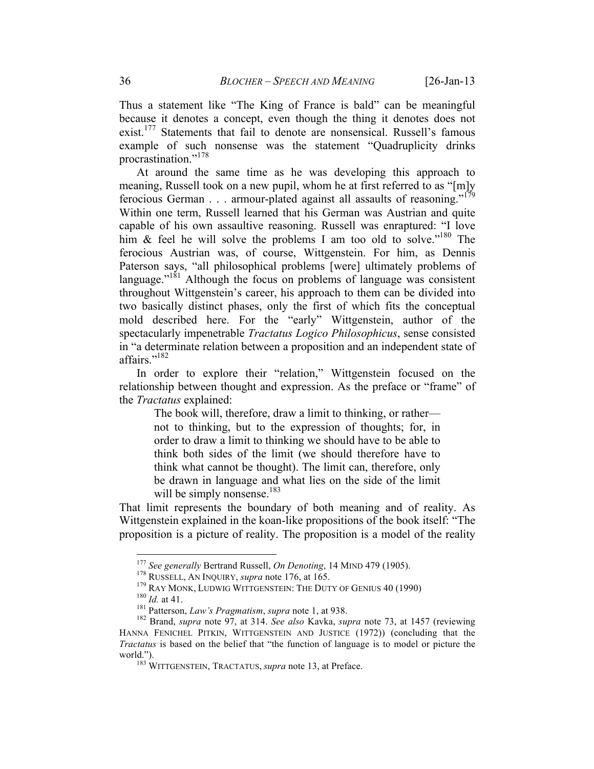Thus a statement like "The King of France is bald" can be meaningful because it denotes a concept, even though the thing it denotes does not exist.[177] Statements that fail to denote are nonsensical. Russell's famous example of such nonsense was the statement "Quadruplicity drinks procrastination."[178]

At around the same time as he was developing this approach to meaning, Russell took on a new pupil, whom he at first referred to as "[m]y ferocious German . . . armour-plated against all assaults of reasoning."[179] Within one term, Russell learned that his German was Austrian and quite capable of his own assaultive reasoning. Russell was enraptured: "I love him & feel he will solve the problems I am too old to solve."[180] The ferocious Austrian was, of course, Wittgenstein. For him, as Dennis Paterson says, "all philosophical problems [were] ultimately problems of language."[181] Although the focus on problems of language was consistent throughout Wittgenstein's career, his approach to them can be divided into two basically distinct phases, only the first of which fits the conceptual mold described here. For the "early" Wittgenstein, author of the spectacularly impenetrable *Tractatus Logico Philosophicus*, sense consisted in "a determinate relation between a proposition and an independent state of affairs."[182]

In order to explore their "relation," Wittgenstein focused on the relationship between thought and expression. As the preface or "frame" of the *Tractatus* explained:

> The book will, therefore, draw a limit to thinking, or rather—not to thinking, but to the expression of thoughts; for, in order to draw a limit to thinking we should have to be able to think both sides of the limit (we should therefore have to think what cannot be thought). The limit can, therefore, only be drawn in language and what lies on the side of the limit will be simply nonsense.[183]

That limit represents the boundary of both meaning and of reality. As Wittgenstein explained in the koan-like propositions of the book itself: "The proposition is a picture of reality. The proposition is a model of the reality

---

[177] *See generally* Bertrand Russell, *On Denoting*, 14 MIND 479 (1905).

[178] RUSSELL, AN INQUIRY, *supra* note 176, at 165.

[179] RAY MONK, LUDWIG WITTGENSTEIN: THE DUTY OF GENIUS 40 (1990)

[180] *Id.* at 41.

[181] Patterson, *Law's Pragmatism*, *supra* note 1, at 938.

[182] Brand, *supra* note 97, at 314. *See also* Kavka, *supra* note 73, at 1457 (reviewing HANNA FENICHEL PITKIN, WITTGENSTEIN AND JUSTICE (1972)) (concluding that the *Tractatus* is based on the belief that "the function of language is to model or picture the world.").

[183] WITTGENSTEIN, TRACTATUS, *supra* note 13, at Preface.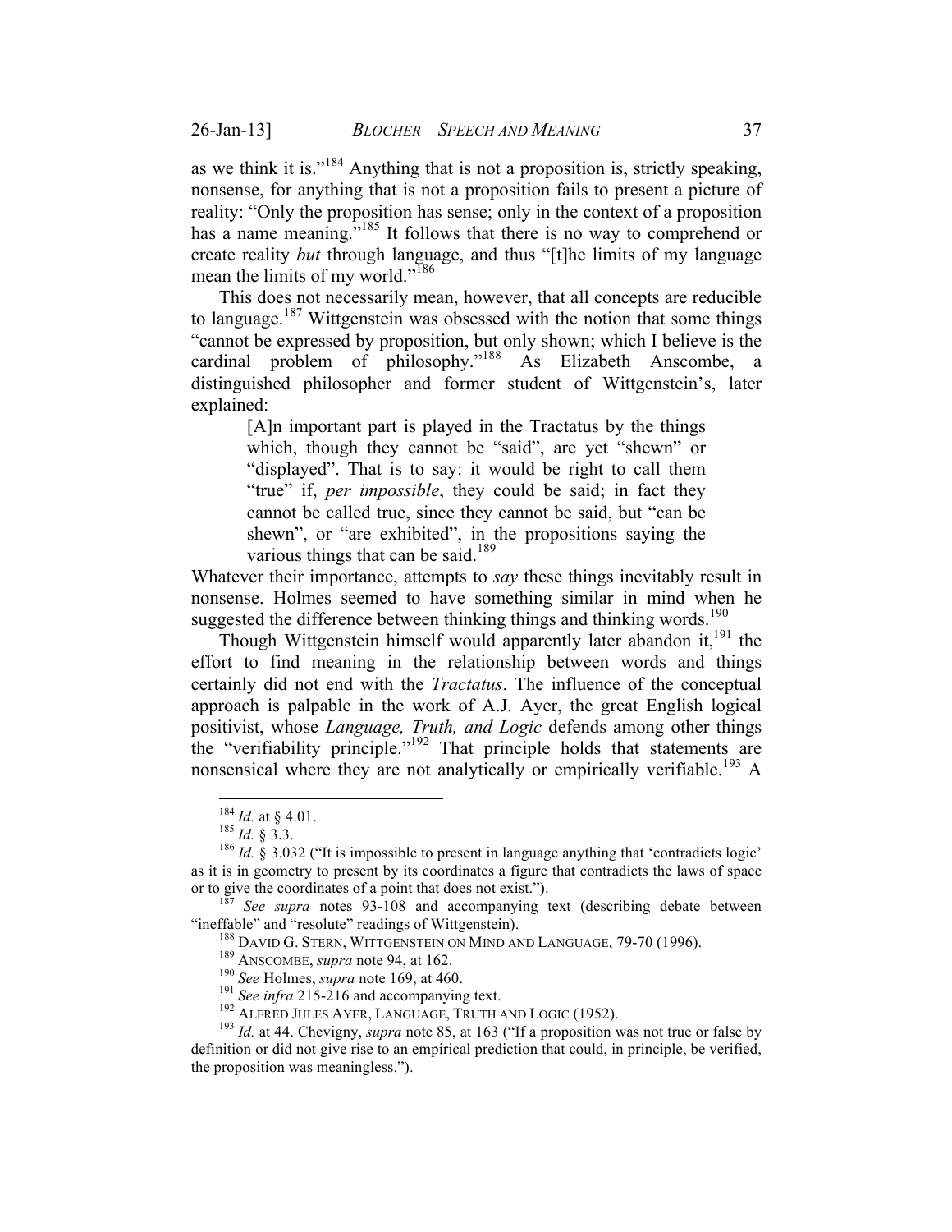as we think it is."[184] Anything that is not a proposition is, strictly speaking, nonsense, for anything that is not a proposition fails to present a picture of reality: "Only the proposition has sense; only in the context of a proposition has a name meaning."[185] It follows that there is no way to comprehend or create reality *but* through language, and thus "[t]he limits of my language mean the limits of my world."[186]

This does not necessarily mean, however, that all concepts are reducible to language.[187] Wittgenstein was obsessed with the notion that some things "cannot be expressed by proposition, but only shown; which I believe is the cardinal problem of philosophy."[188] As Elizabeth Anscombe, a distinguished philosopher and former student of Wittgenstein's, later explained:

> [A]n important part is played in the Tractatus by the things which, though they cannot be "said", are yet "shewn" or "displayed". That is to say: it would be right to call them "true" if, *per impossible*, they could be said; in fact they cannot be called true, since they cannot be said, but "can be shewn", or "are exhibited", in the propositions saying the various things that can be said.[189]

Whatever their importance, attempts to *say* these things inevitably result in nonsense. Holmes seemed to have something similar in mind when he suggested the difference between thinking things and thinking words.[190]

Though Wittgenstein himself would apparently later abandon it,[191] the effort to find meaning in the relationship between words and things certainly did not end with the *Tractatus*. The influence of the conceptual approach is palpable in the work of A.J. Ayer, the great English logical positivist, whose *Language, Truth, and Logic* defends among other things the "verifiability principle."[192] That principle holds that statements are nonsensical where they are not analytically or empirically verifiable.[193] A

---

[184] *Id.* at § 4.01.

[185] *Id.* § 3.3.

[186] *Id.* § 3.032 ("It is impossible to present in language anything that 'contradicts logic' as it is in geometry to present by its coordinates a figure that contradicts the laws of space or to give the coordinates of a point that does not exist.").

[187] *See supra* notes 93-108 and accompanying text (describing debate between "ineffable" and "resolute" readings of Wittgenstein).

[188] DAVID G. STERN, WITTGENSTEIN ON MIND AND LANGUAGE, 79-70 (1996).

[189] ANSCOMBE, *supra* note 94, at 162.

[190] *See* Holmes, *supra* note 169, at 460.

[191] *See infra* 215-216 and accompanying text.

[192] ALFRED JULES AYER, LANGUAGE, TRUTH AND LOGIC (1952).

[193] *Id.* at 44. Chevigny, *supra* note 85, at 163 ("If a proposition was not true or false by definition or did not give rise to an empirical prediction that could, in principle, be verified, the proposition was meaningless.").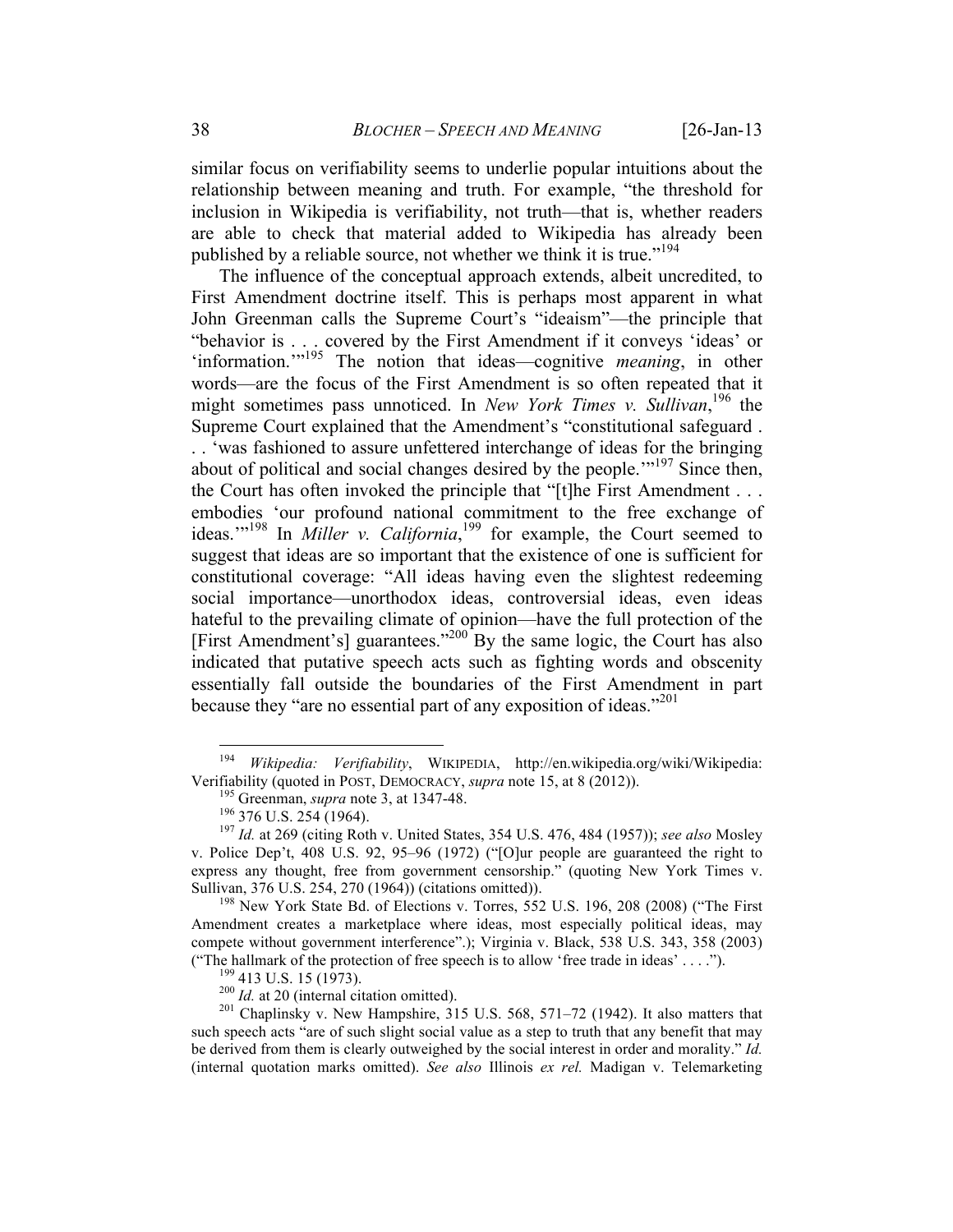similar focus on verifiability seems to underlie popular intuitions about the relationship between meaning and truth. For example, "the threshold for inclusion in Wikipedia is verifiability, not truth—that is, whether readers are able to check that material added to Wikipedia has already been published by a reliable source, not whether we think it is true."[194]

The influence of the conceptual approach extends, albeit uncredited, to First Amendment doctrine itself. This is perhaps most apparent in what John Greenman calls the Supreme Court's "ideaism"—the principle that "behavior is . . . covered by the First Amendment if it conveys 'ideas' or 'information.'"[195] The notion that ideas—cognitive *meaning*, in other words—are the focus of the First Amendment is so often repeated that it might sometimes pass unnoticed. In *New York Times v. Sullivan*,[196] the Supreme Court explained that the Amendment's "constitutional safeguard . . . 'was fashioned to assure unfettered interchange of ideas for the bringing about of political and social changes desired by the people.'"[197] Since then, the Court has often invoked the principle that "[t]he First Amendment . . . embodies 'our profound national commitment to the free exchange of ideas.'"[198] In *Miller v. California*,[199] for example, the Court seemed to suggest that ideas are so important that the existence of one is sufficient for constitutional coverage: "All ideas having even the slightest redeeming social importance—unorthodox ideas, controversial ideas, even ideas hateful to the prevailing climate of opinion—have the full protection of the [First Amendment's] guarantees."[200] By the same logic, the Court has also indicated that putative speech acts such as fighting words and obscenity essentially fall outside the boundaries of the First Amendment in part because they "are no essential part of any exposition of ideas."[201]

---

[194] *Wikipedia: Verifiability*, WIKIPEDIA, http://en.wikipedia.org/wiki/Wikipedia:Verifiability (quoted in POST, DEMOCRACY, *supra* note 15, at 8 (2012)).

[195] Greenman, *supra* note 3, at 1347-48.

[196] 376 U.S. 254 (1964).

[197] *Id.* at 269 (citing Roth v. United States, 354 U.S. 476, 484 (1957)); *see also* Mosley v. Police Dep't, 408 U.S. 92, 95–96 (1972) ("[O]ur people are guaranteed the right to express any thought, free from government censorship." (quoting New York Times v. Sullivan, 376 U.S. 254, 270 (1964)) (citations omitted)).

[198] New York State Bd. of Elections v. Torres, 552 U.S. 196, 208 (2008) ("The First Amendment creates a marketplace where ideas, most especially political ideas, may compete without government interference".); Virginia v. Black, 538 U.S. 343, 358 (2003) ("The hallmark of the protection of free speech is to allow 'free trade in ideas' . . . .").

[199] 413 U.S. 15 (1973).

[200] *Id.* at 20 (internal citation omitted).

[201] Chaplinsky v. New Hampshire, 315 U.S. 568, 571–72 (1942). It also matters that such speech acts "are of such slight social value as a step to truth that any benefit that may be derived from them is clearly outweighed by the social interest in order and morality." *Id.* (internal quotation marks omitted). *See also* Illinois *ex rel.* Madigan v. Telemarketing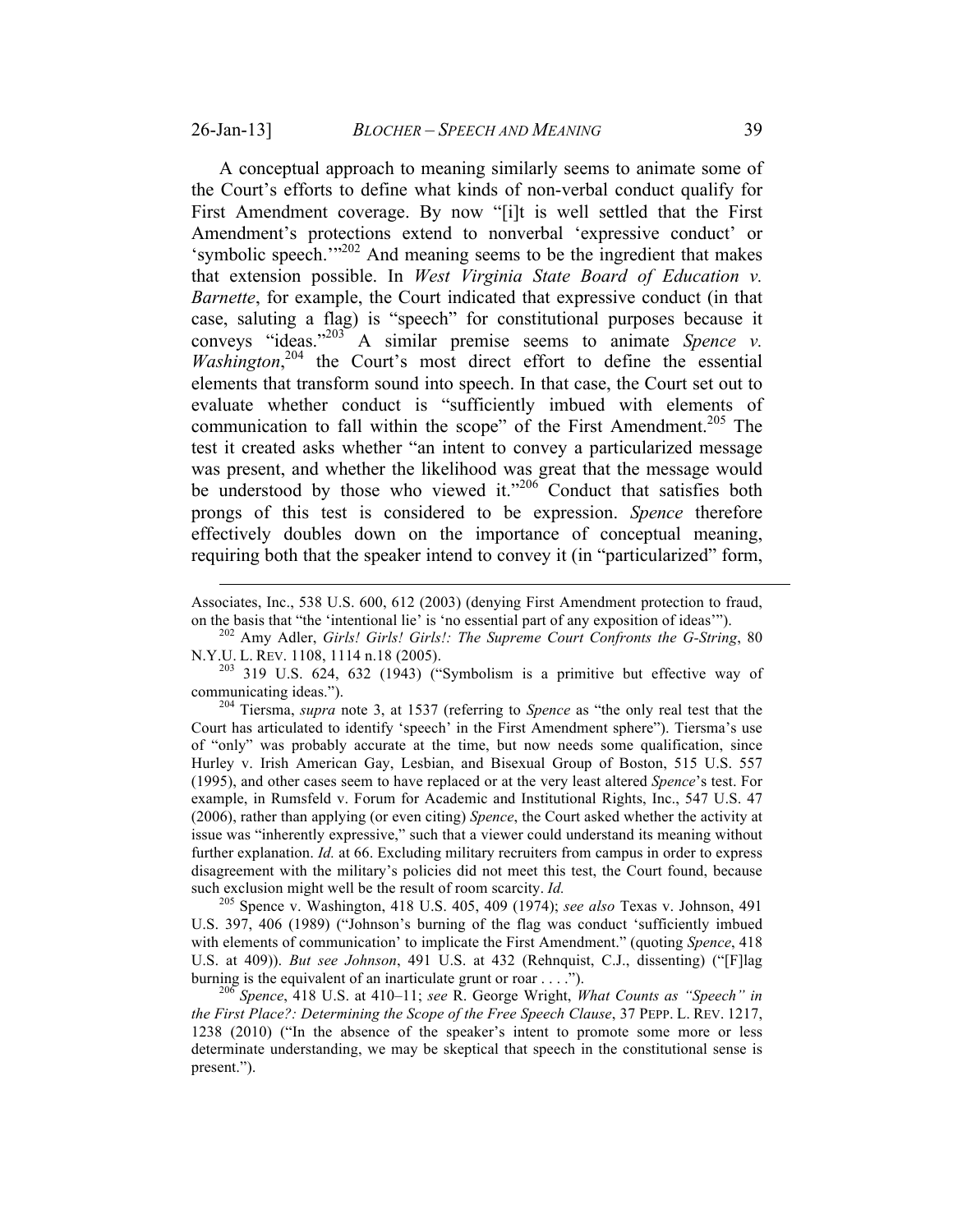A conceptual approach to meaning similarly seems to animate some of the Court's efforts to define what kinds of non-verbal conduct qualify for First Amendment coverage. By now "[i]t is well settled that the First Amendment's protections extend to nonverbal 'expressive conduct' or 'symbolic speech.'"[202] And meaning seems to be the ingredient that makes that extension possible. In *West Virginia State Board of Education v. Barnette*, for example, the Court indicated that expressive conduct (in that case, saluting a flag) is "speech" for constitutional purposes because it conveys "ideas."[203] A similar premise seems to animate *Spence v. Washington*,[204] the Court's most direct effort to define the essential elements that transform sound into speech. In that case, the Court set out to evaluate whether conduct is "sufficiently imbued with elements of communication to fall within the scope" of the First Amendment.[205] The test it created asks whether "an intent to convey a particularized message was present, and whether the likelihood was great that the message would be understood by those who viewed it."[206] Conduct that satisfies both prongs of this test is considered to be expression. *Spence* therefore effectively doubles down on the importance of conceptual meaning, requiring both that the speaker intend to convey it (in "particularized" form,

---

Associates, Inc., 538 U.S. 600, 612 (2003) (denying First Amendment protection to fraud, on the basis that "the 'intentional lie' is 'no essential part of any exposition of ideas'").

[202] Amy Adler, *Girls! Girls! Girls!: The Supreme Court Confronts the G-String*, 80 N.Y.U. L. REV. 1108, 1114 n.18 (2005).

[203] 319 U.S. 624, 632 (1943) ("Symbolism is a primitive but effective way of communicating ideas.").

[204] Tiersma, *supra* note 3, at 1537 (referring to *Spence* as "the only real test that the Court has articulated to identify 'speech' in the First Amendment sphere"). Tiersma's use of "only" was probably accurate at the time, but now needs some qualification, since Hurley v. Irish American Gay, Lesbian, and Bisexual Group of Boston, 515 U.S. 557 (1995), and other cases seem to have replaced or at the very least altered *Spence*'s test. For example, in Rumsfeld v. Forum for Academic and Institutional Rights, Inc., 547 U.S. 47 (2006), rather than applying (or even citing) *Spence*, the Court asked whether the activity at issue was "inherently expressive," such that a viewer could understand its meaning without further explanation. *Id.* at 66. Excluding military recruiters from campus in order to express disagreement with the military's policies did not meet this test, the Court found, because such exclusion might well be the result of room scarcity. *Id.*

[205] Spence v. Washington, 418 U.S. 405, 409 (1974); *see also* Texas v. Johnson, 491 U.S. 397, 406 (1989) ("Johnson's burning of the flag was conduct 'sufficiently imbued with elements of communication' to implicate the First Amendment." (quoting *Spence*, 418 U.S. at 409)). *But see Johnson*, 491 U.S. at 432 (Rehnquist, C.J., dissenting) ("[F]lag burning is the equivalent of an inarticulate grunt or roar . . . .").

[206] *Spence*, 418 U.S. at 410–11; *see* R. George Wright, *What Counts as "Speech" in the First Place?: Determining the Scope of the Free Speech Clause*, 37 PEPP. L. REV. 1217, 1238 (2010) ("In the absence of the speaker's intent to promote some more or less determinate understanding, we may be skeptical that speech in the constitutional sense is present.").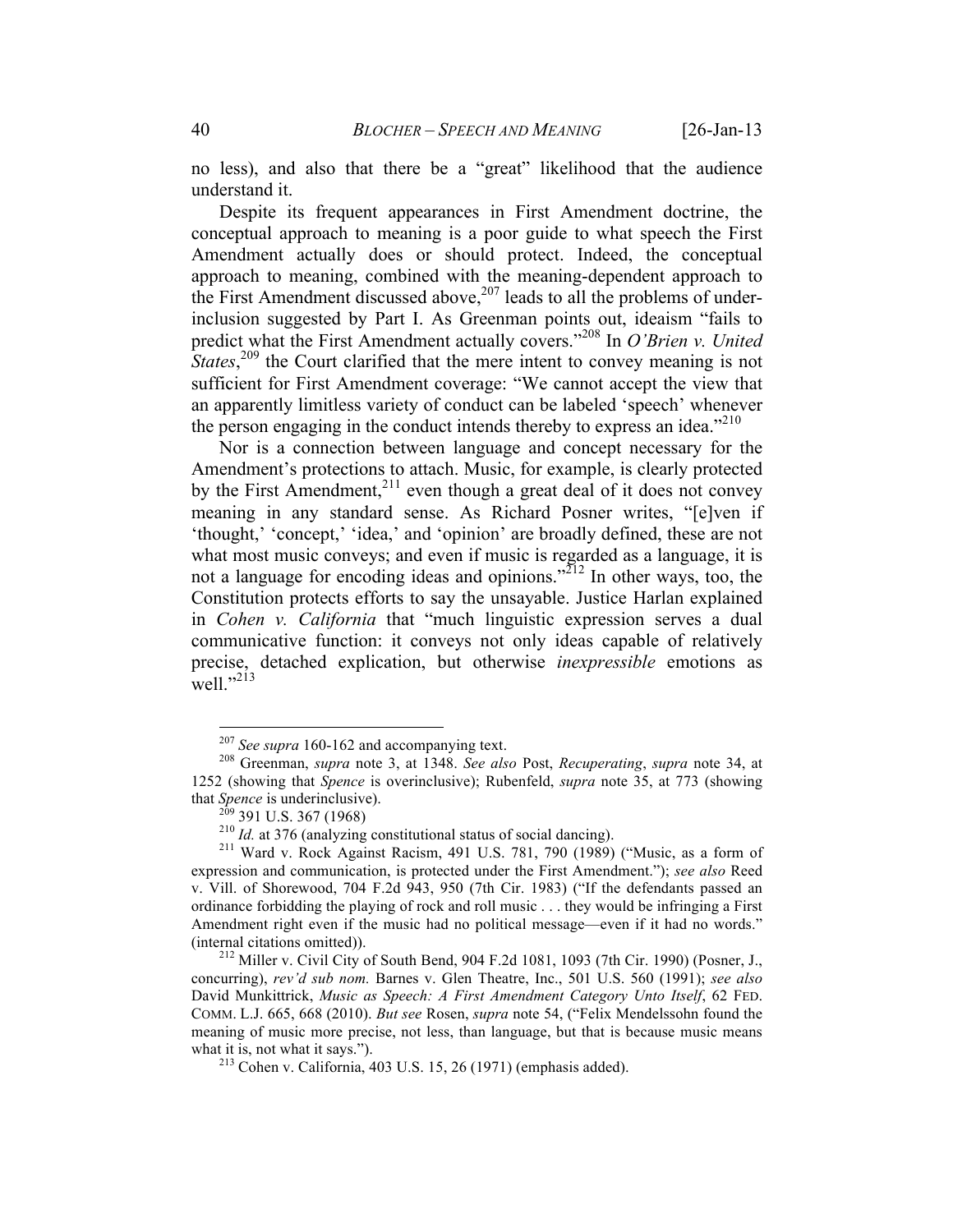no less), and also that there be a "great" likelihood that the audience understand it.

Despite its frequent appearances in First Amendment doctrine, the conceptual approach to meaning is a poor guide to what speech the First Amendment actually does or should protect. Indeed, the conceptual approach to meaning, combined with the meaning-dependent approach to the First Amendment discussed above,[207] leads to all the problems of under-inclusion suggested by Part I. As Greenman points out, ideaism "fails to predict what the First Amendment actually covers."[208] In *O'Brien v. United States*,[209] the Court clarified that the mere intent to convey meaning is not sufficient for First Amendment coverage: "We cannot accept the view that an apparently limitless variety of conduct can be labeled 'speech' whenever the person engaging in the conduct intends thereby to express an idea."[210]

Nor is a connection between language and concept necessary for the Amendment's protections to attach. Music, for example, is clearly protected by the First Amendment,[211] even though a great deal of it does not convey meaning in any standard sense. As Richard Posner writes, "[e]ven if 'thought,' 'concept,' 'idea,' and 'opinion' are broadly defined, these are not what most music conveys; and even if music is regarded as a language, it is not a language for encoding ideas and opinions."[212] In other ways, too, the Constitution protects efforts to say the unsayable. Justice Harlan explained in *Cohen v. California* that "much linguistic expression serves a dual communicative function: it conveys not only ideas capable of relatively precise, detached explication, but otherwise *inexpressible* emotions as well."[213]

---

[207] *See supra* 160-162 and accompanying text.

[208] Greenman, *supra* note 3, at 1348. *See also* Post, *Recuperating*, *supra* note 34, at 1252 (showing that *Spence* is overinclusive); Rubenfeld, *supra* note 35, at 773 (showing that *Spence* is underinclusive).

[209] 391 U.S. 367 (1968)

[210] *Id.* at 376 (analyzing constitutional status of social dancing).

[211] Ward v. Rock Against Racism, 491 U.S. 781, 790 (1989) ("Music, as a form of expression and communication, is protected under the First Amendment."); *see also* Reed v. Vill. of Shorewood, 704 F.2d 943, 950 (7th Cir. 1983) ("If the defendants passed an ordinance forbidding the playing of rock and roll music . . . they would be infringing a First Amendment right even if the music had no political message—even if it had no words." (internal citations omitted)).

[212] Miller v. Civil City of South Bend, 904 F.2d 1081, 1093 (7th Cir. 1990) (Posner, J., concurring), *rev'd sub nom.* Barnes v. Glen Theatre, Inc., 501 U.S. 560 (1991); *see also* David Munkittrick, *Music as Speech: A First Amendment Category Unto Itself*, 62 FED. COMM. L.J. 665, 668 (2010). *But see* Rosen, *supra* note 54, ("Felix Mendelssohn found the meaning of music more precise, not less, than language, but that is because music means what it is, not what it says.").

[213] Cohen v. California, 403 U.S. 15, 26 (1971) (emphasis added).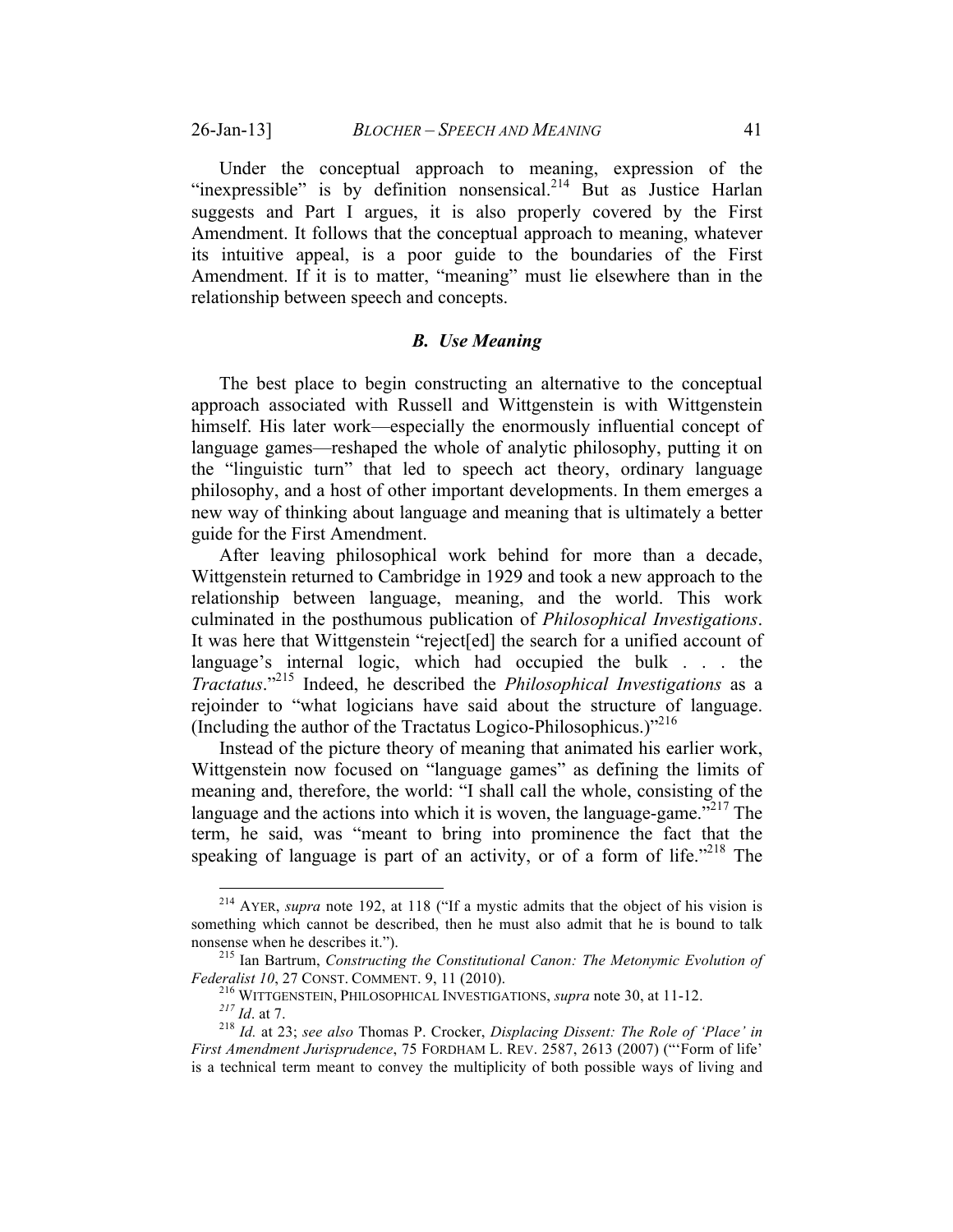Under the conceptual approach to meaning, expression of the "inexpressible" is by definition nonsensical.[214] But as Justice Harlan suggests and Part I argues, it is also properly covered by the First Amendment. It follows that the conceptual approach to meaning, whatever its intuitive appeal, is a poor guide to the boundaries of the First Amendment. If it is to matter, "meaning" must lie elsewhere than in the relationship between speech and concepts.

### *B. Use Meaning*

The best place to begin constructing an alternative to the conceptual approach associated with Russell and Wittgenstein is with Wittgenstein himself. His later work—especially the enormously influential concept of language games—reshaped the whole of analytic philosophy, putting it on the "linguistic turn" that led to speech act theory, ordinary language philosophy, and a host of other important developments. In them emerges a new way of thinking about language and meaning that is ultimately a better guide for the First Amendment.

After leaving philosophical work behind for more than a decade, Wittgenstein returned to Cambridge in 1929 and took a new approach to the relationship between language, meaning, and the world. This work culminated in the posthumous publication of *Philosophical Investigations*. It was here that Wittgenstein "reject[ed] the search for a unified account of language's internal logic, which had occupied the bulk . . . the *Tractatus*."[215] Indeed, he described the *Philosophical Investigations* as a rejoinder to "what logicians have said about the structure of language. (Including the author of the Tractatus Logico-Philosophicus.)"[216]

Instead of the picture theory of meaning that animated his earlier work, Wittgenstein now focused on "language games" as defining the limits of meaning and, therefore, the world: "I shall call the whole, consisting of the language and the actions into which it is woven, the language-game."[217] The term, he said, was "meant to bring into prominence the fact that the speaking of language is part of an activity, or of a form of life."[218] The

---

[214] AYER, *supra* note 192, at 118 ("If a mystic admits that the object of his vision is something which cannot be described, then he must also admit that he is bound to talk nonsense when he describes it.").

[215] Ian Bartrum, *Constructing the Constitutional Canon: The Metonymic Evolution of Federalist 10*, 27 CONST. COMMENT. 9, 11 (2010).

[216] WITTGENSTEIN, PHILOSOPHICAL INVESTIGATIONS, *supra* note 30, at 11-12.

[217] *Id*. at 7.

[218] *Id.* at 23; *see also* Thomas P. Crocker, *Displacing Dissent: The Role of 'Place' in First Amendment Jurisprudence*, 75 FORDHAM L. REV. 2587, 2613 (2007) ("'Form of life' is a technical term meant to convey the multiplicity of both possible ways of living and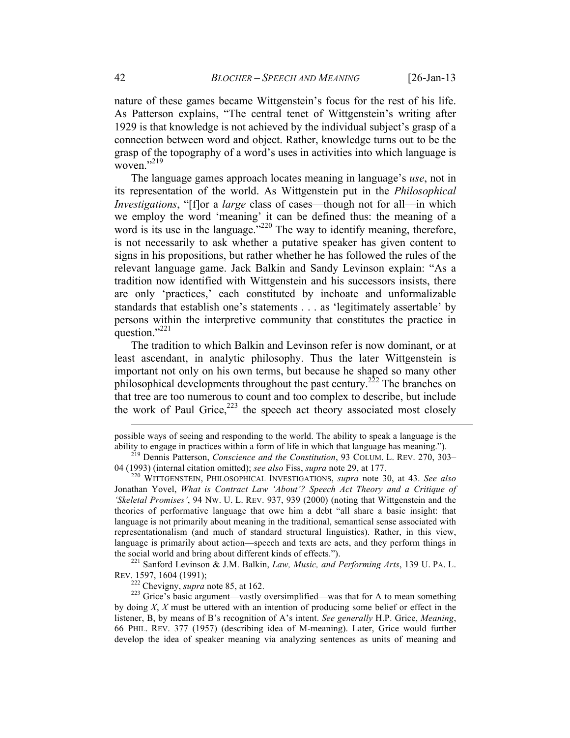nature of these games became Wittgenstein's focus for the rest of his life. As Patterson explains, "The central tenet of Wittgenstein's writing after 1929 is that knowledge is not achieved by the individual subject's grasp of a connection between word and object. Rather, knowledge turns out to be the grasp of the topography of a word's uses in activities into which language is woven."[219]

The language games approach locates meaning in language's *use*, not in its representation of the world. As Wittgenstein put in the *Philosophical Investigations*, "[f]or a *large* class of cases—though not for all—in which we employ the word 'meaning' it can be defined thus: the meaning of a word is its use in the language."[220] The way to identify meaning, therefore, is not necessarily to ask whether a putative speaker has given content to signs in his propositions, but rather whether he has followed the rules of the relevant language game. Jack Balkin and Sandy Levinson explain: "As a tradition now identified with Wittgenstein and his successors insists, there are only 'practices,' each constituted by inchoate and unformalizable standards that establish one's statements . . . as 'legitimately assertable' by persons within the interpretive community that constitutes the practice in question."[221]

The tradition to which Balkin and Levinson refer is now dominant, or at least ascendant, in analytic philosophy. Thus the later Wittgenstein is important not only on his own terms, but because he shaped so many other philosophical developments throughout the past century.[222] The branches on that tree are too numerous to count and too complex to describe, but include the work of Paul Grice,[223] the speech act theory associated most closely

---

possible ways of seeing and responding to the world. The ability to speak a language is the ability to engage in practices within a form of life in which that language has meaning.").

[219] Dennis Patterson, *Conscience and the Constitution*, 93 COLUM. L. REV. 270, 303–04 (1993) (internal citation omitted); *see also* Fiss, *supra* note 29, at 177.

[220] WITTGENSTEIN, PHILOSOPHICAL INVESTIGATIONS, *supra* note 30, at 43. *See also* Jonathan Yovel, *What is Contract Law 'About'? Speech Act Theory and a Critique of 'Skeletal Promises'*, 94 NW. U. L. REV. 937, 939 (2000) (noting that Wittgenstein and the theories of performative language that owe him a debt "all share a basic insight: that language is not primarily about meaning in the traditional, semantical sense associated with representationalism (and much of standard structural linguistics). Rather, in this view, language is primarily about action—speech and texts are acts, and they perform things in the social world and bring about different kinds of effects.").

[221] Sanford Levinson & J.M. Balkin, *Law, Music, and Performing Arts*, 139 U. PA. L. REV. 1597, 1604 (1991);

[222] Chevigny, *supra* note 85, at 162.

[223] Grice's basic argument—vastly oversimplified—was that for A to mean something by doing *X*, *X* must be uttered with an intention of producing some belief or effect in the listener, B, by means of B's recognition of A's intent. *See generally* H.P. Grice, *Meaning*, 66 PHIL. REV. 377 (1957) (describing idea of M-meaning). Later, Grice would further develop the idea of speaker meaning via analyzing sentences as units of meaning and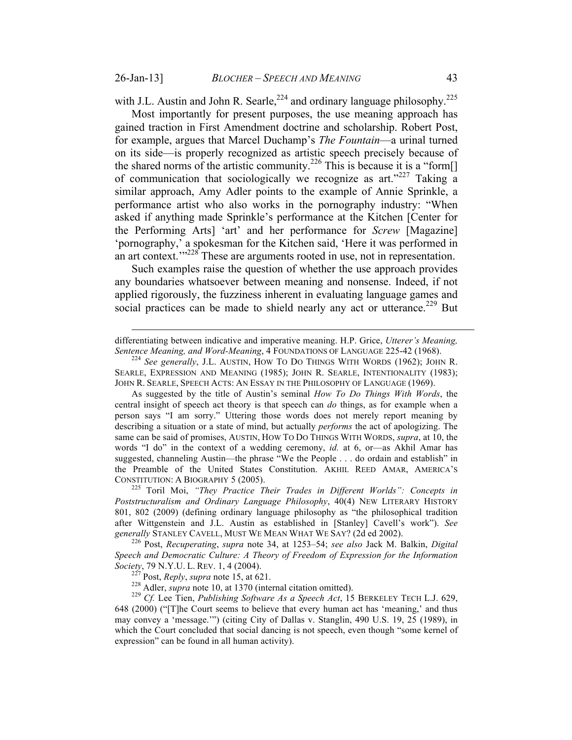with J.L. Austin and John R. Searle,[224] and ordinary language philosophy.[225]

Most importantly for present purposes, the use meaning approach has gained traction in First Amendment doctrine and scholarship. Robert Post, for example, argues that Marcel Duchamp's *The Fountain*—a urinal turned on its side—is properly recognized as artistic speech precisely because of the shared norms of the artistic community.[226] This is because it is a "form[] of communication that sociologically we recognize as art."[227] Taking a similar approach, Amy Adler points to the example of Annie Sprinkle, a performance artist who also works in the pornography industry: "When asked if anything made Sprinkle's performance at the Kitchen [Center for the Performing Arts] 'art' and her performance for *Screw* [Magazine] 'pornography,' a spokesman for the Kitchen said, 'Here it was performed in an art context.'"[228] These are arguments rooted in use, not in representation.

Such examples raise the question of whether the use approach provides any boundaries whatsoever between meaning and nonsense. Indeed, if not applied rigorously, the fuzziness inherent in evaluating language games and social practices can be made to shield nearly any act or utterance.[229] But

---

differentiating between indicative and imperative meaning. H.P. Grice, *Utterer's Meaning, Sentence Meaning, and Word-Meaning*, 4 FOUNDATIONS OF LANGUAGE 225-42 (1968).

[224] *See generally*, J.L. AUSTIN, HOW TO DO THINGS WITH WORDS (1962); JOHN R. SEARLE, EXPRESSION AND MEANING (1985); JOHN R. SEARLE, INTENTIONALITY (1983); JOHN R. SEARLE, SPEECH ACTS: AN ESSAY IN THE PHILOSOPHY OF LANGUAGE (1969).

As suggested by the title of Austin's seminal *How To Do Things With Words*, the central insight of speech act theory is that speech can *do* things, as for example when a person says "I am sorry." Uttering those words does not merely report meaning by describing a situation or a state of mind, but actually *performs* the act of apologizing. The same can be said of promises, AUSTIN, HOW TO DO THINGS WITH WORDS, *supra*, at 10, the words "I do" in the context of a wedding ceremony, *id.* at 6, or—as Akhil Amar has suggested, channeling Austin—the phrase "We the People . . . do ordain and establish" in the Preamble of the United States Constitution. AKHIL REED AMAR, AMERICA'S CONSTITUTION: A BIOGRAPHY 5 (2005).

[225] Toril Moi, *"They Practice Their Trades in Different Worlds": Concepts in Poststructuralism and Ordinary Language Philosophy*, 40(4) NEW LITERARY HISTORY 801, 802 (2009) (defining ordinary language philosophy as "the philosophical tradition after Wittgenstein and J.L. Austin as established in [Stanley] Cavell's work"). *See generally* STANLEY CAVELL, MUST WE MEAN WHAT WE SAY? (2d ed 2002).

[226] Post, *Recuperating*, *supra* note 34, at 1253–54; *see also* Jack M. Balkin, *Digital Speech and Democratic Culture: A Theory of Freedom of Expression for the Information Society*, 79 N.Y.U. L. REV. 1, 4 (2004).

[227] Post, *Reply*, *supra* note 15, at 621.

[228] Adler, *supra* note 10, at 1370 (internal citation omitted).

[229] *Cf.* Lee Tien, *Publishing Software As a Speech Act*, 15 BERKELEY TECH L.J. 629, 648 (2000) ("[T]he Court seems to believe that every human act has 'meaning,' and thus may convey a 'message.'") (citing City of Dallas v. Stanglin, 490 U.S. 19, 25 (1989), in which the Court concluded that social dancing is not speech, even though "some kernel of expression" can be found in all human activity).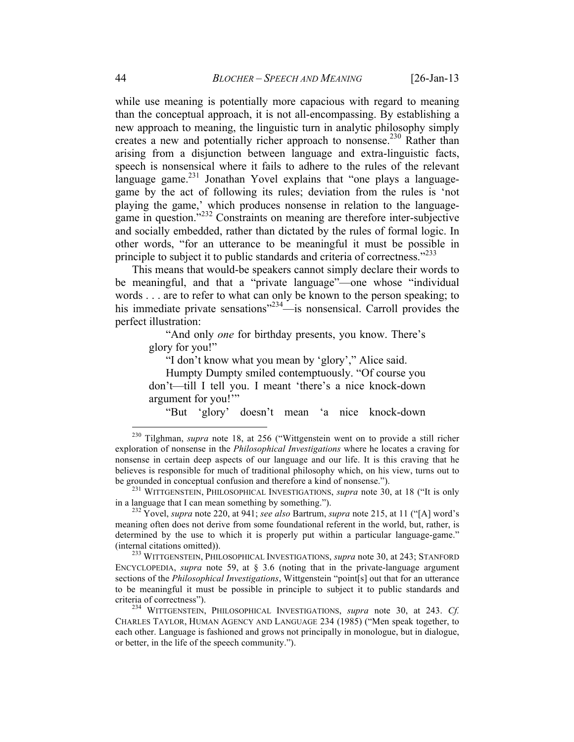while use meaning is potentially more capacious with regard to meaning than the conceptual approach, it is not all-encompassing. By establishing a new approach to meaning, the linguistic turn in analytic philosophy simply creates a new and potentially richer approach to nonsense.[230] Rather than arising from a disjunction between language and extra-linguistic facts, speech is nonsensical where it fails to adhere to the rules of the relevant language game.[231] Jonathan Yovel explains that "one plays a language-game by the act of following its rules; deviation from the rules is 'not playing the game,' which produces nonsense in relation to the language-game in question."[232] Constraints on meaning are therefore inter-subjective and socially embedded, rather than dictated by the rules of formal logic. In other words, "for an utterance to be meaningful it must be possible in principle to subject it to public standards and criteria of correctness."[233]

This means that would-be speakers cannot simply declare their words to be meaningful, and that a "private language"—one whose "individual words . . . are to refer to what can only be known to the person speaking; to his immediate private sensations"[234]—is nonsensical. Carroll provides the perfect illustration:

> "And only *one* for birthday presents, you know. There's glory for you!"
>
> "I don't know what you mean by 'glory'," Alice said.
>
> Humpty Dumpty smiled contemptuously. "Of course you don't—till I tell you. I meant 'there's a nice knock-down argument for you!'"
>
> "But 'glory' doesn't mean 'a nice knock-down

---

[230] Tilghman, *supra* note 18, at 256 ("Wittgenstein went on to provide a still richer exploration of nonsense in the *Philosophical Investigations* where he locates a craving for nonsense in certain deep aspects of our language and our life. It is this craving that he believes is responsible for much of traditional philosophy which, on his view, turns out to be grounded in conceptual confusion and therefore a kind of nonsense.").

[231] WITTGENSTEIN, PHILOSOPHICAL INVESTIGATIONS, *supra* note 30, at 18 ("It is only in a language that I can mean something by something.").

[232] Yovel, *supra* note 220, at 941; *see also* Bartrum, *supra* note 215, at 11 ("[A] word's meaning often does not derive from some foundational referent in the world, but, rather, is determined by the use to which it is properly put within a particular language-game." (internal citations omitted)).

[233] WITTGENSTEIN, PHILOSOPHICAL INVESTIGATIONS, *supra* note 30, at 243; STANFORD ENCYCLOPEDIA, *supra* note 59, at § 3.6 (noting that in the private-language argument sections of the *Philosophical Investigations*, Wittgenstein "point[s] out that for an utterance to be meaningful it must be possible in principle to subject it to public standards and criteria of correctness").

[234] WITTGENSTEIN, PHILOSOPHICAL INVESTIGATIONS, *supra* note 30, at 243. *Cf.* CHARLES TAYLOR, HUMAN AGENCY AND LANGUAGE 234 (1985) ("Men speak together, to each other. Language is fashioned and grows not principally in monologue, but in dialogue, or better, in the life of the speech community.").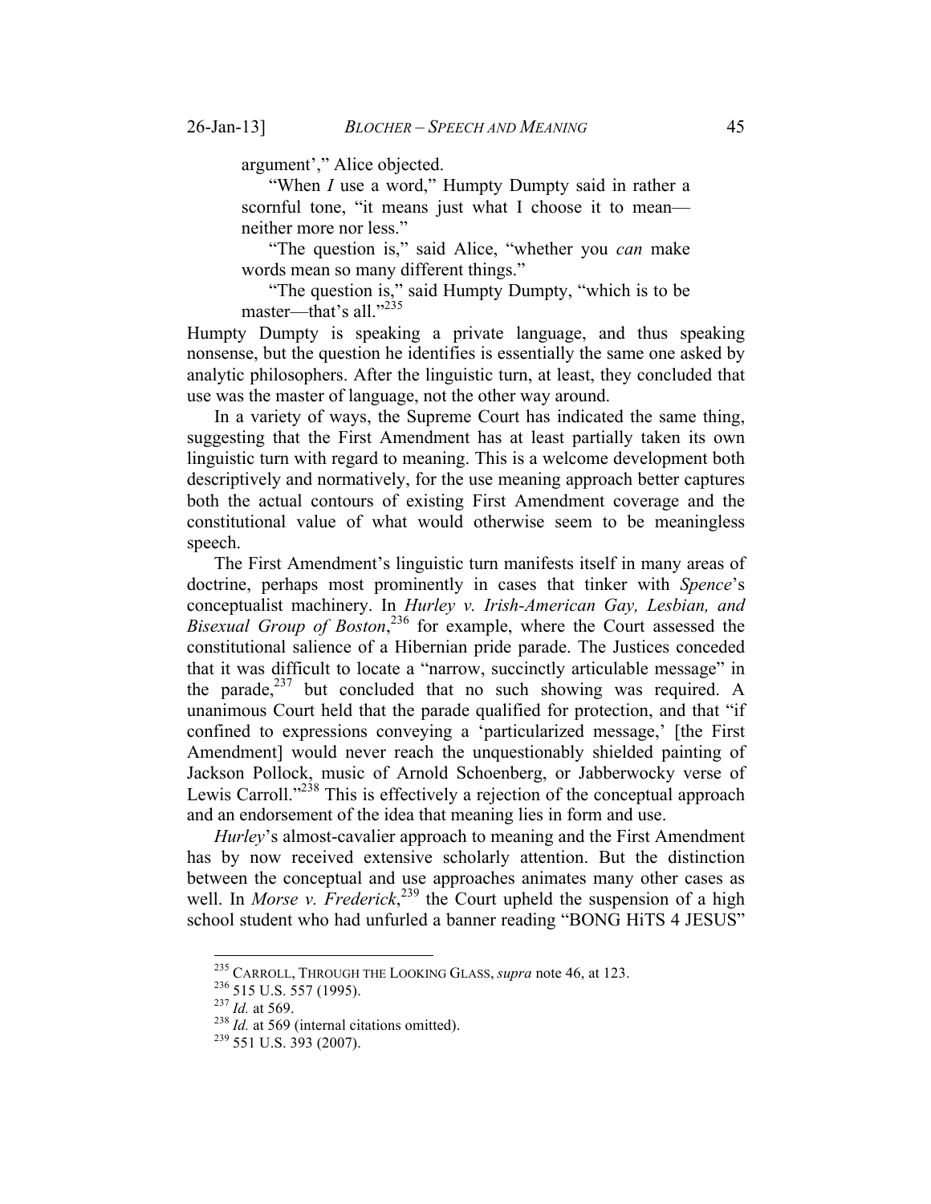> argument'," Alice objected.
>
> "When *I* use a word," Humpty Dumpty said in rather a scornful tone, "it means just what I choose it to mean—neither more nor less."
>
> "The question is," said Alice, "whether you *can* make words mean so many different things."
>
> "The question is," said Humpty Dumpty, "which is to be master—that's all."[235]

Humpty Dumpty is speaking a private language, and thus speaking nonsense, but the question he identifies is essentially the same one asked by analytic philosophers. After the linguistic turn, at least, they concluded that use was the master of language, not the other way around.

In a variety of ways, the Supreme Court has indicated the same thing, suggesting that the First Amendment has at least partially taken its own linguistic turn with regard to meaning. This is a welcome development both descriptively and normatively, for the use meaning approach better captures both the actual contours of existing First Amendment coverage and the constitutional value of what would otherwise seem to be meaningless speech.

The First Amendment's linguistic turn manifests itself in many areas of doctrine, perhaps most prominently in cases that tinker with *Spence*'s conceptualist machinery. In *Hurley v. Irish-American Gay, Lesbian, and Bisexual Group of Boston*,[236] for example, where the Court assessed the constitutional salience of a Hibernian pride parade. The Justices conceded that it was difficult to locate a "narrow, succinctly articulable message" in the parade,[237] but concluded that no such showing was required. A unanimous Court held that the parade qualified for protection, and that "if confined to expressions conveying a 'particularized message,' [the First Amendment] would never reach the unquestionably shielded painting of Jackson Pollock, music of Arnold Schoenberg, or Jabberwocky verse of Lewis Carroll."[238] This is effectively a rejection of the conceptual approach and an endorsement of the idea that meaning lies in form and use.

*Hurley*'s almost-cavalier approach to meaning and the First Amendment has by now received extensive scholarly attention. But the distinction between the conceptual and use approaches animates many other cases as well. In *Morse v. Frederick*,[239] the Court upheld the suspension of a high school student who had unfurled a banner reading "BONG HiTS 4 JESUS"

---

[235] CARROLL, THROUGH THE LOOKING GLASS, *supra* note 46, at 123.

[236] 515 U.S. 557 (1995).

[237] *Id.* at 569.

[238] *Id.* at 569 (internal citations omitted).

[239] 551 U.S. 393 (2007).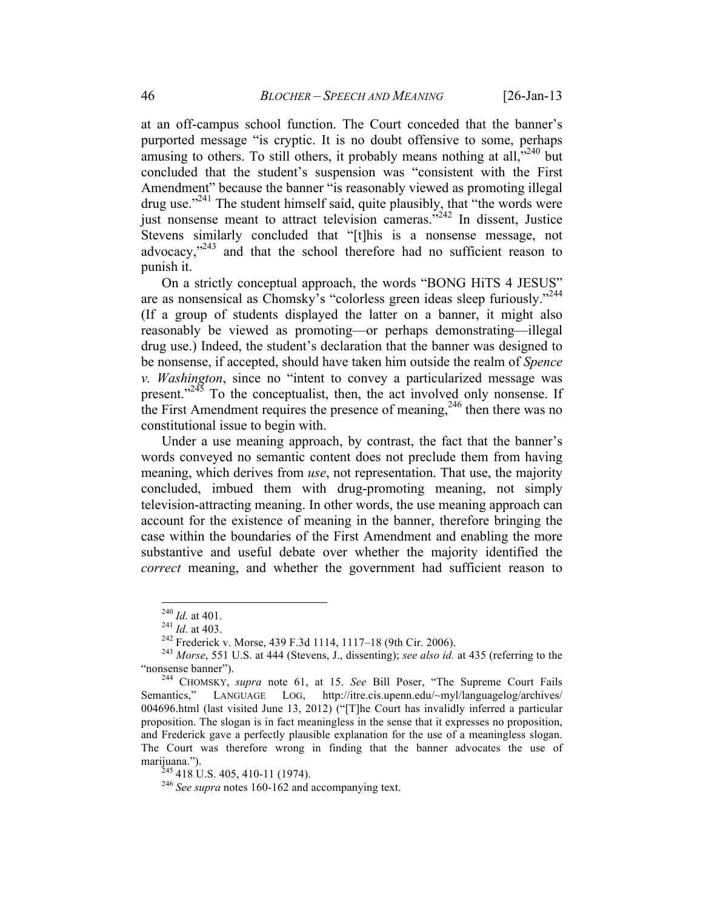at an off-campus school function. The Court conceded that the banner's purported message "is cryptic. It is no doubt offensive to some, perhaps amusing to others. To still others, it probably means nothing at all,"[240] but concluded that the student's suspension was "consistent with the First Amendment" because the banner "is reasonably viewed as promoting illegal drug use."[241] The student himself said, quite plausibly, that "the words were just nonsense meant to attract television cameras."[242] In dissent, Justice Stevens similarly concluded that "[t]his is a nonsense message, not advocacy,"[243] and that the school therefore had no sufficient reason to punish it.

On a strictly conceptual approach, the words "BONG HiTS 4 JESUS" are as nonsensical as Chomsky's "colorless green ideas sleep furiously."[244] (If a group of students displayed the latter on a banner, it might also reasonably be viewed as promoting—or perhaps demonstrating—illegal drug use.) Indeed, the student's declaration that the banner was designed to be nonsense, if accepted, should have taken him outside the realm of *Spence v. Washington*, since no "intent to convey a particularized message was present."[245] To the conceptualist, then, the act involved only nonsense. If the First Amendment requires the presence of meaning,[246] then there was no constitutional issue to begin with.

Under a use meaning approach, by contrast, the fact that the banner's words conveyed no semantic content does not preclude them from having meaning, which derives from *use*, not representation. That use, the majority concluded, imbued them with drug-promoting meaning, not simply television-attracting meaning. In other words, the use meaning approach can account for the existence of meaning in the banner, therefore bringing the case within the boundaries of the First Amendment and enabling the more substantive and useful debate over whether the majority identified the *correct* meaning, and whether the government had sufficient reason to

---

[240] *Id.* at 401.

[241] *Id.* at 403.

[242] Frederick v. Morse, 439 F.3d 1114, 1117–18 (9th Cir. 2006).

[243] *Morse*, 551 U.S. at 444 (Stevens, J., dissenting); *see also id.* at 435 (referring to the "nonsense banner").

[244] CHOMSKY, *supra* note 61, at 15. *See* Bill Poser, "The Supreme Court Fails Semantics," LANGUAGE LOG, http://itre.cis.upenn.edu/~myl/languagelog/archives/004696.html (last visited June 13, 2012) ("[T]he Court has invalidly inferred a particular proposition. The slogan is in fact meaningless in the sense that it expresses no proposition, and Frederick gave a perfectly plausible explanation for the use of a meaningless slogan. The Court was therefore wrong in finding that the banner advocates the use of marijuana.").

[245] 418 U.S. 405, 410-11 (1974).

[246] *See supra* notes 160-162 and accompanying text.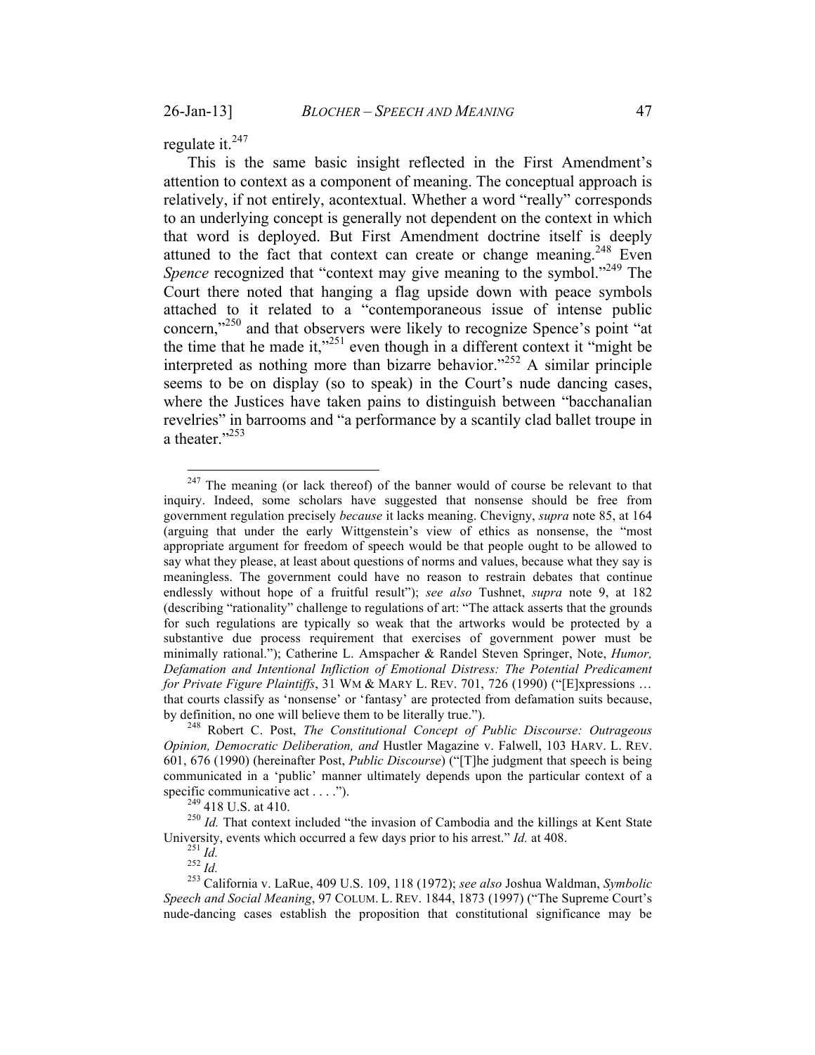regulate it.[247]

This is the same basic insight reflected in the First Amendment's attention to context as a component of meaning. The conceptual approach is relatively, if not entirely, acontextual. Whether a word "really" corresponds to an underlying concept is generally not dependent on the context in which that word is deployed. But First Amendment doctrine itself is deeply attuned to the fact that context can create or change meaning.[248] Even *Spence* recognized that "context may give meaning to the symbol."[249] The Court there noted that hanging a flag upside down with peace symbols attached to it related to a "contemporaneous issue of intense public concern,"[250] and that observers were likely to recognize Spence's point "at the time that he made it,"[251] even though in a different context it "might be interpreted as nothing more than bizarre behavior."[252] A similar principle seems to be on display (so to speak) in the Court's nude dancing cases, where the Justices have taken pains to distinguish between "bacchanalian revelries" in barrooms and "a performance by a scantily clad ballet troupe in a theater."[253]

---

[247] The meaning (or lack thereof) of the banner would of course be relevant to that inquiry. Indeed, some scholars have suggested that nonsense should be free from government regulation precisely *because* it lacks meaning. Chevigny, *supra* note 85, at 164 (arguing that under the early Wittgenstein's view of ethics as nonsense, the "most appropriate argument for freedom of speech would be that people ought to be allowed to say what they please, at least about questions of norms and values, because what they say is meaningless. The government could have no reason to restrain debates that continue endlessly without hope of a fruitful result"); *see also* Tushnet, *supra* note 9, at 182 (describing "rationality" challenge to regulations of art: "The attack asserts that the grounds for such regulations are typically so weak that the artworks would be protected by a substantive due process requirement that exercises of government power must be minimally rational."); Catherine L. Amspacher & Randel Steven Springer, Note, *Humor, Defamation and Intentional Infliction of Emotional Distress: The Potential Predicament for Private Figure Plaintiffs*, 31 WM & MARY L. REV. 701, 726 (1990) ("[E]xpressions … that courts classify as 'nonsense' or 'fantasy' are protected from defamation suits because, by definition, no one will believe them to be literally true.").

[248] Robert C. Post, *The Constitutional Concept of Public Discourse: Outrageous Opinion, Democratic Deliberation, and* Hustler Magazine v. Falwell, 103 HARV. L. REV. 601, 676 (1990) (hereinafter Post, *Public Discourse*) ("[T]he judgment that speech is being communicated in a 'public' manner ultimately depends upon the particular context of a specific communicative act . . . .").

[249] 418 U.S. at 410.

[250] *Id.* That context included "the invasion of Cambodia and the killings at Kent State University, events which occurred a few days prior to his arrest." *Id.* at 408.

[251] *Id.*

[252] *Id.*

[253] California v. LaRue, 409 U.S. 109, 118 (1972); *see also* Joshua Waldman, *Symbolic Speech and Social Meaning*, 97 COLUM. L. REV. 1844, 1873 (1997) ("The Supreme Court's nude-dancing cases establish the proposition that constitutional significance may be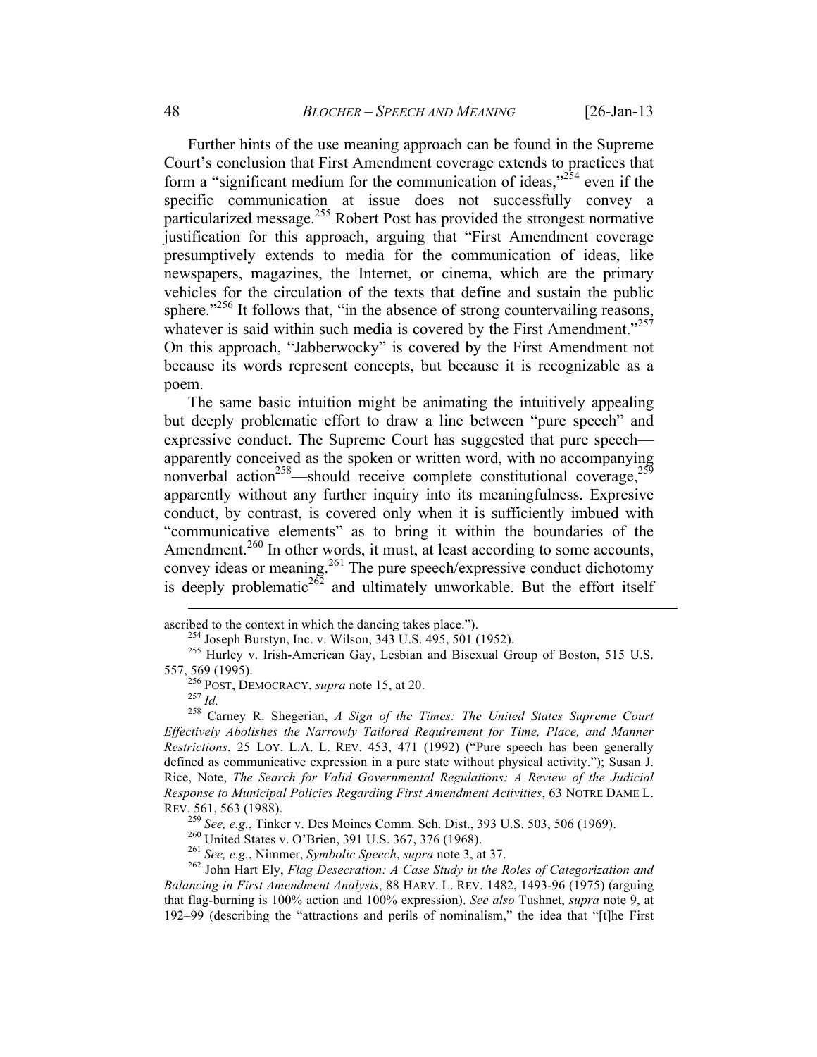Further hints of the use meaning approach can be found in the Supreme Court's conclusion that First Amendment coverage extends to practices that form a "significant medium for the communication of ideas,"[254] even if the specific communication at issue does not successfully convey a particularized message.[255] Robert Post has provided the strongest normative justification for this approach, arguing that "First Amendment coverage presumptively extends to media for the communication of ideas, like newspapers, magazines, the Internet, or cinema, which are the primary vehicles for the circulation of the texts that define and sustain the public sphere."[256] It follows that, "in the absence of strong countervailing reasons, whatever is said within such media is covered by the First Amendment."[257] On this approach, "Jabberwocky" is covered by the First Amendment not because its words represent concepts, but because it is recognizable as a poem.

The same basic intuition might be animating the intuitively appealing but deeply problematic effort to draw a line between "pure speech" and expressive conduct. The Supreme Court has suggested that pure speech—apparently conceived as the spoken or written word, with no accompanying nonverbal action[258]—should receive complete constitutional coverage,[259] apparently without any further inquiry into its meaningfulness. Expresive conduct, by contrast, is covered only when it is sufficiently imbued with "communicative elements" as to bring it within the boundaries of the Amendment.[260] In other words, it must, at least according to some accounts, convey ideas or meaning.[261] The pure speech/expressive conduct dichotomy is deeply problematic[262] and ultimately unworkable. But the effort itself

---

ascribed to the context in which the dancing takes place.").

[254] Joseph Burstyn, Inc. v. Wilson, 343 U.S. 495, 501 (1952).

[255] Hurley v. Irish-American Gay, Lesbian and Bisexual Group of Boston, 515 U.S. 557, 569 (1995).

[256] POST, DEMOCRACY, *supra* note 15, at 20.

[257] *Id.*

[258] Carney R. Shegerian, *A Sign of the Times: The United States Supreme Court Effectively Abolishes the Narrowly Tailored Requirement for Time, Place, and Manner Restrictions*, 25 LOY. L.A. L. REV. 453, 471 (1992) ("Pure speech has been generally defined as communicative expression in a pure state without physical activity."); Susan J. Rice, Note, *The Search for Valid Governmental Regulations: A Review of the Judicial Response to Municipal Policies Regarding First Amendment Activities*, 63 NOTRE DAME L. REV. 561, 563 (1988).

[259] *See, e.g.*, Tinker v. Des Moines Comm. Sch. Dist., 393 U.S. 503, 506 (1969).

[260] United States v. O'Brien, 391 U.S. 367, 376 (1968).

[261] *See, e.g.*, Nimmer, *Symbolic Speech*, *supra* note 3, at 37.

[262] John Hart Ely, *Flag Desecration: A Case Study in the Roles of Categorization and Balancing in First Amendment Analysis*, 88 HARV. L. REV. 1482, 1493-96 (1975) (arguing that flag-burning is 100% action and 100% expression). *See also* Tushnet, *supra* note 9, at 192–99 (describing the "attractions and perils of nominalism," the idea that "[t]he First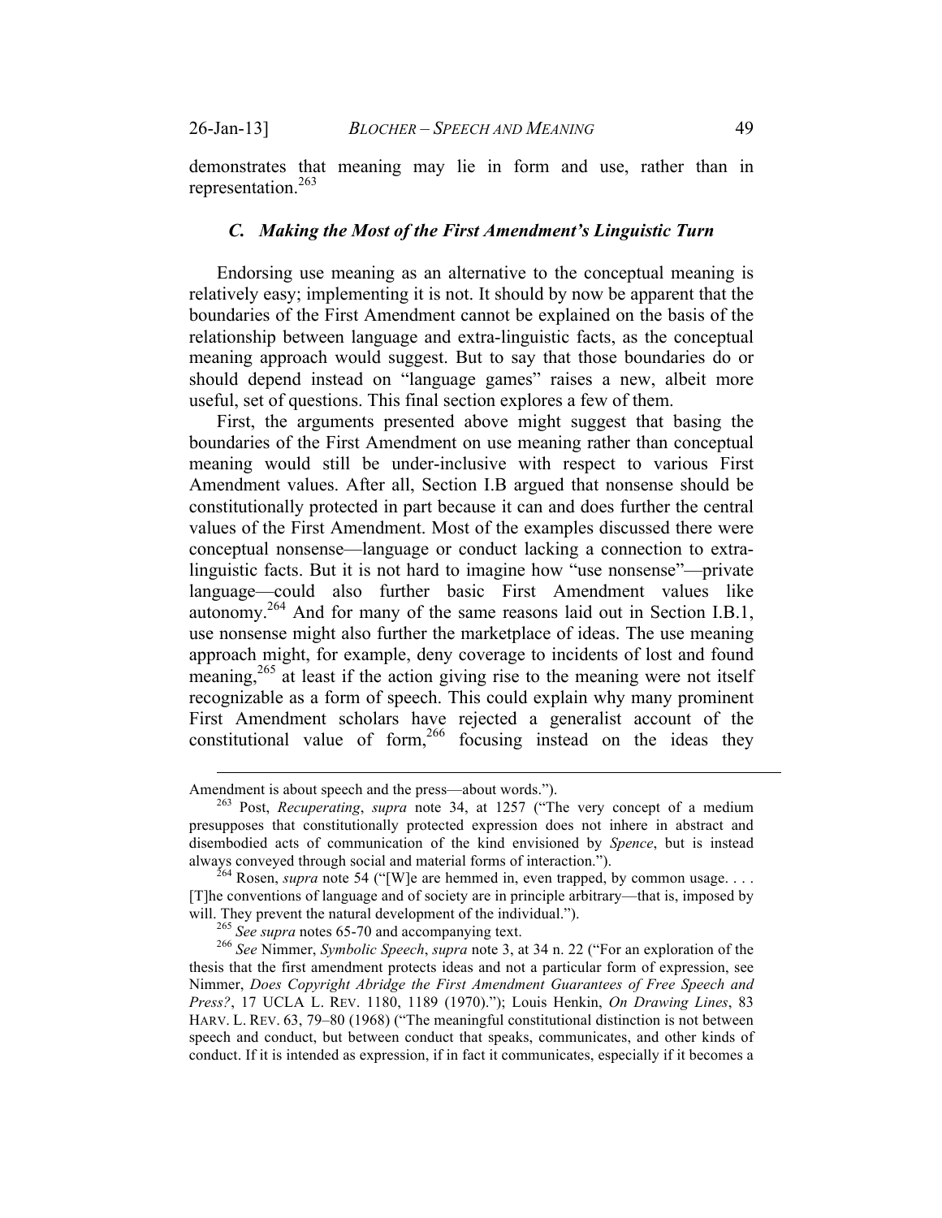demonstrates that meaning may lie in form and use, rather than in representation.[263]

### *C. Making the Most of the First Amendment's Linguistic Turn*

Endorsing use meaning as an alternative to the conceptual meaning is relatively easy; implementing it is not. It should by now be apparent that the boundaries of the First Amendment cannot be explained on the basis of the relationship between language and extra-linguistic facts, as the conceptual meaning approach would suggest. But to say that those boundaries do or should depend instead on "language games" raises a new, albeit more useful, set of questions. This final section explores a few of them.

First, the arguments presented above might suggest that basing the boundaries of the First Amendment on use meaning rather than conceptual meaning would still be under-inclusive with respect to various First Amendment values. After all, Section I.B argued that nonsense should be constitutionally protected in part because it can and does further the central values of the First Amendment. Most of the examples discussed there were conceptual nonsense—language or conduct lacking a connection to extra-linguistic facts. But it is not hard to imagine how "use nonsense"—private language—could also further basic First Amendment values like autonomy.[264] And for many of the same reasons laid out in Section I.B.1, use nonsense might also further the marketplace of ideas. The use meaning approach might, for example, deny coverage to incidents of lost and found meaning,[265] at least if the action giving rise to the meaning were not itself recognizable as a form of speech. This could explain why many prominent First Amendment scholars have rejected a generalist account of the constitutional value of form,[266] focusing instead on the ideas they

---

Amendment is about speech and the press—about words.").

[263] Post, *Recuperating*, *supra* note 34, at 1257 ("The very concept of a medium presupposes that constitutionally protected expression does not inhere in abstract and disembodied acts of communication of the kind envisioned by *Spence*, but is instead always conveyed through social and material forms of interaction.").

[264] Rosen, *supra* note 54 ("[W]e are hemmed in, even trapped, by common usage. . . . [T]he conventions of language and of society are in principle arbitrary—that is, imposed by will. They prevent the natural development of the individual.").

[265] *See supra* notes 65-70 and accompanying text.

[266] *See* Nimmer, *Symbolic Speech*, *supra* note 3, at 34 n. 22 ("For an exploration of the thesis that the first amendment protects ideas and not a particular form of expression, see Nimmer, *Does Copyright Abridge the First Amendment Guarantees of Free Speech and Press?*, 17 UCLA L. REV. 1180, 1189 (1970)."); Louis Henkin, *On Drawing Lines*, 83 HARV. L. REV. 63, 79–80 (1968) ("The meaningful constitutional distinction is not between speech and conduct, but between conduct that speaks, communicates, and other kinds of conduct. If it is intended as expression, if in fact it communicates, especially if it becomes a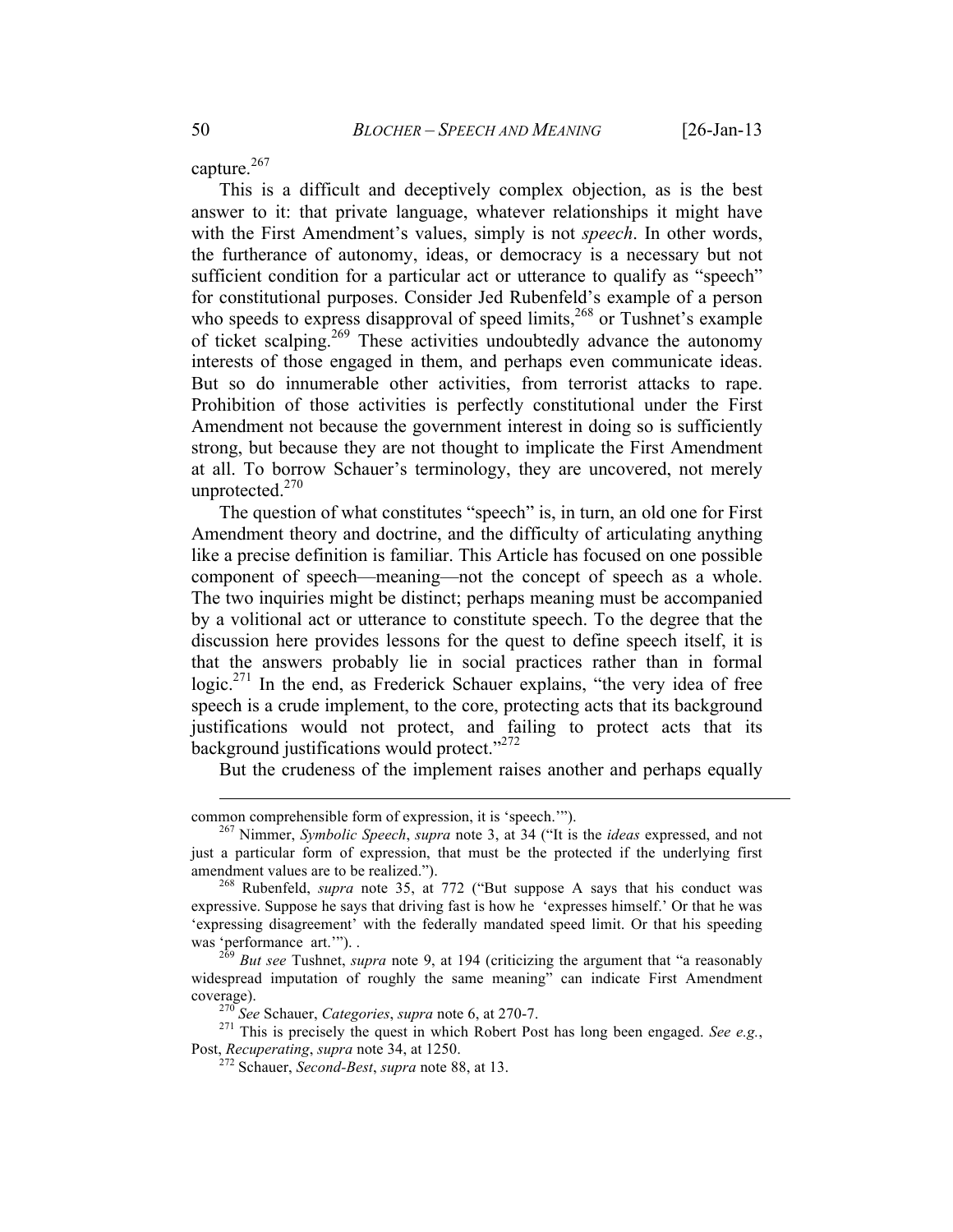capture.[267]

This is a difficult and deceptively complex objection, as is the best answer to it: that private language, whatever relationships it might have with the First Amendment's values, simply is not *speech*. In other words, the furtherance of autonomy, ideas, or democracy is a necessary but not sufficient condition for a particular act or utterance to qualify as "speech" for constitutional purposes. Consider Jed Rubenfeld's example of a person who speeds to express disapproval of speed limits,[268] or Tushnet's example of ticket scalping.[269] These activities undoubtedly advance the autonomy interests of those engaged in them, and perhaps even communicate ideas. But so do innumerable other activities, from terrorist attacks to rape. Prohibition of those activities is perfectly constitutional under the First Amendment not because the government interest in doing so is sufficiently strong, but because they are not thought to implicate the First Amendment at all. To borrow Schauer's terminology, they are uncovered, not merely unprotected.[270]

The question of what constitutes "speech" is, in turn, an old one for First Amendment theory and doctrine, and the difficulty of articulating anything like a precise definition is familiar. This Article has focused on one possible component of speech—meaning—not the concept of speech as a whole. The two inquiries might be distinct; perhaps meaning must be accompanied by a volitional act or utterance to constitute speech. To the degree that the discussion here provides lessons for the quest to define speech itself, it is that the answers probably lie in social practices rather than in formal logic.[271] In the end, as Frederick Schauer explains, "the very idea of free speech is a crude implement, to the core, protecting acts that its background justifications would not protect, and failing to protect acts that its background justifications would protect."[272]

But the crudeness of the implement raises another and perhaps equally

---

common comprehensible form of expression, it is 'speech.'").

[267] Nimmer, *Symbolic Speech*, *supra* note 3, at 34 ("It is the *ideas* expressed, and not just a particular form of expression, that must be the protected if the underlying first amendment values are to be realized.").

[268] Rubenfeld, *supra* note 35, at 772 ("But suppose A says that his conduct was expressive. Suppose he says that driving fast is how he 'expresses himself.' Or that he was 'expressing disagreement' with the federally mandated speed limit. Or that his speeding was 'performance art.'"). .

[269] *But see* Tushnet, *supra* note 9, at 194 (criticizing the argument that "a reasonably widespread imputation of roughly the same meaning" can indicate First Amendment coverage).

[270] *See* Schauer, *Categories*, *supra* note 6, at 270-7.

[271] This is precisely the quest in which Robert Post has long been engaged. *See e.g.*, Post, *Recuperating*, *supra* note 34, at 1250.

[272] Schauer, *Second-Best*, *supra* note 88, at 13.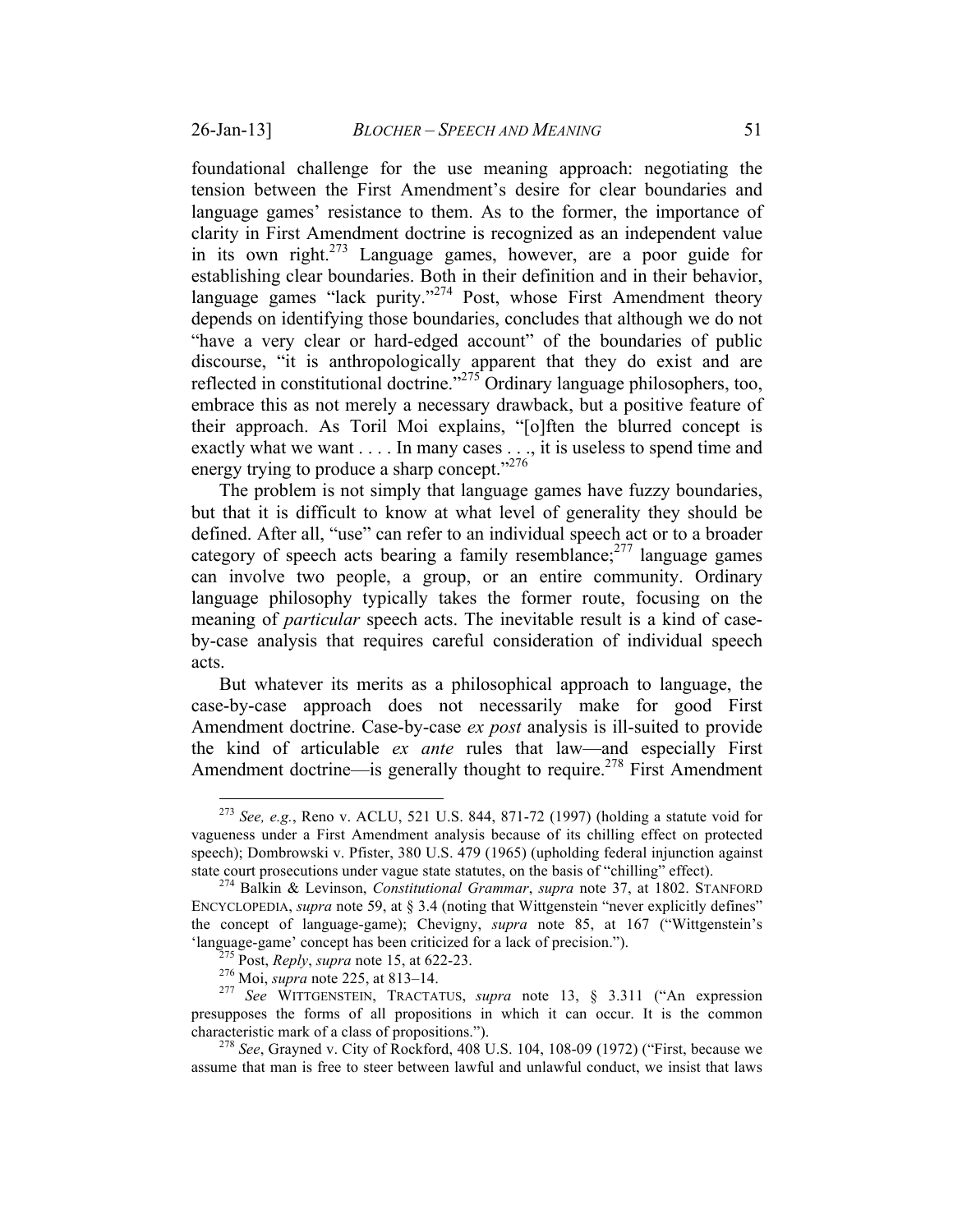foundational challenge for the use meaning approach: negotiating the tension between the First Amendment's desire for clear boundaries and language games' resistance to them. As to the former, the importance of clarity in First Amendment doctrine is recognized as an independent value in its own right.[273] Language games, however, are a poor guide for establishing clear boundaries. Both in their definition and in their behavior, language games "lack purity."[274] Post, whose First Amendment theory depends on identifying those boundaries, concludes that although we do not "have a very clear or hard-edged account" of the boundaries of public discourse, "it is anthropologically apparent that they do exist and are reflected in constitutional doctrine."[275] Ordinary language philosophers, too, embrace this as not merely a necessary drawback, but a positive feature of their approach. As Toril Moi explains, "[o]ften the blurred concept is exactly what we want . . . . In many cases . . ., it is useless to spend time and energy trying to produce a sharp concept."[276]

The problem is not simply that language games have fuzzy boundaries, but that it is difficult to know at what level of generality they should be defined. After all, "use" can refer to an individual speech act or to a broader category of speech acts bearing a family resemblance;[277] language games can involve two people, a group, or an entire community. Ordinary language philosophy typically takes the former route, focusing on the meaning of *particular* speech acts. The inevitable result is a kind of case-by-case analysis that requires careful consideration of individual speech acts.

But whatever its merits as a philosophical approach to language, the case-by-case approach does not necessarily make for good First Amendment doctrine. Case-by-case *ex post* analysis is ill-suited to provide the kind of articulable *ex ante* rules that law—and especially First Amendment doctrine—is generally thought to require.[278] First Amendment

---

[273] *See, e.g.*, Reno v. ACLU, 521 U.S. 844, 871-72 (1997) (holding a statute void for vagueness under a First Amendment analysis because of its chilling effect on protected speech); Dombrowski v. Pfister, 380 U.S. 479 (1965) (upholding federal injunction against state court prosecutions under vague state statutes, on the basis of "chilling" effect).

[274] Balkin & Levinson, *Constitutional Grammar*, *supra* note 37, at 1802. STANFORD ENCYCLOPEDIA, *supra* note 59, at § 3.4 (noting that Wittgenstein "never explicitly defines" the concept of language-game); Chevigny, *supra* note 85, at 167 ("Wittgenstein's 'language-game' concept has been criticized for a lack of precision.").

[275] Post, *Reply*, *supra* note 15, at 622-23.

[276] Moi, *supra* note 225, at 813–14.

[277] *See* WITTGENSTEIN, TRACTATUS, *supra* note 13, § 3.311 ("An expression presupposes the forms of all propositions in which it can occur. It is the common characteristic mark of a class of propositions.").

[278] *See*, Grayned v. City of Rockford, 408 U.S. 104, 108-09 (1972) ("First, because we assume that man is free to steer between lawful and unlawful conduct, we insist that laws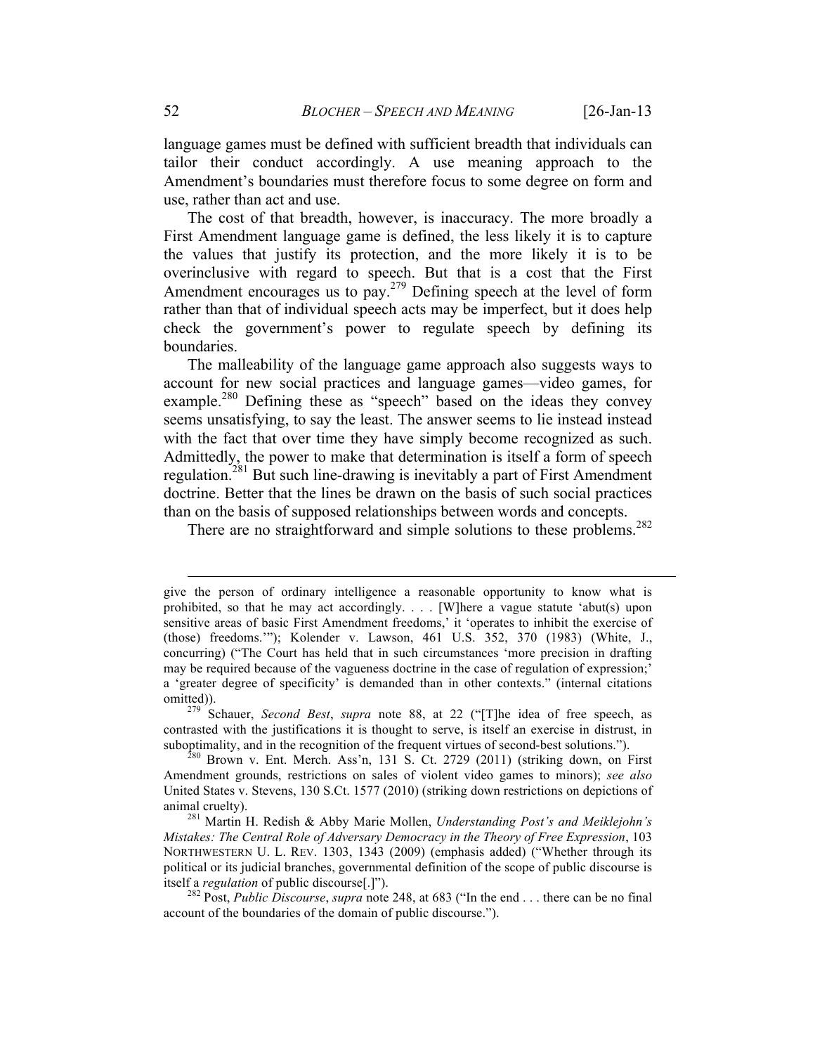language games must be defined with sufficient breadth that individuals can tailor their conduct accordingly. A use meaning approach to the Amendment's boundaries must therefore focus to some degree on form and use, rather than act and use.

The cost of that breadth, however, is inaccuracy. The more broadly a First Amendment language game is defined, the less likely it is to capture the values that justify its protection, and the more likely it is to be overinclusive with regard to speech. But that is a cost that the First Amendment encourages us to pay.[279] Defining speech at the level of form rather than that of individual speech acts may be imperfect, but it does help check the government's power to regulate speech by defining its boundaries.

The malleability of the language game approach also suggests ways to account for new social practices and language games—video games, for example.[280] Defining these as "speech" based on the ideas they convey seems unsatisfying, to say the least. The answer seems to lie instead instead with the fact that over time they have simply become recognized as such. Admittedly, the power to make that determination is itself a form of speech regulation.[281] But such line-drawing is inevitably a part of First Amendment doctrine. Better that the lines be drawn on the basis of such social practices than on the basis of supposed relationships between words and concepts.

There are no straightforward and simple solutions to these problems.[282]

---

give the person of ordinary intelligence a reasonable opportunity to know what is prohibited, so that he may act accordingly. . . . [W]here a vague statute 'abut(s) upon sensitive areas of basic First Amendment freedoms,' it 'operates to inhibit the exercise of (those) freedoms.'"); Kolender v. Lawson, 461 U.S. 352, 370 (1983) (White, J., concurring) ("The Court has held that in such circumstances 'more precision in drafting may be required because of the vagueness doctrine in the case of regulation of expression;' a 'greater degree of specificity' is demanded than in other contexts." (internal citations omitted)).

[279] Schauer, *Second Best*, *supra* note 88, at 22 ("[T]he idea of free speech, as contrasted with the justifications it is thought to serve, is itself an exercise in distrust, in suboptimality, and in the recognition of the frequent virtues of second-best solutions.").

[280] Brown v. Ent. Merch. Ass'n, 131 S. Ct. 2729 (2011) (striking down, on First Amendment grounds, restrictions on sales of violent video games to minors); *see also* United States v. Stevens, 130 S.Ct. 1577 (2010) (striking down restrictions on depictions of animal cruelty).

[281] Martin H. Redish & Abby Marie Mollen, *Understanding Post's and Meiklejohn's Mistakes: The Central Role of Adversary Democracy in the Theory of Free Expression*, 103 NORTHWESTERN U. L. REV. 1303, 1343 (2009) (emphasis added) ("Whether through its political or its judicial branches, governmental definition of the scope of public discourse is itself a *regulation* of public discourse[.]").

[282] Post, *Public Discourse*, *supra* note 248, at 683 ("In the end . . . there can be no final account of the boundaries of the domain of public discourse.").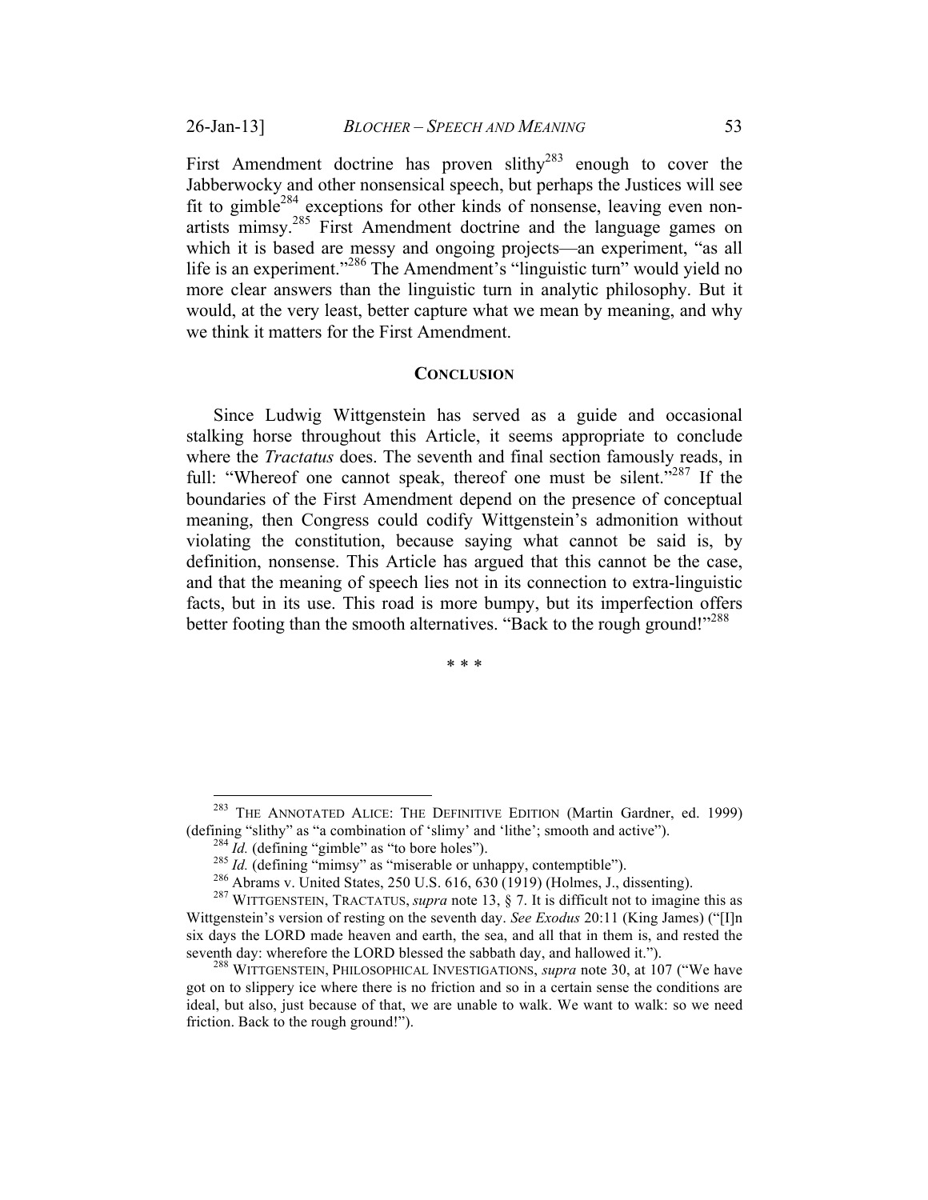First Amendment doctrine has proven slithy[283] enough to cover the Jabberwocky and other nonsensical speech, but perhaps the Justices will see fit to gimble[284] exceptions for other kinds of nonsense, leaving even non-artists mimsy.[285] First Amendment doctrine and the language games on which it is based are messy and ongoing projects—an experiment, "as all life is an experiment."[286] The Amendment's "linguistic turn" would yield no more clear answers than the linguistic turn in analytic philosophy. But it would, at the very least, better capture what we mean by meaning, and why we think it matters for the First Amendment.

## CONCLUSION

Since Ludwig Wittgenstein has served as a guide and occasional stalking horse throughout this Article, it seems appropriate to conclude where the *Tractatus* does. The seventh and final section famously reads, in full: "Whereof one cannot speak, thereof one must be silent."[287] If the boundaries of the First Amendment depend on the presence of conceptual meaning, then Congress could codify Wittgenstein's admonition without violating the constitution, because saying what cannot be said is, by definition, nonsense. This Article has argued that this cannot be the case, and that the meaning of speech lies not in its connection to extra-linguistic facts, but in its use. This road is more bumpy, but its imperfection offers better footing than the smooth alternatives. "Back to the rough ground!"[288]

\* \* \*

---

[283] THE ANNOTATED ALICE: THE DEFINITIVE EDITION (Martin Gardner, ed. 1999) (defining "slithy" as "a combination of 'slimy' and 'lithe'; smooth and active").

[284] *Id.* (defining "gimble" as "to bore holes").

[285] *Id.* (defining "mimsy" as "miserable or unhappy, contemptible").

[286] Abrams v. United States, 250 U.S. 616, 630 (1919) (Holmes, J., dissenting).

[287] WITTGENSTEIN, TRACTATUS, *supra* note 13, § 7. It is difficult not to imagine this as Wittgenstein's version of resting on the seventh day. *See Exodus* 20:11 (King James) ("[I]n six days the LORD made heaven and earth, the sea, and all that in them is, and rested the seventh day: wherefore the LORD blessed the sabbath day, and hallowed it.").

[288] WITTGENSTEIN, PHILOSOPHICAL INVESTIGATIONS, *supra* note 30, at 107 ("We have got on to slippery ice where there is no friction and so in a certain sense the conditions are ideal, but also, just because of that, we are unable to walk. We want to walk: so we need friction. Back to the rough ground!").